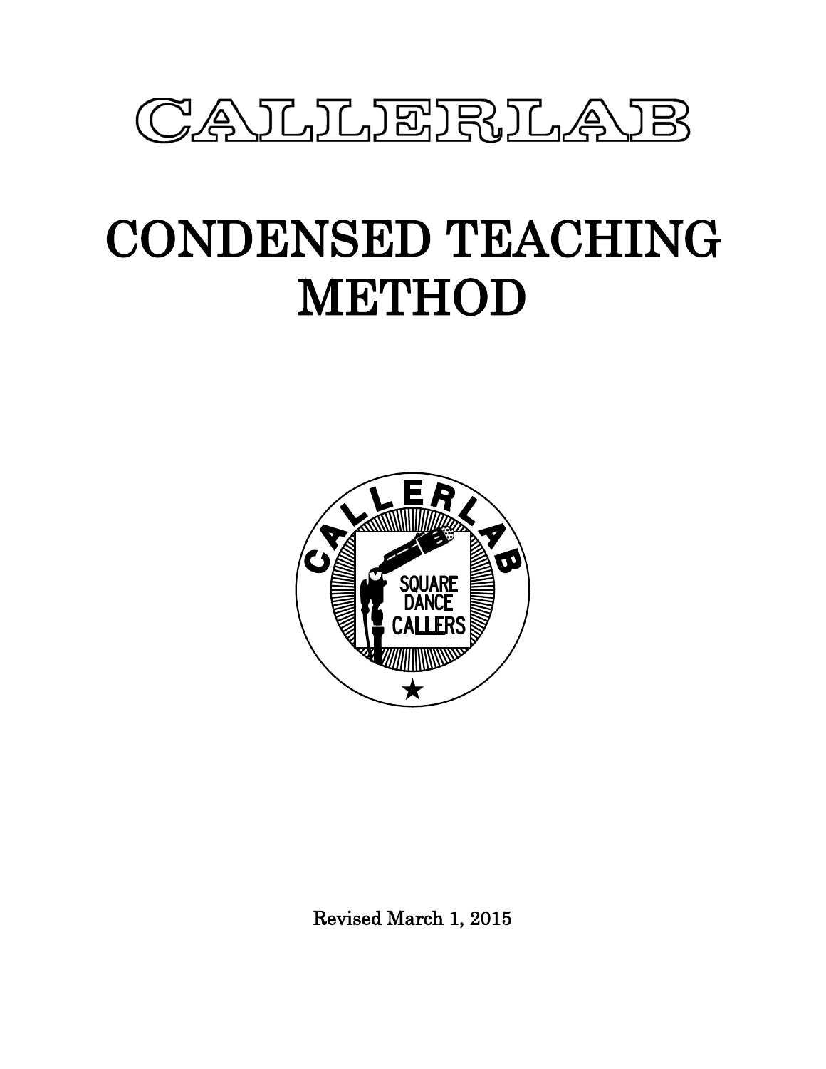# CALLERLAB

# CONDENSED TEACHING METHOD

Revised March 1, 2015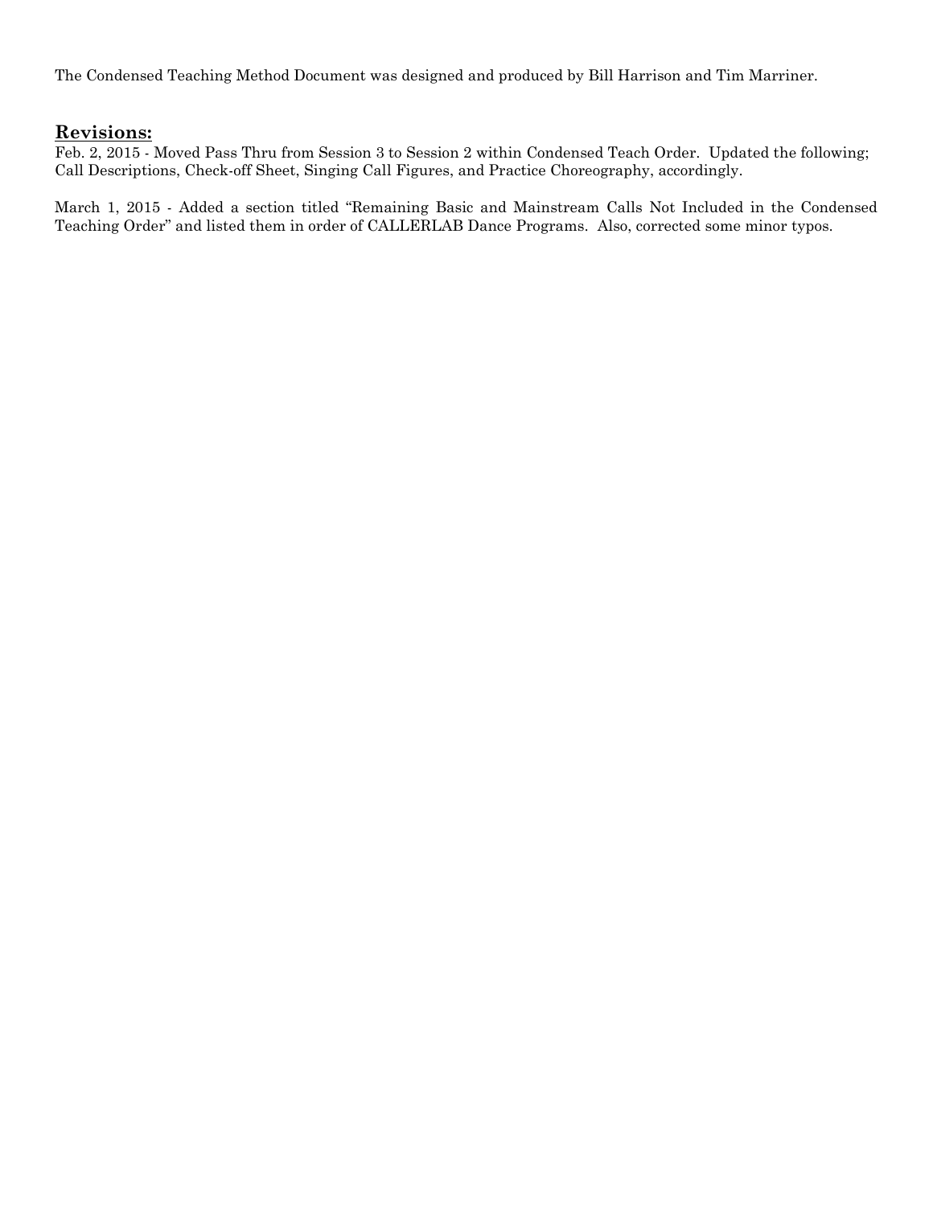The Condensed Teaching Method Document was designed and produced by Bill Harrison and Tim Marriner.

## **Revisions:**

Feb. 2, 2015 - Moved Pass Thru from Session 3 to Session 2 within Condensed Teach Order. Updated the following; Call Descriptions, Check-off Sheet, Singing Call Figures, and Practice Choreography, accordingly.

March 1, 2015 - Added a section titled "Remaining Basic and Mainstream Calls Not Included in the Condensed Teaching Order" and listed them in order of CALLERLAB Dance Programs. Also, corrected some minor typos.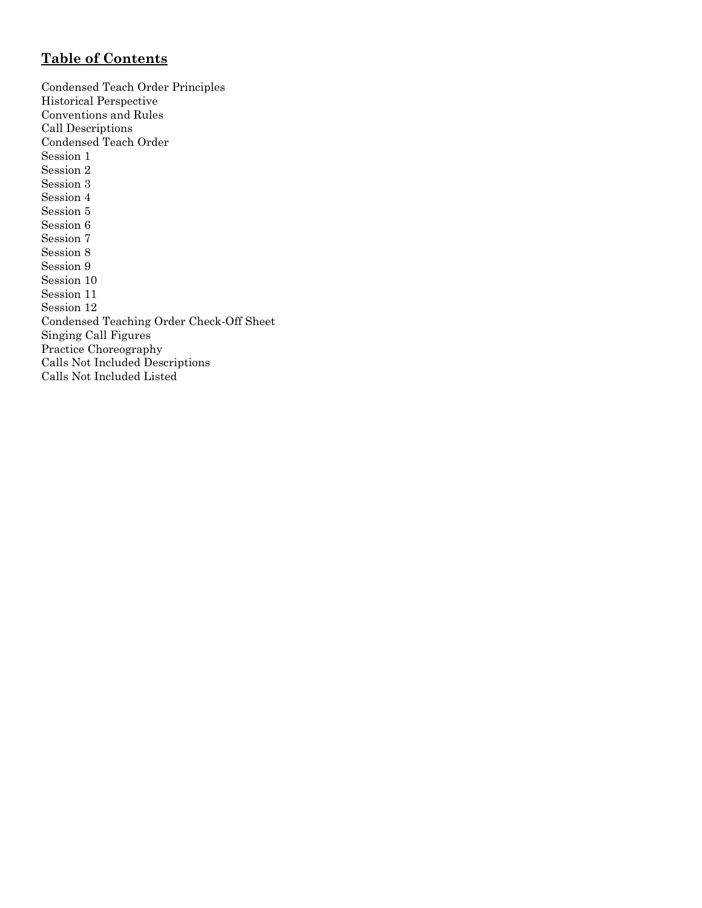## Table of Contents

Condensed Teach Order Principles
Historical Perspective
Conventions and Rules
Call Descriptions
Condensed Teach Order
Session 1
Session 2
Session 3
Session 4
Session 5
Session 6
Session 7
Session 8
Session 9
Session 10
Session 11
Session 12
Condensed Teaching Order Check-Off Sheet
Singing Call Figures
Practice Choreography
Calls Not Included Descriptions
Calls Not Included Listed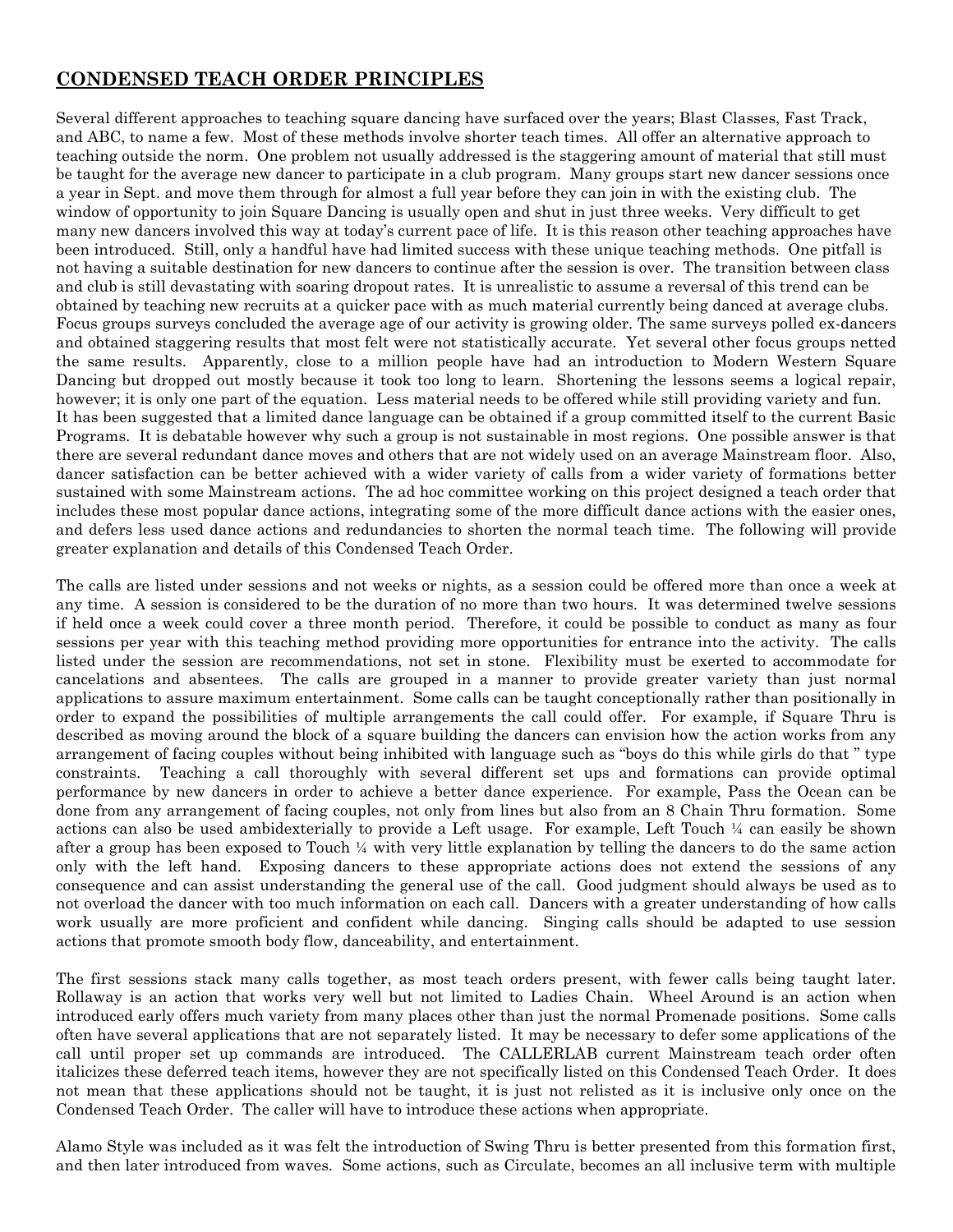## **CONDENSED TEACH ORDER PRINCIPLES**

Several different approaches to teaching square dancing have surfaced over the years; Blast Classes, Fast Track, and ABC, to name a few. Most of these methods involve shorter teach times. All offer an alternative approach to teaching outside the norm. One problem not usually addressed is the staggering amount of material that still must be taught for the average new dancer to participate in a club program. Many groups start new dancer sessions once a year in Sept. and move them through for almost a full year before they can join in with the existing club. The window of opportunity to join Square Dancing is usually open and shut in just three weeks. Very difficult to get many new dancers involved this way at today's current pace of life. It is this reason other teaching approaches have been introduced. Still, only a handful have had limited success with these unique teaching methods. One pitfall is not having a suitable destination for new dancers to continue after the session is over. The transition between class and club is still devastating with soaring dropout rates. It is unrealistic to assume a reversal of this trend can be obtained by teaching new recruits at a quicker pace with as much material currently being danced at average clubs. Focus groups surveys concluded the average age of our activity is growing older. The same surveys polled ex-dancers and obtained staggering results that most felt were not statistically accurate. Yet several other focus groups netted the same results. Apparently, close to a million people have had an introduction to Modern Western Square Dancing but dropped out mostly because it took too long to learn. Shortening the lessons seems a logical repair, however; it is only one part of the equation. Less material needs to be offered while still providing variety and fun. It has been suggested that a limited dance language can be obtained if a group committed itself to the current Basic Programs. It is debatable however why such a group is not sustainable in most regions. One possible answer is that there are several redundant dance moves and others that are not widely used on an average Mainstream floor. Also, dancer satisfaction can be better achieved with a wider variety of calls from a wider variety of formations better sustained with some Mainstream actions. The ad hoc committee working on this project designed a teach order that includes these most popular dance actions, integrating some of the more difficult dance actions with the easier ones, and defers less used dance actions and redundancies to shorten the normal teach time. The following will provide greater explanation and details of this Condensed Teach Order.

The calls are listed under sessions and not weeks or nights, as a session could be offered more than once a week at any time. A session is considered to be the duration of no more than two hours. It was determined twelve sessions if held once a week could cover a three month period. Therefore, it could be possible to conduct as many as four sessions per year with this teaching method providing more opportunities for entrance into the activity. The calls listed under the session are recommendations, not set in stone. Flexibility must be exerted to accommodate for cancelations and absentees. The calls are grouped in a manner to provide greater variety than just normal applications to assure maximum entertainment. Some calls can be taught conceptionally rather than positionally in order to expand the possibilities of multiple arrangements the call could offer. For example, if Square Thru is described as moving around the block of a square building the dancers can envision how the action works from any arrangement of facing couples without being inhibited with language such as "boys do this while girls do that " type constraints. Teaching a call thoroughly with several different set ups and formations can provide optimal performance by new dancers in order to achieve a better dance experience. For example, Pass the Ocean can be done from any arrangement of facing couples, not only from lines but also from an 8 Chain Thru formation. Some actions can also be used ambidexterially to provide a Left usage. For example, Left Touch ¼ can easily be shown after a group has been exposed to Touch ¼ with very little explanation by telling the dancers to do the same action only with the left hand. Exposing dancers to these appropriate actions does not extend the sessions of any consequence and can assist understanding the general use of the call. Good judgment should always be used as to not overload the dancer with too much information on each call. Dancers with a greater understanding of how calls work usually are more proficient and confident while dancing. Singing calls should be adapted to use session actions that promote smooth body flow, danceability, and entertainment.

The first sessions stack many calls together, as most teach orders present, with fewer calls being taught later. Rollaway is an action that works very well but not limited to Ladies Chain. Wheel Around is an action when introduced early offers much variety from many places other than just the normal Promenade positions. Some calls often have several applications that are not separately listed. It may be necessary to defer some applications of the call until proper set up commands are introduced. The CALLERLAB current Mainstream teach order often italicizes these deferred teach items, however they are not specifically listed on this Condensed Teach Order. It does not mean that these applications should not be taught, it is just not relisted as it is inclusive only once on the Condensed Teach Order. The caller will have to introduce these actions when appropriate.

Alamo Style was included as it was felt the introduction of Swing Thru is better presented from this formation first, and then later introduced from waves. Some actions, such as Circulate, becomes an all inclusive term with multiple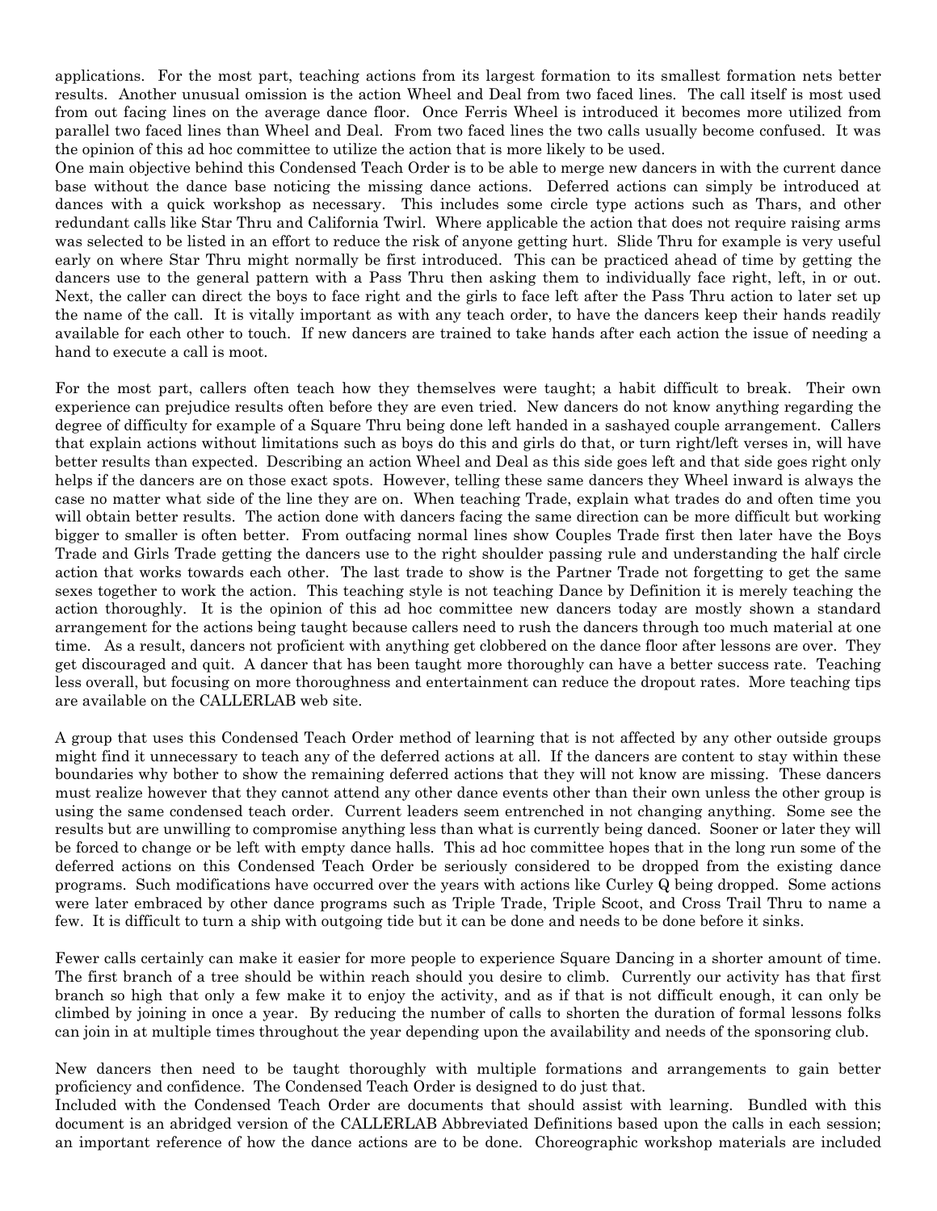applications. For the most part, teaching actions from its largest formation to its smallest formation nets better results. Another unusual omission is the action Wheel and Deal from two faced lines. The call itself is most used from out facing lines on the average dance floor. Once Ferris Wheel is introduced it becomes more utilized from parallel two faced lines than Wheel and Deal. From two faced lines the two calls usually become confused. It was the opinion of this ad hoc committee to utilize the action that is more likely to be used.
One main objective behind this Condensed Teach Order is to be able to merge new dancers in with the current dance base without the dance base noticing the missing dance actions. Deferred actions can simply be introduced at dances with a quick workshop as necessary. This includes some circle type actions such as Thars, and other redundant calls like Star Thru and California Twirl. Where applicable the action that does not require raising arms was selected to be listed in an effort to reduce the risk of anyone getting hurt. Slide Thru for example is very useful early on where Star Thru might normally be first introduced. This can be practiced ahead of time by getting the dancers use to the general pattern with a Pass Thru then asking them to individually face right, left, in or out. Next, the caller can direct the boys to face right and the girls to face left after the Pass Thru action to later set up the name of the call. It is vitally important as with any teach order, to have the dancers keep their hands readily available for each other to touch. If new dancers are trained to take hands after each action the issue of needing a hand to execute a call is moot.

For the most part, callers often teach how they themselves were taught; a habit difficult to break. Their own experience can prejudice results often before they are even tried. New dancers do not know anything regarding the degree of difficulty for example of a Square Thru being done left handed in a sashayed couple arrangement. Callers that explain actions without limitations such as boys do this and girls do that, or turn right/left verses in, will have better results than expected. Describing an action Wheel and Deal as this side goes left and that side goes right only helps if the dancers are on those exact spots. However, telling these same dancers they Wheel inward is always the case no matter what side of the line they are on. When teaching Trade, explain what trades do and often time you will obtain better results. The action done with dancers facing the same direction can be more difficult but working bigger to smaller is often better. From outfacing normal lines show Couples Trade first then later have the Boys Trade and Girls Trade getting the dancers use to the right shoulder passing rule and understanding the half circle action that works towards each other. The last trade to show is the Partner Trade not forgetting to get the same sexes together to work the action. This teaching style is not teaching Dance by Definition it is merely teaching the action thoroughly. It is the opinion of this ad hoc committee new dancers today are mostly shown a standard arrangement for the actions being taught because callers need to rush the dancers through too much material at one time. As a result, dancers not proficient with anything get clobbered on the dance floor after lessons are over. They get discouraged and quit. A dancer that has been taught more thoroughly can have a better success rate. Teaching less overall, but focusing on more thoroughness and entertainment can reduce the dropout rates. More teaching tips are available on the CALLERLAB web site.

A group that uses this Condensed Teach Order method of learning that is not affected by any other outside groups might find it unnecessary to teach any of the deferred actions at all. If the dancers are content to stay within these boundaries why bother to show the remaining deferred actions that they will not know are missing. These dancers must realize however that they cannot attend any other dance events other than their own unless the other group is using the same condensed teach order. Current leaders seem entrenched in not changing anything. Some see the results but are unwilling to compromise anything less than what is currently being danced. Sooner or later they will be forced to change or be left with empty dance halls. This ad hoc committee hopes that in the long run some of the deferred actions on this Condensed Teach Order be seriously considered to be dropped from the existing dance programs. Such modifications have occurred over the years with actions like Curley Q being dropped. Some actions were later embraced by other dance programs such as Triple Trade, Triple Scoot, and Cross Trail Thru to name a few. It is difficult to turn a ship with outgoing tide but it can be done and needs to be done before it sinks.

Fewer calls certainly can make it easier for more people to experience Square Dancing in a shorter amount of time. The first branch of a tree should be within reach should you desire to climb. Currently our activity has that first branch so high that only a few make it to enjoy the activity, and as if that is not difficult enough, it can only be climbed by joining in once a year. By reducing the number of calls to shorten the duration of formal lessons folks can join in at multiple times throughout the year depending upon the availability and needs of the sponsoring club.

New dancers then need to be taught thoroughly with multiple formations and arrangements to gain better proficiency and confidence. The Condensed Teach Order is designed to do just that.
Included with the Condensed Teach Order are documents that should assist with learning. Bundled with this document is an abridged version of the CALLERLAB Abbreviated Definitions based upon the calls in each session; an important reference of how the dance actions are to be done. Choreographic workshop materials are included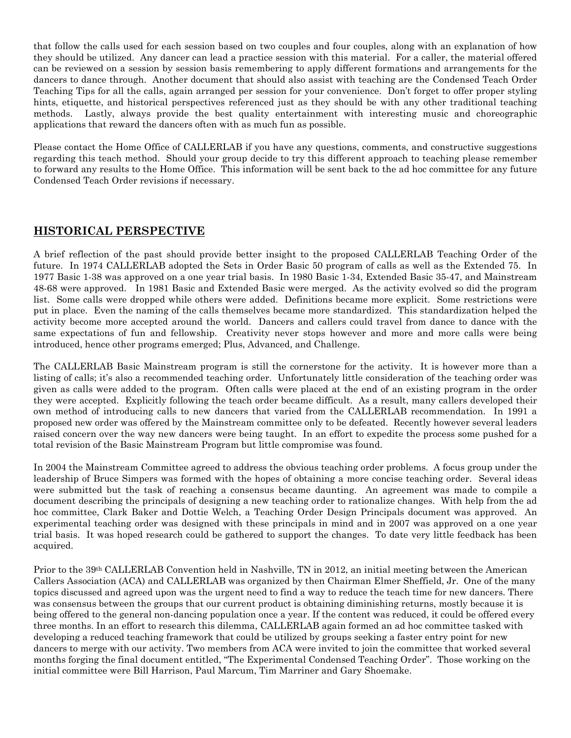that follow the calls used for each session based on two couples and four couples, along with an explanation of how they should be utilized. Any dancer can lead a practice session with this material. For a caller, the material offered can be reviewed on a session by session basis remembering to apply different formations and arrangements for the dancers to dance through. Another document that should also assist with teaching are the Condensed Teach Order Teaching Tips for all the calls, again arranged per session for your convenience. Don't forget to offer proper styling hints, etiquette, and historical perspectives referenced just as they should be with any other traditional teaching methods. Lastly, always provide the best quality entertainment with interesting music and choreographic applications that reward the dancers often with as much fun as possible.

Please contact the Home Office of CALLERLAB if you have any questions, comments, and constructive suggestions regarding this teach method. Should your group decide to try this different approach to teaching please remember to forward any results to the Home Office. This information will be sent back to the ad hoc committee for any future Condensed Teach Order revisions if necessary.

## HISTORICAL PERSPECTIVE

A brief reflection of the past should provide better insight to the proposed CALLERLAB Teaching Order of the future. In 1974 CALLERLAB adopted the Sets in Order Basic 50 program of calls as well as the Extended 75. In 1977 Basic 1-38 was approved on a one year trial basis. In 1980 Basic 1-34, Extended Basic 35-47, and Mainstream 48-68 were approved. In 1981 Basic and Extended Basic were merged. As the activity evolved so did the program list. Some calls were dropped while others were added. Definitions became more explicit. Some restrictions were put in place. Even the naming of the calls themselves became more standardized. This standardization helped the activity become more accepted around the world. Dancers and callers could travel from dance to dance with the same expectations of fun and fellowship. Creativity never stops however and more and more calls were being introduced, hence other programs emerged; Plus, Advanced, and Challenge.

The CALLERLAB Basic Mainstream program is still the cornerstone for the activity. It is however more than a listing of calls; it's also a recommended teaching order. Unfortunately little consideration of the teaching order was given as calls were added to the program. Often calls were placed at the end of an existing program in the order they were accepted. Explicitly following the teach order became difficult. As a result, many callers developed their own method of introducing calls to new dancers that varied from the CALLERLAB recommendation. In 1991 a proposed new order was offered by the Mainstream committee only to be defeated. Recently however several leaders raised concern over the way new dancers were being taught. In an effort to expedite the process some pushed for a total revision of the Basic Mainstream Program but little compromise was found.

In 2004 the Mainstream Committee agreed to address the obvious teaching order problems. A focus group under the leadership of Bruce Simpers was formed with the hopes of obtaining a more concise teaching order. Several ideas were submitted but the task of reaching a consensus became daunting. An agreement was made to compile a document describing the principals of designing a new teaching order to rationalize changes. With help from the ad hoc committee, Clark Baker and Dottie Welch, a Teaching Order Design Principals document was approved. An experimental teaching order was designed with these principals in mind and in 2007 was approved on a one year trial basis. It was hoped research could be gathered to support the changes. To date very little feedback has been acquired.

Prior to the 39th CALLERLAB Convention held in Nashville, TN in 2012, an initial meeting between the American Callers Association (ACA) and CALLERLAB was organized by then Chairman Elmer Sheffield, Jr. One of the many topics discussed and agreed upon was the urgent need to find a way to reduce the teach time for new dancers. There was consensus between the groups that our current product is obtaining diminishing returns, mostly because it is being offered to the general non-dancing population once a year. If the content was reduced, it could be offered every three months. In an effort to research this dilemma, CALLERLAB again formed an ad hoc committee tasked with developing a reduced teaching framework that could be utilized by groups seeking a faster entry point for new dancers to merge with our activity. Two members from ACA were invited to join the committee that worked several months forging the final document entitled, "The Experimental Condensed Teaching Order". Those working on the initial committee were Bill Harrison, Paul Marcum, Tim Marriner and Gary Shoemake.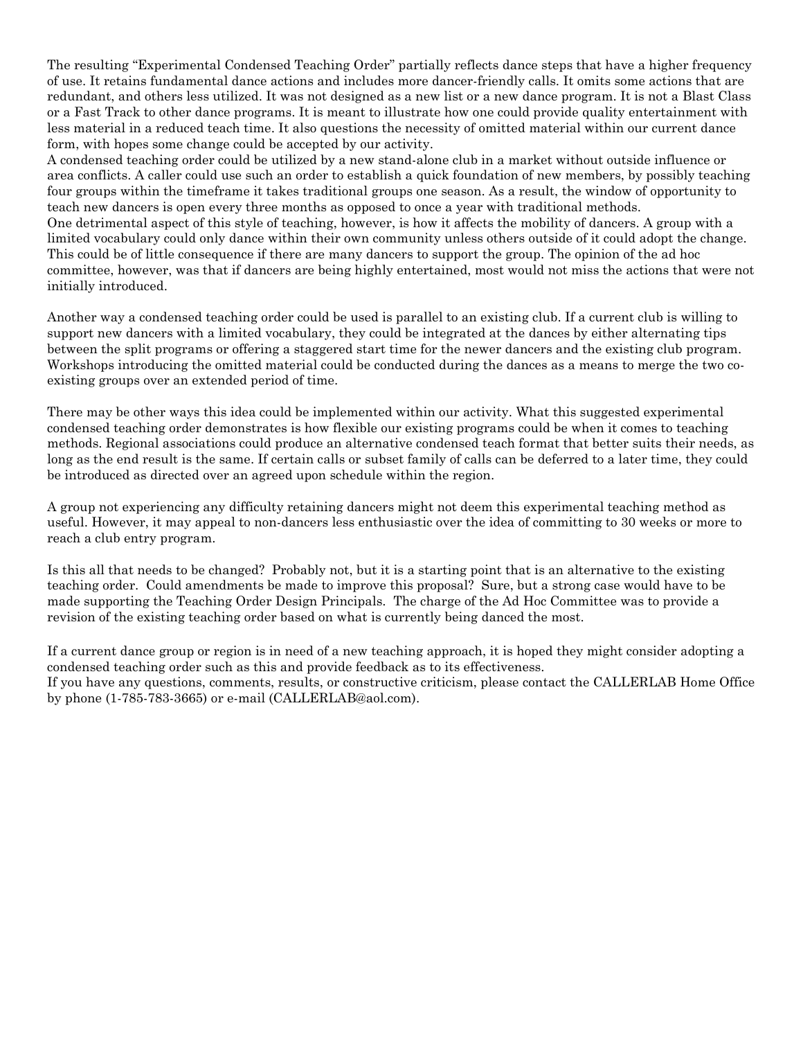The resulting "Experimental Condensed Teaching Order" partially reflects dance steps that have a higher frequency of use. It retains fundamental dance actions and includes more dancer-friendly calls. It omits some actions that are redundant, and others less utilized. It was not designed as a new list or a new dance program. It is not a Blast Class or a Fast Track to other dance programs. It is meant to illustrate how one could provide quality entertainment with less material in a reduced teach time. It also questions the necessity of omitted material within our current dance form, with hopes some change could be accepted by our activity.

A condensed teaching order could be utilized by a new stand-alone club in a market without outside influence or area conflicts. A caller could use such an order to establish a quick foundation of new members, by possibly teaching four groups within the timeframe it takes traditional groups one season. As a result, the window of opportunity to teach new dancers is open every three months as opposed to once a year with traditional methods.

One detrimental aspect of this style of teaching, however, is how it affects the mobility of dancers. A group with a limited vocabulary could only dance within their own community unless others outside of it could adopt the change. This could be of little consequence if there are many dancers to support the group. The opinion of the ad hoc committee, however, was that if dancers are being highly entertained, most would not miss the actions that were not initially introduced.

Another way a condensed teaching order could be used is parallel to an existing club. If a current club is willing to support new dancers with a limited vocabulary, they could be integrated at the dances by either alternating tips between the split programs or offering a staggered start time for the newer dancers and the existing club program. Workshops introducing the omitted material could be conducted during the dances as a means to merge the two co-existing groups over an extended period of time.

There may be other ways this idea could be implemented within our activity. What this suggested experimental condensed teaching order demonstrates is how flexible our existing programs could be when it comes to teaching methods. Regional associations could produce an alternative condensed teach format that better suits their needs, as long as the end result is the same. If certain calls or subset family of calls can be deferred to a later time, they could be introduced as directed over an agreed upon schedule within the region.

A group not experiencing any difficulty retaining dancers might not deem this experimental teaching method as useful. However, it may appeal to non-dancers less enthusiastic over the idea of committing to 30 weeks or more to reach a club entry program.

Is this all that needs to be changed? Probably not, but it is a starting point that is an alternative to the existing teaching order. Could amendments be made to improve this proposal? Sure, but a strong case would have to be made supporting the Teaching Order Design Principals. The charge of the Ad Hoc Committee was to provide a revision of the existing teaching order based on what is currently being danced the most.

If a current dance group or region is in need of a new teaching approach, it is hoped they might consider adopting a condensed teaching order such as this and provide feedback as to its effectiveness.

If you have any questions, comments, results, or constructive criticism, please contact the CALLERLAB Home Office by phone (1-785-783-3665) or e-mail (CALLERLAB@aol.com).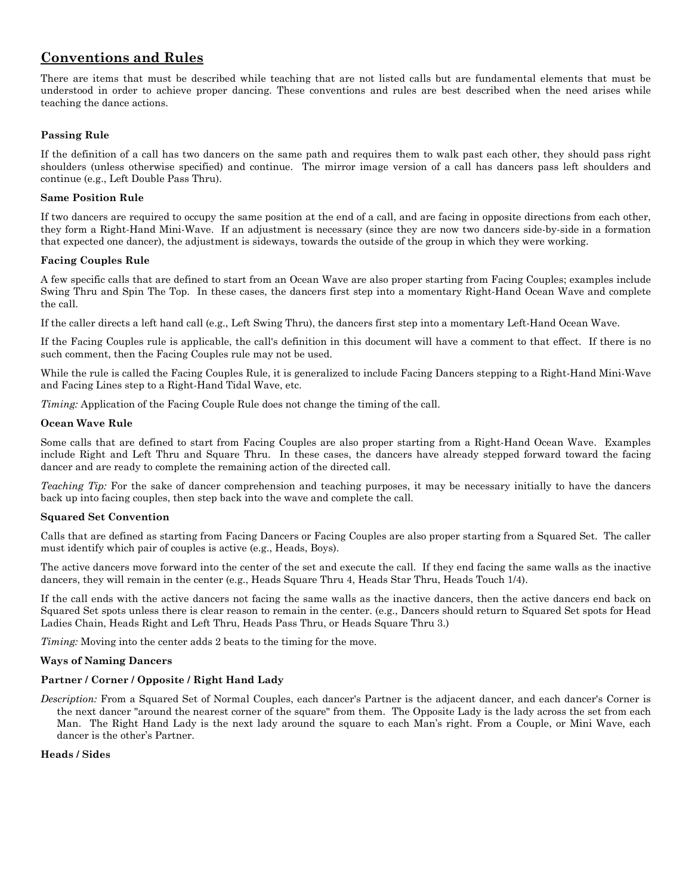## Conventions and Rules

There are items that must be described while teaching that are not listed calls but are fundamental elements that must be understood in order to achieve proper dancing. These conventions and rules are best described when the need arises while teaching the dance actions.

#### Passing Rule

If the definition of a call has two dancers on the same path and requires them to walk past each other, they should pass right shoulders (unless otherwise specified) and continue. The mirror image version of a call has dancers pass left shoulders and continue (e.g., Left Double Pass Thru).

#### Same Position Rule

If two dancers are required to occupy the same position at the end of a call, and are facing in opposite directions from each other, they form a Right-Hand Mini-Wave. If an adjustment is necessary (since they are now two dancers side-by-side in a formation that expected one dancer), the adjustment is sideways, towards the outside of the group in which they were working.

#### Facing Couples Rule

A few specific calls that are defined to start from an Ocean Wave are also proper starting from Facing Couples; examples include Swing Thru and Spin The Top. In these cases, the dancers first step into a momentary Right-Hand Ocean Wave and complete the call.

If the caller directs a left hand call (e.g., Left Swing Thru), the dancers first step into a momentary Left-Hand Ocean Wave.

If the Facing Couples rule is applicable, the call's definition in this document will have a comment to that effect. If there is no such comment, then the Facing Couples rule may not be used.

While the rule is called the Facing Couples Rule, it is generalized to include Facing Dancers stepping to a Right-Hand Mini-Wave and Facing Lines step to a Right-Hand Tidal Wave, etc.

*Timing:* Application of the Facing Couple Rule does not change the timing of the call.

#### Ocean Wave Rule

Some calls that are defined to start from Facing Couples are also proper starting from a Right-Hand Ocean Wave. Examples include Right and Left Thru and Square Thru. In these cases, the dancers have already stepped forward toward the facing dancer and are ready to complete the remaining action of the directed call.

*Teaching Tip:* For the sake of dancer comprehension and teaching purposes, it may be necessary initially to have the dancers back up into facing couples, then step back into the wave and complete the call.

#### Squared Set Convention

Calls that are defined as starting from Facing Dancers or Facing Couples are also proper starting from a Squared Set. The caller must identify which pair of couples is active (e.g., Heads, Boys).

The active dancers move forward into the center of the set and execute the call. If they end facing the same walls as the inactive dancers, they will remain in the center (e.g., Heads Square Thru 4, Heads Star Thru, Heads Touch 1/4).

If the call ends with the active dancers not facing the same walls as the inactive dancers, then the active dancers end back on Squared Set spots unless there is clear reason to remain in the center. (e.g., Dancers should return to Squared Set spots for Head Ladies Chain, Heads Right and Left Thru, Heads Pass Thru, or Heads Square Thru 3.)

*Timing:* Moving into the center adds 2 beats to the timing for the move.

#### Ways of Naming Dancers

#### Partner / Corner / Opposite / Right Hand Lady

*Description:* From a Squared Set of Normal Couples, each dancer's Partner is the adjacent dancer, and each dancer's Corner is the next dancer "around the nearest corner of the square" from them. The Opposite Lady is the lady across the set from each Man. The Right Hand Lady is the next lady around the square to each Man's right. From a Couple, or Mini Wave, each dancer is the other's Partner.

#### Heads / Sides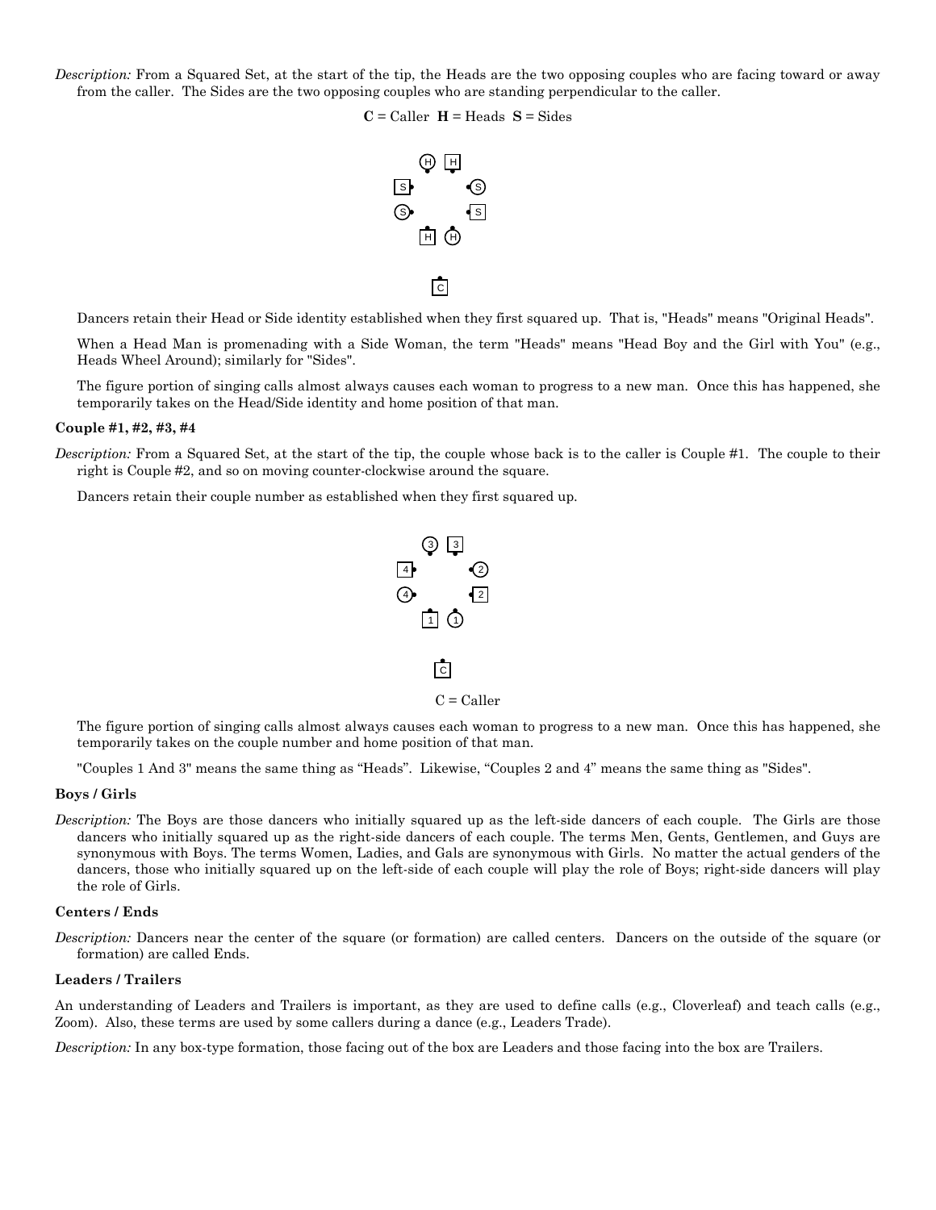*Description:* From a Squared Set, at the start of the tip, the Heads are the two opposing couples who are facing toward or away from the caller. The Sides are the two opposing couples who are standing perpendicular to the caller.

**C** = Caller **H** = Heads **S** = Sides

Dancers retain their Head or Side identity established when they first squared up. That is, "Heads" means "Original Heads".

When a Head Man is promenading with a Side Woman, the term "Heads" means "Head Boy and the Girl with You" (e.g., Heads Wheel Around); similarly for "Sides".

The figure portion of singing calls almost always causes each woman to progress to a new man. Once this has happened, she temporarily takes on the Head/Side identity and home position of that man.

### Couple #1, #2, #3, #4

*Description:* From a Squared Set, at the start of the tip, the couple whose back is to the caller is Couple #1. The couple to their right is Couple #2, and so on moving counter-clockwise around the square.

Dancers retain their couple number as established when they first squared up.

C = Caller

The figure portion of singing calls almost always causes each woman to progress to a new man. Once this has happened, she temporarily takes on the couple number and home position of that man.

"Couples 1 And 3" means the same thing as "Heads". Likewise, "Couples 2 and 4" means the same thing as "Sides".

### Boys / Girls

*Description:* The Boys are those dancers who initially squared up as the left-side dancers of each couple. The Girls are those dancers who initially squared up as the right-side dancers of each couple. The terms Men, Gents, Gentlemen, and Guys are synonymous with Boys. The terms Women, Ladies, and Gals are synonymous with Girls. No matter the actual genders of the dancers, those who initially squared up on the left-side of each couple will play the role of Boys; right-side dancers will play the role of Girls.

### Centers / Ends

*Description:* Dancers near the center of the square (or formation) are called centers. Dancers on the outside of the square (or formation) are called Ends.

### Leaders / Trailers

An understanding of Leaders and Trailers is important, as they are used to define calls (e.g., Cloverleaf) and teach calls (e.g., Zoom). Also, these terms are used by some callers during a dance (e.g., Leaders Trade).

*Description:* In any box-type formation, those facing out of the box are Leaders and those facing into the box are Trailers.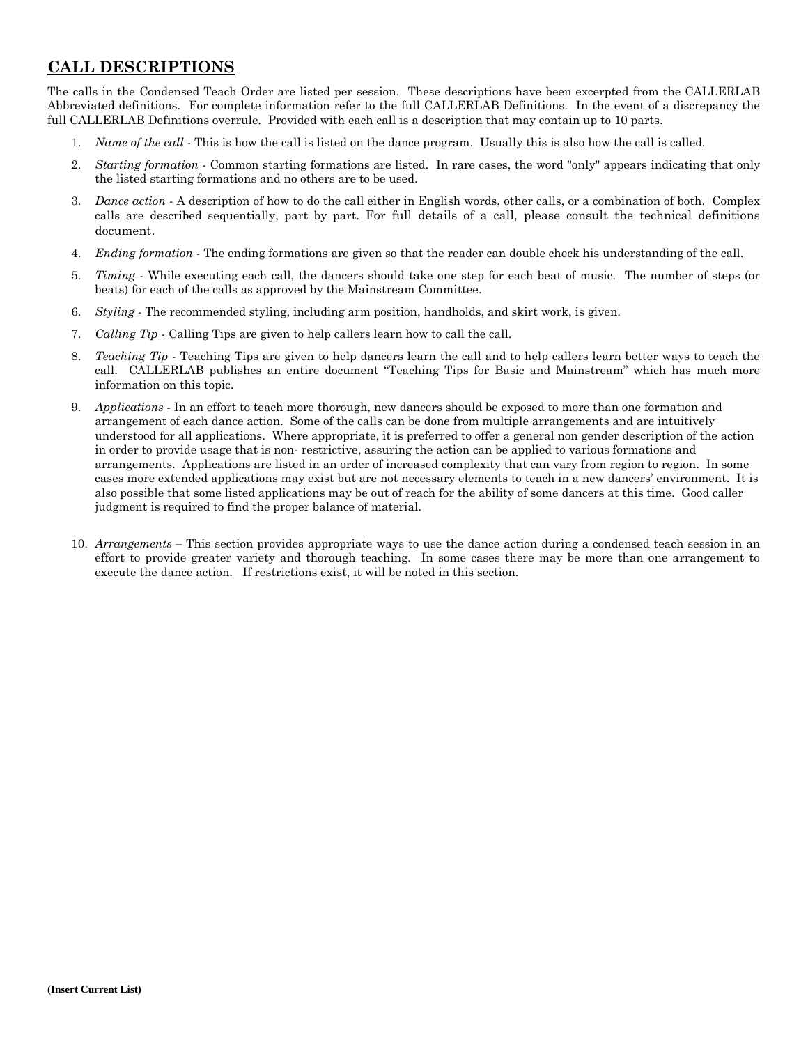## CALL DESCRIPTIONS

The calls in the Condensed Teach Order are listed per session. These descriptions have been excerpted from the CALLERLAB Abbreviated definitions. For complete information refer to the full CALLERLAB Definitions. In the event of a discrepancy the full CALLERLAB Definitions overrule. Provided with each call is a description that may contain up to 10 parts.

1. *Name of the call* - This is how the call is listed on the dance program. Usually this is also how the call is called.
2. *Starting formation* - Common starting formations are listed. In rare cases, the word "only" appears indicating that only the listed starting formations and no others are to be used.
3. *Dance action* - A description of how to do the call either in English words, other calls, or a combination of both. Complex calls are described sequentially, part by part. For full details of a call, please consult the technical definitions document.
4. *Ending formation* - The ending formations are given so that the reader can double check his understanding of the call.
5. *Timing* - While executing each call, the dancers should take one step for each beat of music. The number of steps (or beats) for each of the calls as approved by the Mainstream Committee.
6. *Styling* - The recommended styling, including arm position, handholds, and skirt work, is given.
7. *Calling Tip* - Calling Tips are given to help callers learn how to call the call.
8. *Teaching Tip* - Teaching Tips are given to help dancers learn the call and to help callers learn better ways to teach the call. CALLERLAB publishes an entire document "Teaching Tips for Basic and Mainstream" which has much more information on this topic.
9. *Applications* - In an effort to teach more thorough, new dancers should be exposed to more than one formation and arrangement of each dance action. Some of the calls can be done from multiple arrangements and are intuitively understood for all applications. Where appropriate, it is preferred to offer a general non gender description of the action in order to provide usage that is non- restrictive, assuring the action can be applied to various formations and arrangements. Applications are listed in an order of increased complexity that can vary from region to region. In some cases more extended applications may exist but are not necessary elements to teach in a new dancers' environment. It is also possible that some listed applications may be out of reach for the ability of some dancers at this time. Good caller judgment is required to find the proper balance of material.
10. *Arrangements* – This section provides appropriate ways to use the dance action during a condensed teach session in an effort to provide greater variety and thorough teaching. In some cases there may be more than one arrangement to execute the dance action. If restrictions exist, it will be noted in this section.

**(Insert Current List)**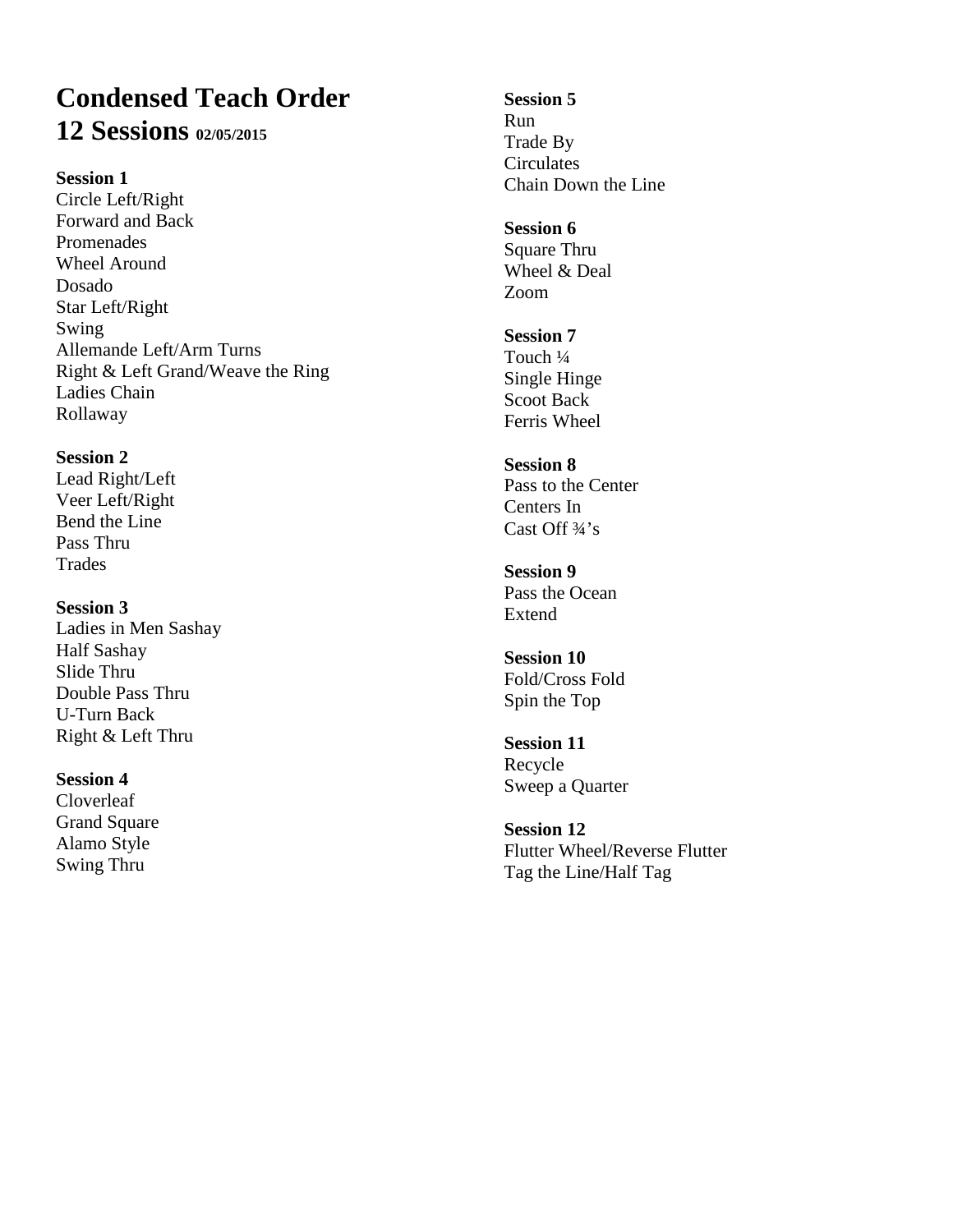# Condensed Teach Order

## 12 Sessions 02/05/2015

**Session 1**
Circle Left/Right
Forward and Back
Promenades
Wheel Around
Dosado
Star Left/Right
Swing
Allemande Left/Arm Turns
Right & Left Grand/Weave the Ring
Ladies Chain
Rollaway

**Session 2**
Lead Right/Left
Veer Left/Right
Bend the Line
Pass Thru
Trades

**Session 3**
Ladies in Men Sashay
Half Sashay
Slide Thru
Double Pass Thru
U-Turn Back
Right & Left Thru

**Session 4**
Cloverleaf
Grand Square
Alamo Style
Swing Thru

**Session 5**
Run
Trade By
Circulates
Chain Down the Line

**Session 6**
Square Thru
Wheel & Deal
Zoom

**Session 7**
Touch ¼
Single Hinge
Scoot Back
Ferris Wheel

**Session 8**
Pass to the Center
Centers In
Cast Off ¾'s

**Session 9**
Pass the Ocean
Extend

**Session 10**
Fold/Cross Fold
Spin the Top

**Session 11**
Recycle
Sweep a Quarter

**Session 12**
Flutter Wheel/Reverse Flutter
Tag the Line/Half Tag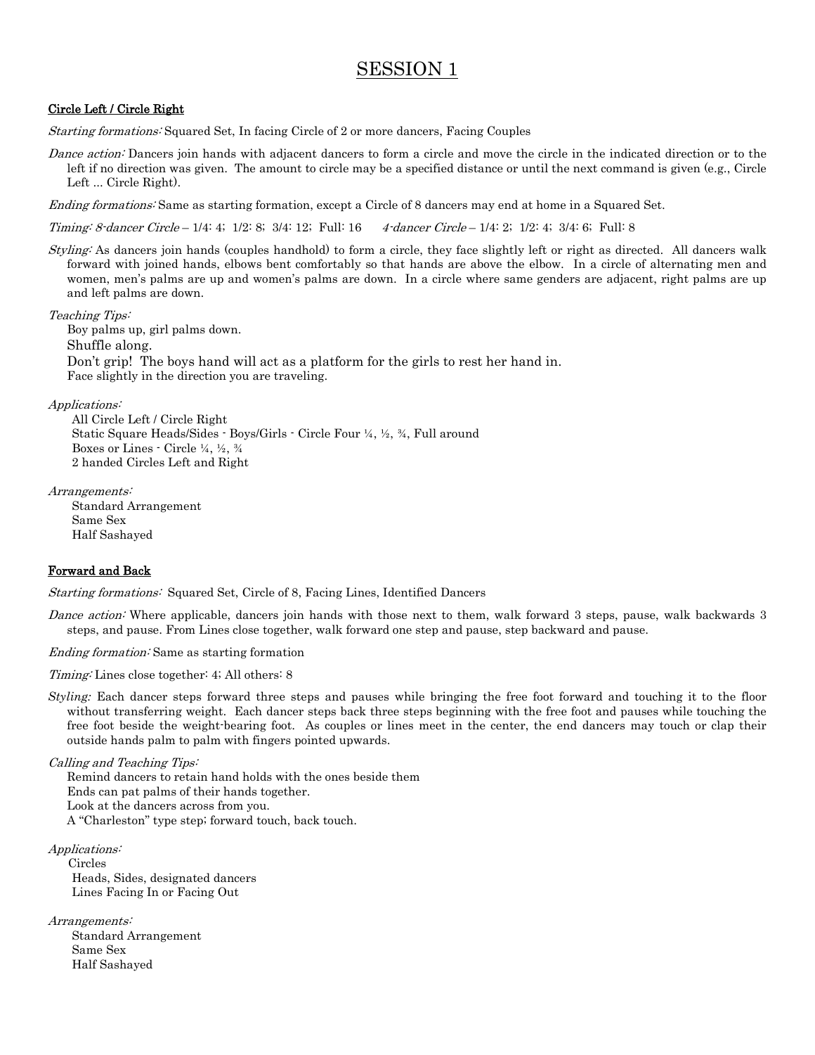# SESSION 1

## Circle Left / Circle Right

*Starting formations:* Squared Set, In facing Circle of 2 or more dancers, Facing Couples

*Dance action:* Dancers join hands with adjacent dancers to form a circle and move the circle in the indicated direction or to the left if no direction was given. The amount to circle may be a specified distance or until the next command is given (e.g., Circle Left ... Circle Right).

*Ending formations:* Same as starting formation, except a Circle of 8 dancers may end at home in a Squared Set.

*Timing: 8-dancer Circle* – 1/4: 4; 1/2: 8; 3/4: 12; Full: 16 *4-dancer Circle* – 1/4: 2; 1/2: 4; 3/4: 6; Full: 8

*Styling:* As dancers join hands (couples handhold) to form a circle, they face slightly left or right as directed. All dancers walk forward with joined hands, elbows bent comfortably so that hands are above the elbow. In a circle of alternating men and women, men's palms are up and women's palms are down. In a circle where same genders are adjacent, right palms are up and left palms are down.

*Teaching Tips:*

Boy palms up, girl palms down.
Shuffle along.
Don't grip! The boys hand will act as a platform for the girls to rest her hand in.
Face slightly in the direction you are traveling.

*Applications:*

All Circle Left / Circle Right
Static Square Heads/Sides - Boys/Girls - Circle Four ¼, ½, ¾, Full around
Boxes or Lines - Circle ¼, ½, ¾
2 handed Circles Left and Right

*Arrangements:*

Standard Arrangement
Same Sex
Half Sashayed

## Forward and Back

*Starting formations:* Squared Set, Circle of 8, Facing Lines, Identified Dancers

*Dance action:* Where applicable, dancers join hands with those next to them, walk forward 3 steps, pause, walk backwards 3 steps, and pause. From Lines close together, walk forward one step and pause, step backward and pause.

*Ending formation:* Same as starting formation

*Timing:* Lines close together: 4; All others: 8

*Styling:* Each dancer steps forward three steps and pauses while bringing the free foot forward and touching it to the floor without transferring weight. Each dancer steps back three steps beginning with the free foot and pauses while touching the free foot beside the weight-bearing foot. As couples or lines meet in the center, the end dancers may touch or clap their outside hands palm to palm with fingers pointed upwards.

*Calling and Teaching Tips:*

Remind dancers to retain hand holds with the ones beside them
Ends can pat palms of their hands together.
Look at the dancers across from you.
A "Charleston" type step; forward touch, back touch.

*Applications:*

Circles
Heads, Sides, designated dancers
Lines Facing In or Facing Out

*Arrangements:*

Standard Arrangement
Same Sex
Half Sashayed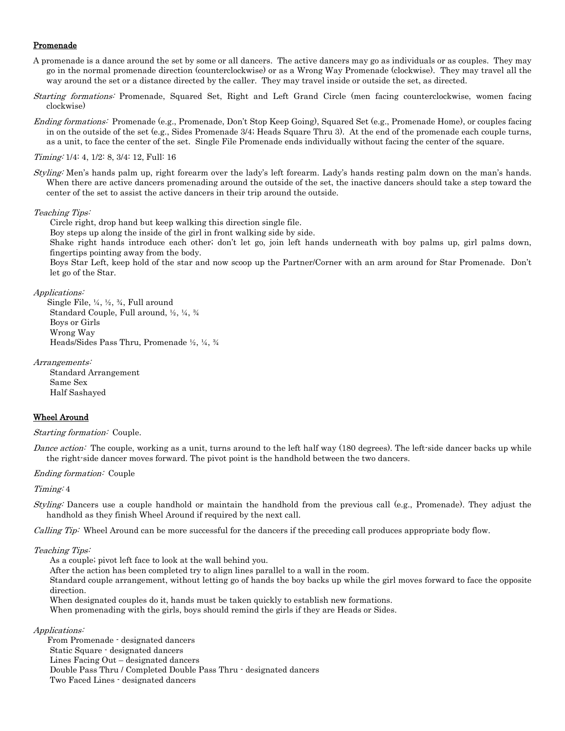## Promenade

A promenade is a dance around the set by some or all dancers. The active dancers may go as individuals or as couples. They may go in the normal promenade direction (counterclockwise) or as a Wrong Way Promenade (clockwise). They may travel all the way around the set or a distance directed by the caller. They may travel inside or outside the set, as directed.

*Starting formations:* Promenade, Squared Set, Right and Left Grand Circle (men facing counterclockwise, women facing clockwise)

*Ending formations:* Promenade (e.g., Promenade, Don't Stop Keep Going), Squared Set (e.g., Promenade Home), or couples facing in on the outside of the set (e.g., Sides Promenade 3/4; Heads Square Thru 3). At the end of the promenade each couple turns, as a unit, to face the center of the set. Single File Promenade ends individually without facing the center of the square.

*Timing:* 1/4: 4, 1/2: 8, 3/4: 12, Full: 16

*Styling:* Men's hands palm up, right forearm over the lady's left forearm. Lady's hands resting palm down on the man's hands. When there are active dancers promenading around the outside of the set, the inactive dancers should take a step toward the center of the set to assist the active dancers in their trip around the outside.

*Teaching Tips:*

Circle right, drop hand but keep walking this direction single file.
Boy steps up along the inside of the girl in front walking side by side.
Shake right hands introduce each other; don't let go, join left hands underneath with boy palms up, girl palms down, fingertips pointing away from the body.
Boys Star Left, keep hold of the star and now scoop up the Partner/Corner with an arm around for Star Promenade. Don't let go of the Star.

*Applications:*

Single File, ¼, ½, ¾, Full around
Standard Couple, Full around, ½, ¼, ¾
Boys or Girls
Wrong Way
Heads/Sides Pass Thru, Promenade ½, ¼, ¾

*Arrangements:*

Standard Arrangement
Same Sex
Half Sashayed

## Wheel Around

*Starting formation:* Couple.

*Dance action:* The couple, working as a unit, turns around to the left half way (180 degrees). The left-side dancer backs up while the right-side dancer moves forward. The pivot point is the handhold between the two dancers.

*Ending formation:* Couple

*Timing:* 4

*Styling:* Dancers use a couple handhold or maintain the handhold from the previous call (e.g., Promenade). They adjust the handhold as they finish Wheel Around if required by the next call.

*Calling Tip:* Wheel Around can be more successful for the dancers if the preceding call produces appropriate body flow.

*Teaching Tips:*

As a couple; pivot left face to look at the wall behind you.
After the action has been completed try to align lines parallel to a wall in the room.
Standard couple arrangement, without letting go of hands the boy backs up while the girl moves forward to face the opposite direction.
When designated couples do it, hands must be taken quickly to establish new formations.
When promenading with the girls, boys should remind the girls if they are Heads or Sides.

*Applications:*

From Promenade - designated dancers
Static Square - designated dancers
Lines Facing Out – designated dancers
Double Pass Thru / Completed Double Pass Thru - designated dancers
Two Faced Lines - designated dancers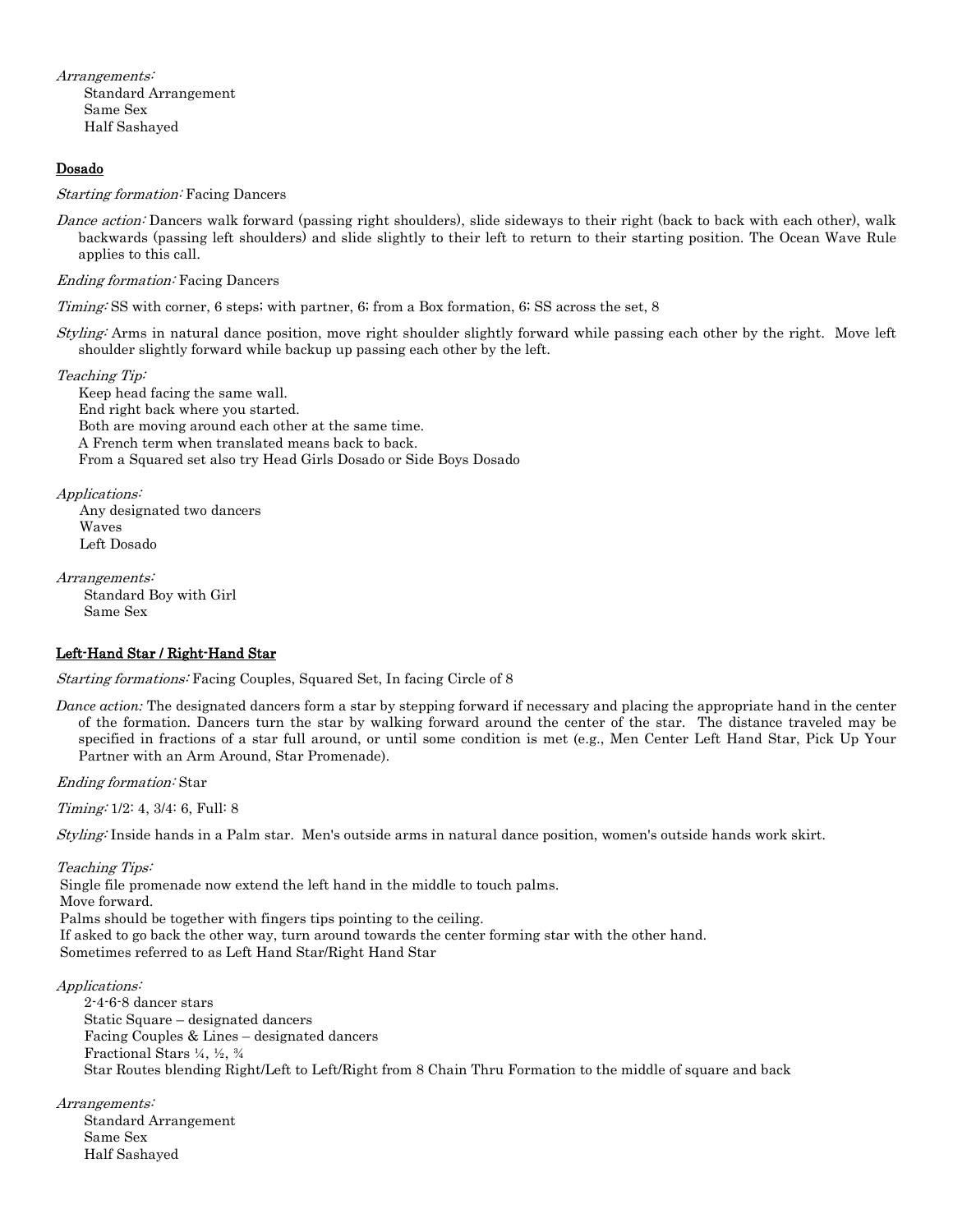*Arrangements:*
- Standard Arrangement
- Same Sex
- Half Sashayed

## Dosado

*Starting formation:* Facing Dancers

*Dance action:* Dancers walk forward (passing right shoulders), slide sideways to their right (back to back with each other), walk backwards (passing left shoulders) and slide slightly to their left to return to their starting position. The Ocean Wave Rule applies to this call.

*Ending formation:* Facing Dancers

*Timing:* SS with corner, 6 steps; with partner, 6; from a Box formation, 6; SS across the set, 8

*Styling:* Arms in natural dance position, move right shoulder slightly forward while passing each other by the right. Move left shoulder slightly forward while backup up passing each other by the left.

*Teaching Tip:*
- Keep head facing the same wall.
- End right back where you started.
- Both are moving around each other at the same time.
- A French term when translated means back to back.
- From a Squared set also try Head Girls Dosado or Side Boys Dosado

*Applications:*
- Any designated two dancers
- Waves
- Left Dosado

*Arrangements:*
- Standard Boy with Girl
- Same Sex

## Left-Hand Star / Right-Hand Star

*Starting formations:* Facing Couples, Squared Set, In facing Circle of 8

*Dance action:* The designated dancers form a star by stepping forward if necessary and placing the appropriate hand in the center of the formation. Dancers turn the star by walking forward around the center of the star. The distance traveled may be specified in fractions of a star full around, or until some condition is met (e.g., Men Center Left Hand Star, Pick Up Your Partner with an Arm Around, Star Promenade).

*Ending formation:* Star

*Timing:* 1/2: 4, 3/4: 6, Full: 8

*Styling:* Inside hands in a Palm star. Men's outside arms in natural dance position, women's outside hands work skirt.

*Teaching Tips:*
- Single file promenade now extend the left hand in the middle to touch palms.
- Move forward.
- Palms should be together with fingers tips pointing to the ceiling.
- If asked to go back the other way, turn around towards the center forming star with the other hand.
- Sometimes referred to as Left Hand Star/Right Hand Star

*Applications:*
- 2-4-6-8 dancer stars
- Static Square – designated dancers
- Facing Couples & Lines – designated dancers
- Fractional Stars ¼, ½, ¾
- Star Routes blending Right/Left to Left/Right from 8 Chain Thru Formation to the middle of square and back

*Arrangements:*
- Standard Arrangement
- Same Sex
- Half Sashayed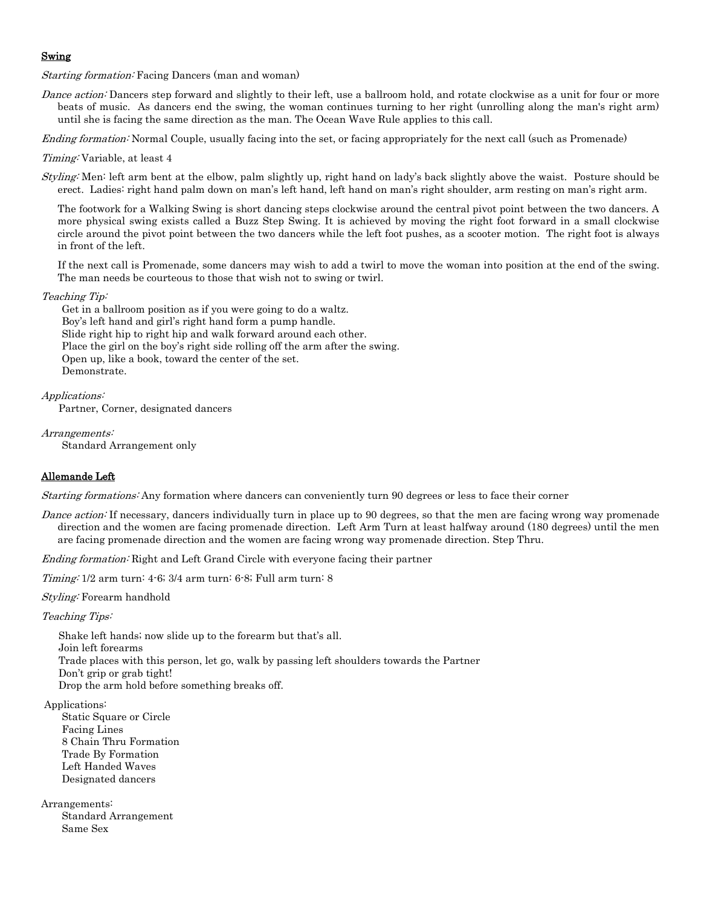## Swing

*Starting formation:* Facing Dancers (man and woman)

*Dance action:* Dancers step forward and slightly to their left, use a ballroom hold, and rotate clockwise as a unit for four or more beats of music. As dancers end the swing, the woman continues turning to her right (unrolling along the man's right arm) until she is facing the same direction as the man. The Ocean Wave Rule applies to this call.

*Ending formation:* Normal Couple, usually facing into the set, or facing appropriately for the next call (such as Promenade)

*Timing:* Variable, at least 4

*Styling:* Men: left arm bent at the elbow, palm slightly up, right hand on lady's back slightly above the waist. Posture should be erect. Ladies: right hand palm down on man's left hand, left hand on man's right shoulder, arm resting on man's right arm.

The footwork for a Walking Swing is short dancing steps clockwise around the central pivot point between the two dancers. A more physical swing exists called a Buzz Step Swing. It is achieved by moving the right foot forward in a small clockwise circle around the pivot point between the two dancers while the left foot pushes, as a scooter motion. The right foot is always in front of the left.

If the next call is Promenade, some dancers may wish to add a twirl to move the woman into position at the end of the swing. The man needs be courteous to those that wish not to swing or twirl.

*Teaching Tip:*

Get in a ballroom position as if you were going to do a waltz.
Boy's left hand and girl's right hand form a pump handle.
Slide right hip to right hip and walk forward around each other.
Place the girl on the boy's right side rolling off the arm after the swing.
Open up, like a book, toward the center of the set.
Demonstrate.

*Applications:*

Partner, Corner, designated dancers

*Arrangements:*

Standard Arrangement only

## Allemande Left

*Starting formations:* Any formation where dancers can conveniently turn 90 degrees or less to face their corner

*Dance action:* If necessary, dancers individually turn in place up to 90 degrees, so that the men are facing wrong way promenade direction and the women are facing promenade direction. Left Arm Turn at least halfway around (180 degrees) until the men are facing promenade direction and the women are facing wrong way promenade direction. Step Thru.

*Ending formation:* Right and Left Grand Circle with everyone facing their partner

*Timing:* 1/2 arm turn: 4-6; 3/4 arm turn: 6-8; Full arm turn: 8

*Styling:* Forearm handhold

*Teaching Tips:*

Shake left hands; now slide up to the forearm but that's all.
Join left forearms
Trade places with this person, let go, walk by passing left shoulders towards the Partner
Don't grip or grab tight!
Drop the arm hold before something breaks off.

Applications:

Static Square or Circle
Facing Lines
8 Chain Thru Formation
Trade By Formation
Left Handed Waves
Designated dancers

Arrangements:

Standard Arrangement
Same Sex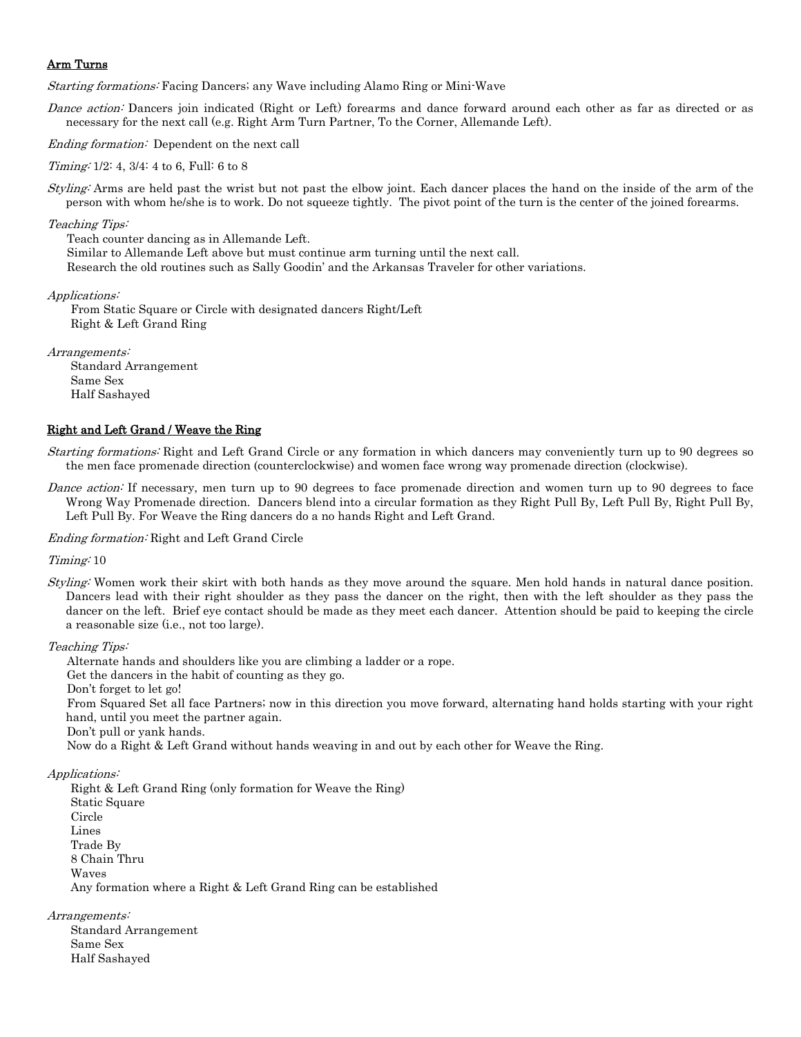## Arm Turns

*Starting formations:* Facing Dancers; any Wave including Alamo Ring or Mini-Wave

*Dance action:* Dancers join indicated (Right or Left) forearms and dance forward around each other as far as directed or as necessary for the next call (e.g. Right Arm Turn Partner, To the Corner, Allemande Left).

*Ending formation:* Dependent on the next call

*Timing:* 1/2: 4, 3/4: 4 to 6, Full: 6 to 8

*Styling:* Arms are held past the wrist but not past the elbow joint. Each dancer places the hand on the inside of the arm of the person with whom he/she is to work. Do not squeeze tightly. The pivot point of the turn is the center of the joined forearms.

*Teaching Tips:*

Teach counter dancing as in Allemande Left.
Similar to Allemande Left above but must continue arm turning until the next call.
Research the old routines such as Sally Goodin' and the Arkansas Traveler for other variations.

*Applications:*

From Static Square or Circle with designated dancers Right/Left
Right & Left Grand Ring

*Arrangements:*

Standard Arrangement
Same Sex
Half Sashayed

## Right and Left Grand / Weave the Ring

*Starting formations:* Right and Left Grand Circle or any formation in which dancers may conveniently turn up to 90 degrees so the men face promenade direction (counterclockwise) and women face wrong way promenade direction (clockwise).

*Dance action:* If necessary, men turn up to 90 degrees to face promenade direction and women turn up to 90 degrees to face Wrong Way Promenade direction. Dancers blend into a circular formation as they Right Pull By, Left Pull By, Right Pull By, Left Pull By. For Weave the Ring dancers do a no hands Right and Left Grand.

*Ending formation:* Right and Left Grand Circle

*Timing:* 10

*Styling:* Women work their skirt with both hands as they move around the square. Men hold hands in natural dance position. Dancers lead with their right shoulder as they pass the dancer on the right, then with the left shoulder as they pass the dancer on the left. Brief eye contact should be made as they meet each dancer. Attention should be paid to keeping the circle a reasonable size (i.e., not too large).

*Teaching Tips:*

Alternate hands and shoulders like you are climbing a ladder or a rope.
Get the dancers in the habit of counting as they go.
Don't forget to let go!
From Squared Set all face Partners; now in this direction you move forward, alternating hand holds starting with your right hand, until you meet the partner again.
Don't pull or yank hands.
Now do a Right & Left Grand without hands weaving in and out by each other for Weave the Ring.

*Applications:*

Right & Left Grand Ring (only formation for Weave the Ring)
Static Square
Circle
Lines
Trade By
8 Chain Thru
Waves
Any formation where a Right & Left Grand Ring can be established

*Arrangements:*

Standard Arrangement
Same Sex
Half Sashayed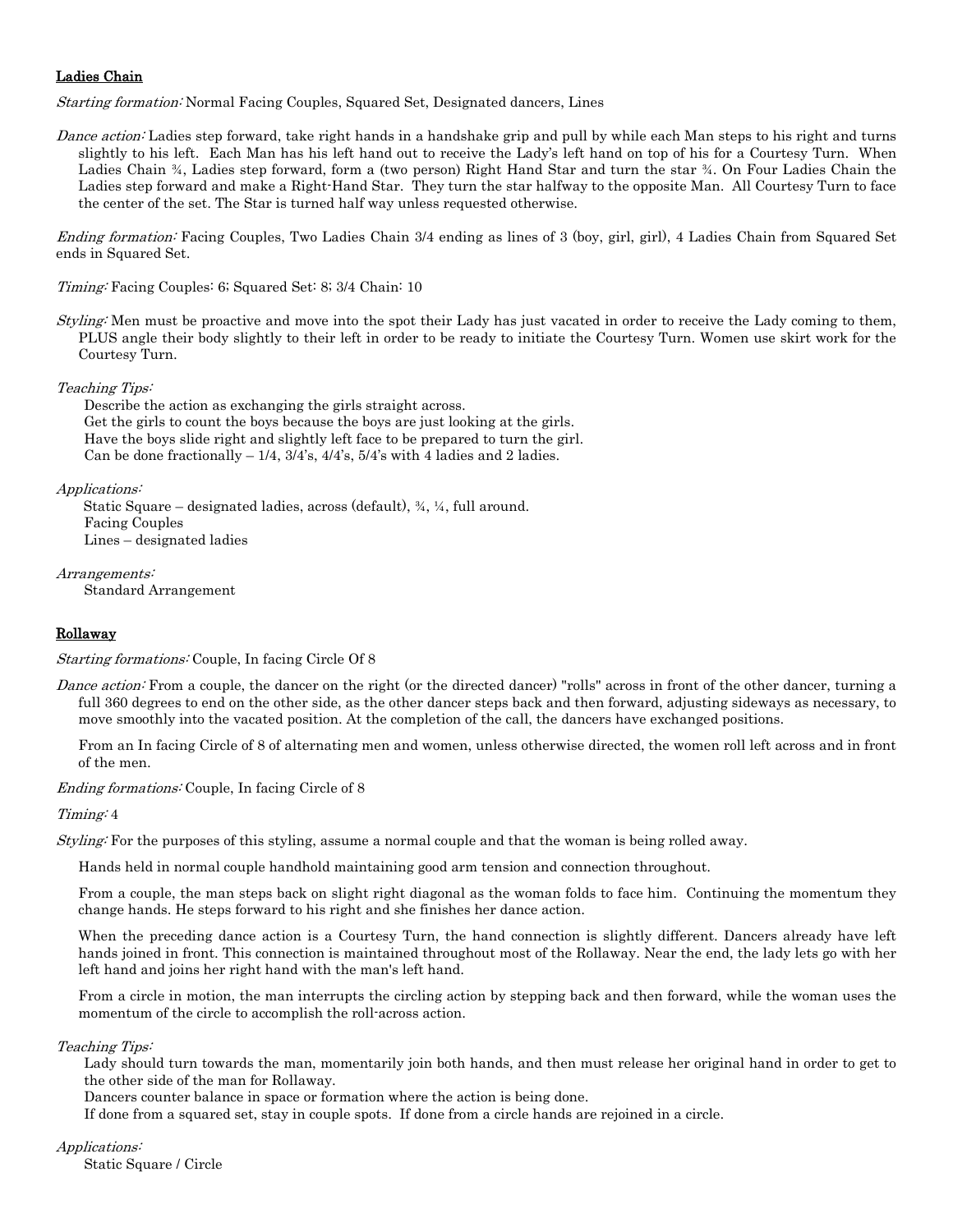## Ladies Chain

*Starting formation:* Normal Facing Couples, Squared Set, Designated dancers, Lines

*Dance action:* Ladies step forward, take right hands in a handshake grip and pull by while each Man steps to his right and turns slightly to his left. Each Man has his left hand out to receive the Lady's left hand on top of his for a Courtesy Turn. When Ladies Chain ¾, Ladies step forward, form a (two person) Right Hand Star and turn the star ¾. On Four Ladies Chain the Ladies step forward and make a Right-Hand Star. They turn the star halfway to the opposite Man. All Courtesy Turn to face the center of the set. The Star is turned half way unless requested otherwise.

*Ending formation:* Facing Couples, Two Ladies Chain 3/4 ending as lines of 3 (boy, girl, girl), 4 Ladies Chain from Squared Set ends in Squared Set.

*Timing:* Facing Couples: 6; Squared Set: 8; 3/4 Chain: 10

*Styling:* Men must be proactive and move into the spot their Lady has just vacated in order to receive the Lady coming to them, PLUS angle their body slightly to their left in order to be ready to initiate the Courtesy Turn. Women use skirt work for the Courtesy Turn.

*Teaching Tips:*

Describe the action as exchanging the girls straight across.
Get the girls to count the boys because the boys are just looking at the girls.
Have the boys slide right and slightly left face to be prepared to turn the girl.
Can be done fractionally – 1/4, 3/4's, 4/4's, 5/4's with 4 ladies and 2 ladies.

*Applications:*

Static Square – designated ladies, across (default), ¾, ¼, full around.
Facing Couples
Lines – designated ladies

*Arrangements:*

Standard Arrangement

## Rollaway

*Starting formations:* Couple, In facing Circle Of 8

*Dance action:* From a couple, the dancer on the right (or the directed dancer) "rolls" across in front of the other dancer, turning a full 360 degrees to end on the other side, as the other dancer steps back and then forward, adjusting sideways as necessary, to move smoothly into the vacated position. At the completion of the call, the dancers have exchanged positions.

From an In facing Circle of 8 of alternating men and women, unless otherwise directed, the women roll left across and in front of the men.

*Ending formations:* Couple, In facing Circle of 8

*Timing:* 4

*Styling:* For the purposes of this styling, assume a normal couple and that the woman is being rolled away.

Hands held in normal couple handhold maintaining good arm tension and connection throughout.

From a couple, the man steps back on slight right diagonal as the woman folds to face him. Continuing the momentum they change hands. He steps forward to his right and she finishes her dance action.

When the preceding dance action is a Courtesy Turn, the hand connection is slightly different. Dancers already have left hands joined in front. This connection is maintained throughout most of the Rollaway. Near the end, the lady lets go with her left hand and joins her right hand with the man's left hand.

From a circle in motion, the man interrupts the circling action by stepping back and then forward, while the woman uses the momentum of the circle to accomplish the roll-across action.

*Teaching Tips:*

Lady should turn towards the man, momentarily join both hands, and then must release her original hand in order to get to the other side of the man for Rollaway.
Dancers counter balance in space or formation where the action is being done.
If done from a squared set, stay in couple spots. If done from a circle hands are rejoined in a circle.

*Applications:*

Static Square / Circle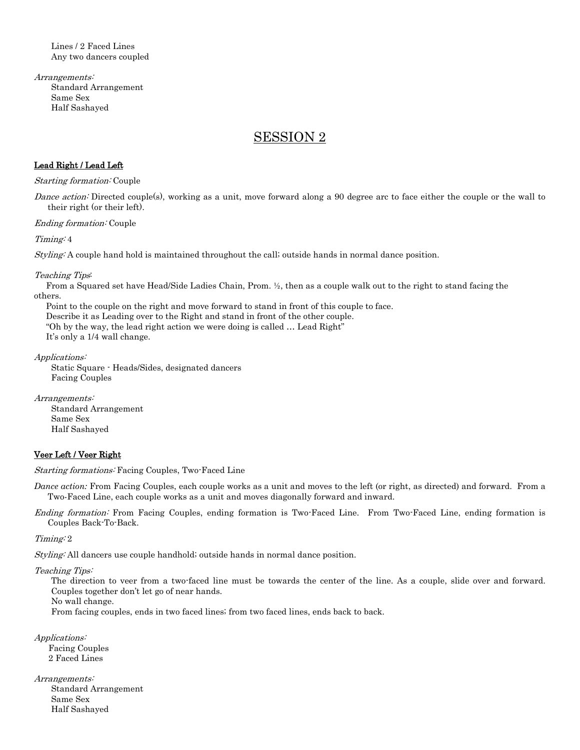Lines / 2 Faced Lines
Any two dancers coupled

*Arrangements:*
Standard Arrangement
Same Sex
Half Sashayed

# SESSION 2

**Lead Right / Lead Left**

*Starting formation:* Couple

*Dance action:* Directed couple(s), working as a unit, move forward along a 90 degree arc to face either the couple or the wall to their right (or their left).

*Ending formation:* Couple

*Timing:* 4

*Styling:* A couple hand hold is maintained throughout the call; outside hands in normal dance position.

*Teaching Tips*:

From a Squared set have Head/Side Ladies Chain, Prom. ½, then as a couple walk out to the right to stand facing the others.

Point to the couple on the right and move forward to stand in front of this couple to face.

Describe it as Leading over to the Right and stand in front of the other couple.

"Oh by the way, the lead right action we were doing is called … Lead Right"

It's only a 1/4 wall change.

*Applications:*
Static Square - Heads/Sides, designated dancers
Facing Couples

*Arrangements:*
Standard Arrangement
Same Sex
Half Sashayed

**Veer Left / Veer Right**

*Starting formations:* Facing Couples, Two-Faced Line

*Dance action:* From Facing Couples, each couple works as a unit and moves to the left (or right, as directed) and forward. From a Two-Faced Line, each couple works as a unit and moves diagonally forward and inward.

*Ending formation:* From Facing Couples, ending formation is Two-Faced Line. From Two-Faced Line, ending formation is Couples Back-To-Back.

*Timing:* 2

*Styling:* All dancers use couple handhold; outside hands in normal dance position.

*Teaching Tips:*

The direction to veer from a two-faced line must be towards the center of the line. As a couple, slide over and forward. Couples together don't let go of near hands.

No wall change.

From facing couples, ends in two faced lines; from two faced lines, ends back to back.

*Applications:*
Facing Couples
2 Faced Lines

*Arrangements:*
Standard Arrangement
Same Sex
Half Sashayed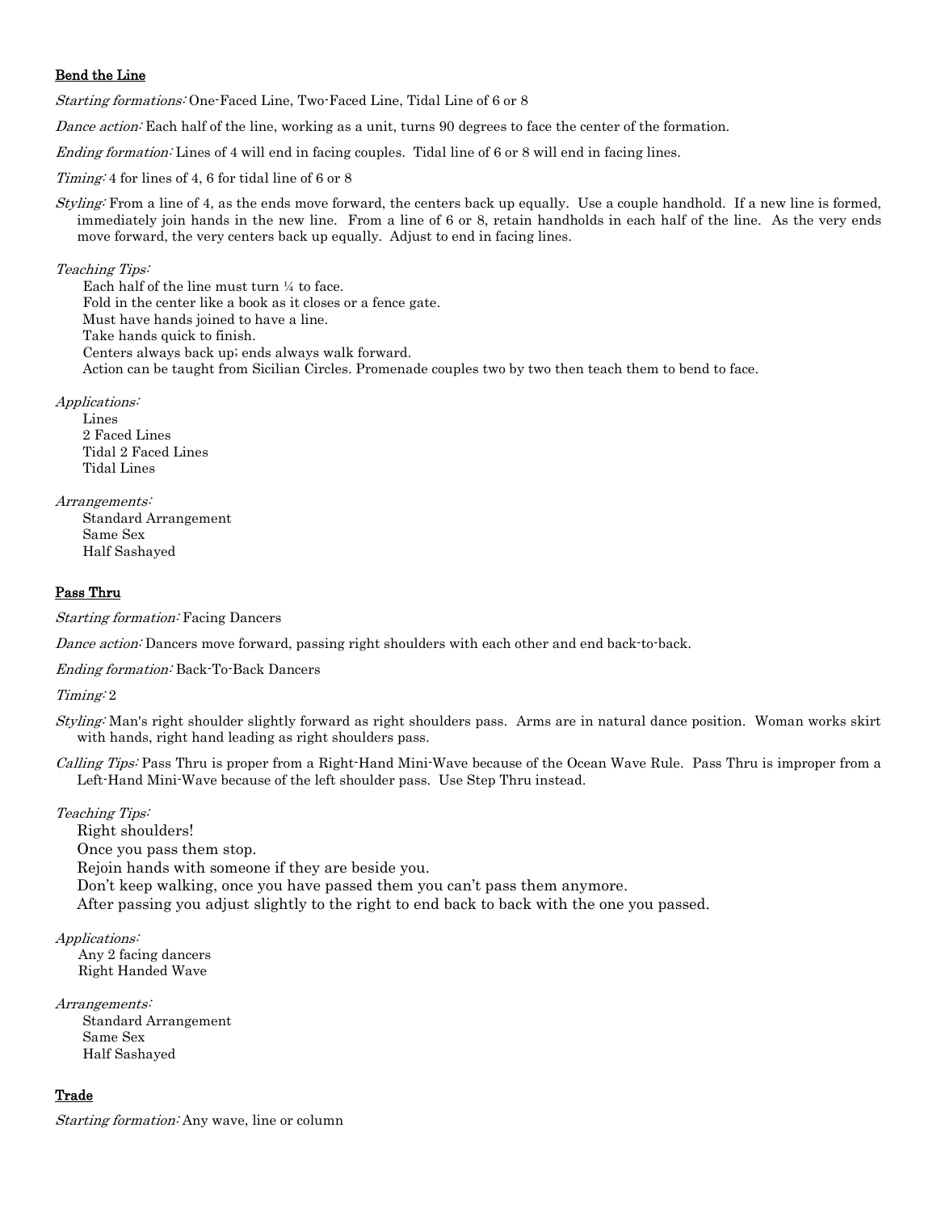## Bend the Line

*Starting formations:* One-Faced Line, Two-Faced Line, Tidal Line of 6 or 8

*Dance action:* Each half of the line, working as a unit, turns 90 degrees to face the center of the formation.

*Ending formation:* Lines of 4 will end in facing couples. Tidal line of 6 or 8 will end in facing lines.

*Timing:* 4 for lines of 4, 6 for tidal line of 6 or 8

*Styling:* From a line of 4, as the ends move forward, the centers back up equally. Use a couple handhold. If a new line is formed, immediately join hands in the new line. From a line of 6 or 8, retain handholds in each half of the line. As the very ends move forward, the very centers back up equally. Adjust to end in facing lines.

*Teaching Tips:*

Each half of the line must turn ¼ to face.
Fold in the center like a book as it closes or a fence gate.
Must have hands joined to have a line.
Take hands quick to finish.
Centers always back up; ends always walk forward.
Action can be taught from Sicilian Circles. Promenade couples two by two then teach them to bend to face.

*Applications:*

Lines
2 Faced Lines
Tidal 2 Faced Lines
Tidal Lines

*Arrangements:*

Standard Arrangement
Same Sex
Half Sashayed

## Pass Thru

*Starting formation:* Facing Dancers

*Dance action:* Dancers move forward, passing right shoulders with each other and end back-to-back.

*Ending formation:* Back-To-Back Dancers

*Timing:* 2

*Styling:* Man's right shoulder slightly forward as right shoulders pass. Arms are in natural dance position. Woman works skirt with hands, right hand leading as right shoulders pass.

*Calling Tips:* Pass Thru is proper from a Right-Hand Mini-Wave because of the Ocean Wave Rule. Pass Thru is improper from a Left-Hand Mini-Wave because of the left shoulder pass. Use Step Thru instead.

*Teaching Tips:*

Right shoulders!
Once you pass them stop.
Rejoin hands with someone if they are beside you.
Don't keep walking, once you have passed them you can't pass them anymore.
After passing you adjust slightly to the right to end back to back with the one you passed.

*Applications:*

Any 2 facing dancers
Right Handed Wave

*Arrangements:*

Standard Arrangement
Same Sex
Half Sashayed

## Trade

*Starting formation:* Any wave, line or column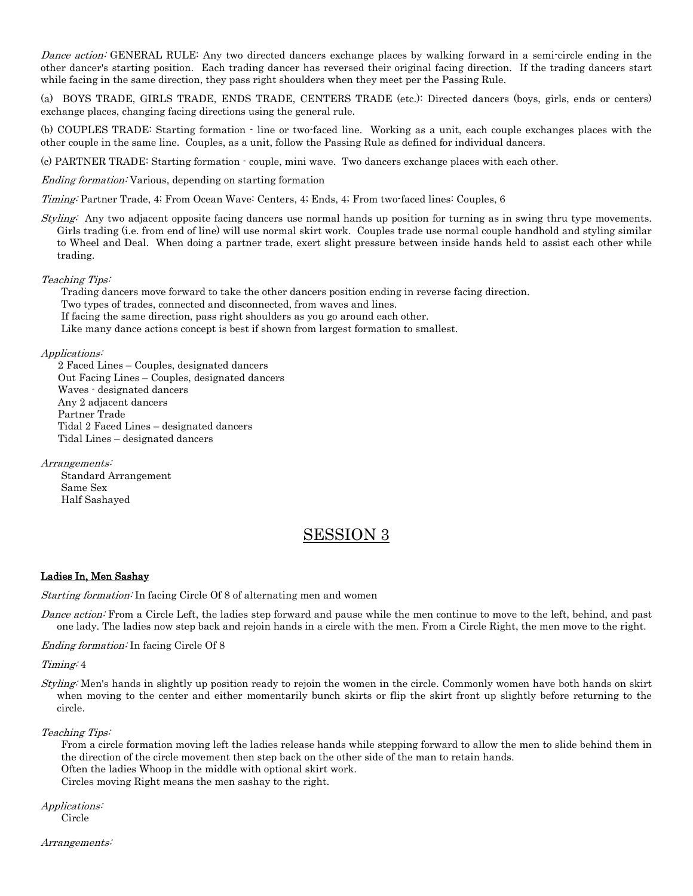*Dance action:* GENERAL RULE: Any two directed dancers exchange places by walking forward in a semi-circle ending in the other dancer's starting position. Each trading dancer has reversed their original facing direction. If the trading dancers start while facing in the same direction, they pass right shoulders when they meet per the Passing Rule.

(a) BOYS TRADE, GIRLS TRADE, ENDS TRADE, CENTERS TRADE (etc.): Directed dancers (boys, girls, ends or centers) exchange places, changing facing directions using the general rule.

(b) COUPLES TRADE: Starting formation - line or two-faced line. Working as a unit, each couple exchanges places with the other couple in the same line. Couples, as a unit, follow the Passing Rule as defined for individual dancers.

(c) PARTNER TRADE: Starting formation - couple, mini wave. Two dancers exchange places with each other.

*Ending formation:* Various, depending on starting formation

*Timing:* Partner Trade, 4; From Ocean Wave: Centers, 4; Ends, 4; From two-faced lines: Couples, 6

*Styling:* Any two adjacent opposite facing dancers use normal hands up position for turning as in swing thru type movements. Girls trading (i.e. from end of line) will use normal skirt work. Couples trade use normal couple handhold and styling similar to Wheel and Deal. When doing a partner trade, exert slight pressure between inside hands held to assist each other while trading.

*Teaching Tips:*

Trading dancers move forward to take the other dancers position ending in reverse facing direction.
Two types of trades, connected and disconnected, from waves and lines.
If facing the same direction, pass right shoulders as you go around each other.
Like many dance actions concept is best if shown from largest formation to smallest.

*Applications:*

2 Faced Lines – Couples, designated dancers
Out Facing Lines – Couples, designated dancers
Waves - designated dancers
Any 2 adjacent dancers
Partner Trade
Tidal 2 Faced Lines – designated dancers
Tidal Lines – designated dancers

*Arrangements:*

Standard Arrangement
Same Sex
Half Sashayed

# SESSION 3

### Ladies In, Men Sashay

*Starting formation:* In facing Circle Of 8 of alternating men and women

*Dance action:* From a Circle Left, the ladies step forward and pause while the men continue to move to the left, behind, and past one lady. The ladies now step back and rejoin hands in a circle with the men. From a Circle Right, the men move to the right.

*Ending formation:* In facing Circle Of 8

*Timing:* 4

*Styling:* Men's hands in slightly up position ready to rejoin the women in the circle. Commonly women have both hands on skirt when moving to the center and either momentarily bunch skirts or flip the skirt front up slightly before returning to the circle.

*Teaching Tips:*

From a circle formation moving left the ladies release hands while stepping forward to allow the men to slide behind them in the direction of the circle movement then step back on the other side of the man to retain hands.
Often the ladies Whoop in the middle with optional skirt work.
Circles moving Right means the men sashay to the right.

*Applications:*

Circle

*Arrangements:*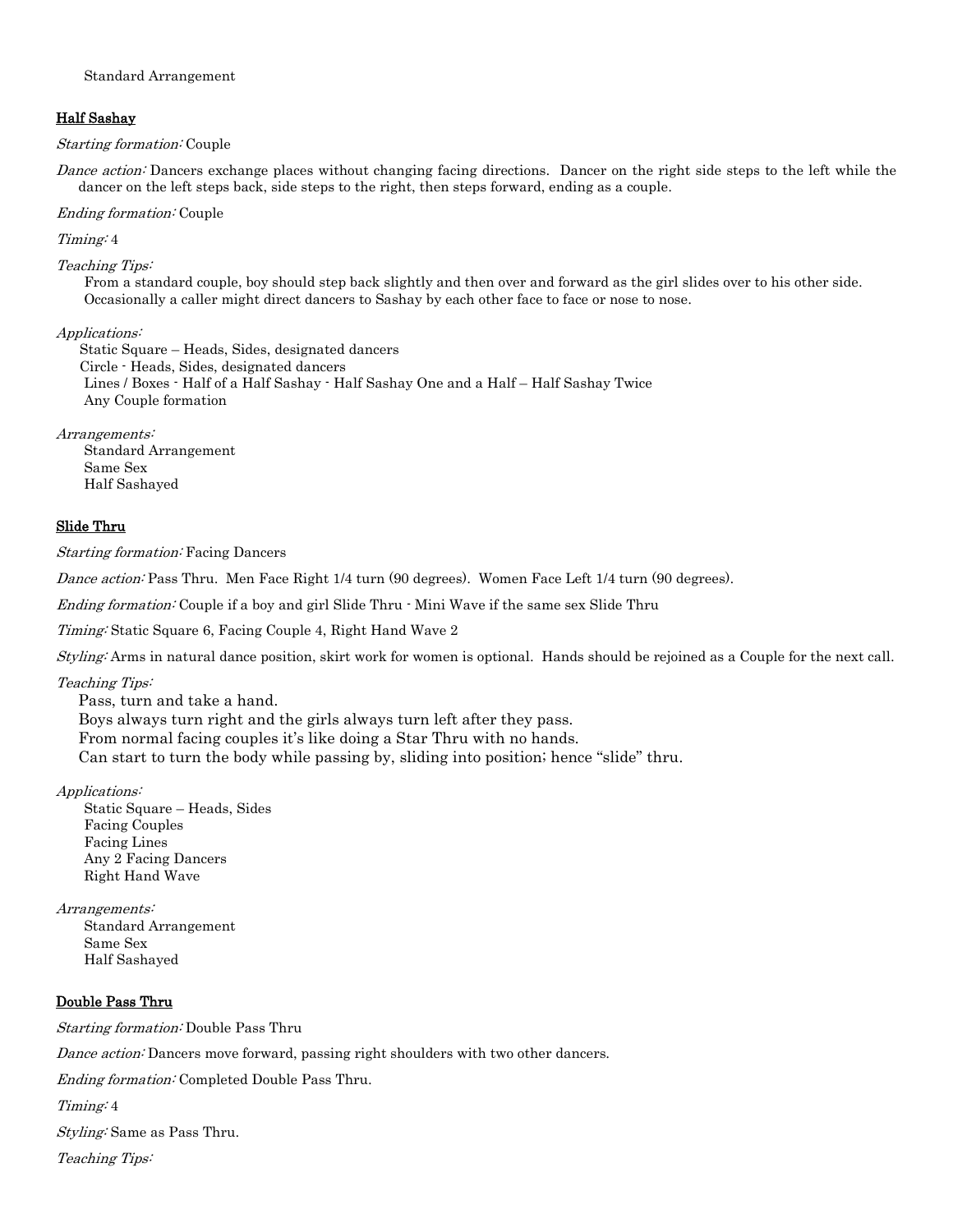Standard Arrangement

## Half Sashay

*Starting formation:* Couple

*Dance action:* Dancers exchange places without changing facing directions. Dancer on the right side steps to the left while the dancer on the left steps back, side steps to the right, then steps forward, ending as a couple.

*Ending formation:* Couple

*Timing:* 4

*Teaching Tips:*

From a standard couple, boy should step back slightly and then over and forward as the girl slides over to his other side. Occasionally a caller might direct dancers to Sashay by each other face to face or nose to nose.

*Applications:*

Static Square – Heads, Sides, designated dancers
Circle - Heads, Sides, designated dancers
Lines / Boxes - Half of a Half Sashay - Half Sashay One and a Half – Half Sashay Twice
Any Couple formation

*Arrangements:*

Standard Arrangement
Same Sex
Half Sashayed

## Slide Thru

*Starting formation:* Facing Dancers

*Dance action:* Pass Thru. Men Face Right 1/4 turn (90 degrees). Women Face Left 1/4 turn (90 degrees).

*Ending formation:* Couple if a boy and girl Slide Thru - Mini Wave if the same sex Slide Thru

*Timing:* Static Square 6, Facing Couple 4, Right Hand Wave 2

*Styling:* Arms in natural dance position, skirt work for women is optional. Hands should be rejoined as a Couple for the next call.

*Teaching Tips:*

Pass, turn and take a hand.
Boys always turn right and the girls always turn left after they pass.
From normal facing couples it's like doing a Star Thru with no hands.
Can start to turn the body while passing by, sliding into position; hence "slide" thru.

*Applications:*

Static Square – Heads, Sides
Facing Couples
Facing Lines
Any 2 Facing Dancers
Right Hand Wave

*Arrangements:*

Standard Arrangement
Same Sex
Half Sashayed

## Double Pass Thru

*Starting formation:* Double Pass Thru

*Dance action:* Dancers move forward, passing right shoulders with two other dancers.

*Ending formation:* Completed Double Pass Thru.

*Timing:* 4

*Styling:* Same as Pass Thru.

*Teaching Tips:*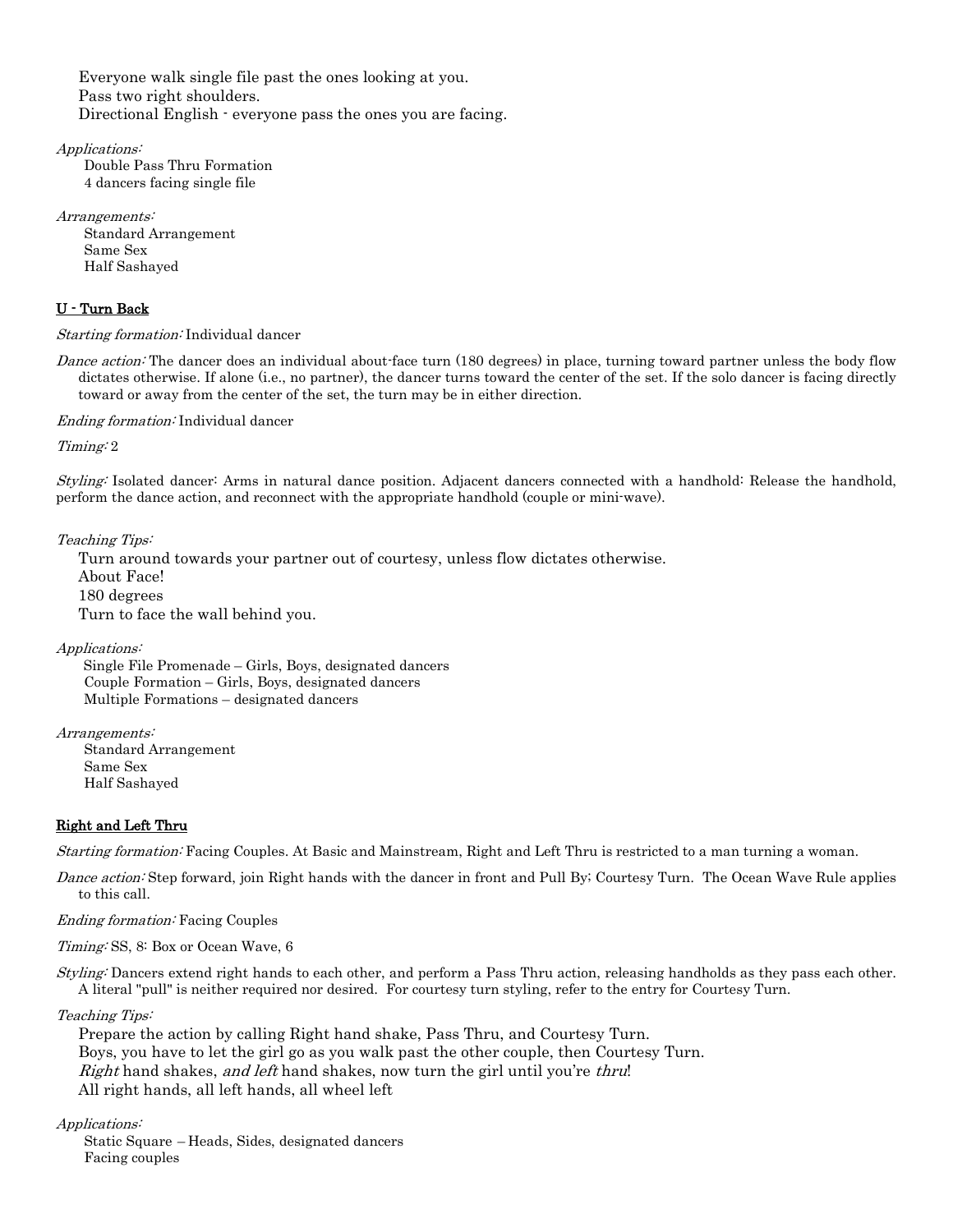Everyone walk single file past the ones looking at you.
Pass two right shoulders.
Directional English - everyone pass the ones you are facing.

*Applications:*

Double Pass Thru Formation
4 dancers facing single file

*Arrangements:*

Standard Arrangement
Same Sex
Half Sashayed

## U - Turn Back

*Starting formation:* Individual dancer

*Dance action:* The dancer does an individual about-face turn (180 degrees) in place, turning toward partner unless the body flow dictates otherwise. If alone (i.e., no partner), the dancer turns toward the center of the set. If the solo dancer is facing directly toward or away from the center of the set, the turn may be in either direction.

*Ending formation:* Individual dancer

*Timing:* 2

*Styling:* Isolated dancer: Arms in natural dance position. Adjacent dancers connected with a handhold: Release the handhold, perform the dance action, and reconnect with the appropriate handhold (couple or mini-wave).

*Teaching Tips:*

Turn around towards your partner out of courtesy, unless flow dictates otherwise.
About Face!
180 degrees
Turn to face the wall behind you.

*Applications:*

Single File Promenade – Girls, Boys, designated dancers
Couple Formation – Girls, Boys, designated dancers
Multiple Formations – designated dancers

*Arrangements:*

Standard Arrangement
Same Sex
Half Sashayed

## Right and Left Thru

*Starting formation:* Facing Couples. At Basic and Mainstream, Right and Left Thru is restricted to a man turning a woman.

*Dance action:* Step forward, join Right hands with the dancer in front and Pull By; Courtesy Turn. The Ocean Wave Rule applies to this call.

*Ending formation:* Facing Couples

*Timing:* SS, 8: Box or Ocean Wave, 6

*Styling:* Dancers extend right hands to each other, and perform a Pass Thru action, releasing handholds as they pass each other. A literal "pull" is neither required nor desired. For courtesy turn styling, refer to the entry for Courtesy Turn.

*Teaching Tips:*

Prepare the action by calling Right hand shake, Pass Thru, and Courtesy Turn.
Boys, you have to let the girl go as you walk past the other couple, then Courtesy Turn.
*Right* hand shakes, *and left* hand shakes, now turn the girl until you're *thru*!
All right hands, all left hands, all wheel left

*Applications:*

Static Square – Heads, Sides, designated dancers
Facing couples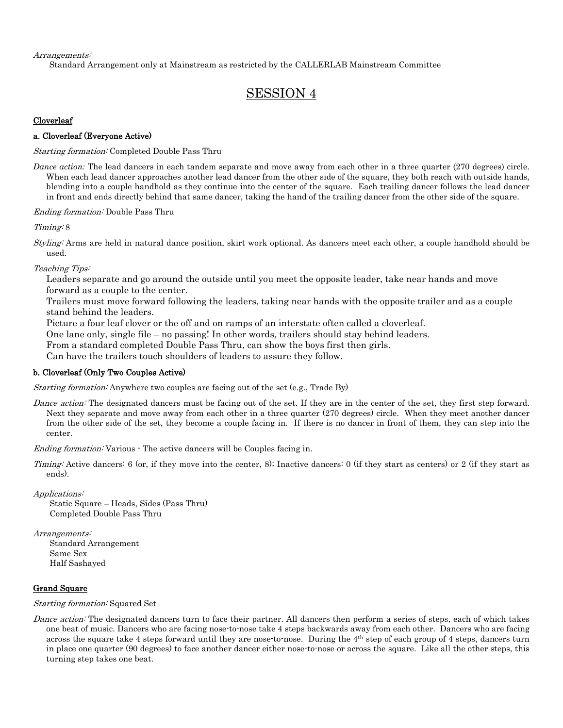*Arrangements:*

Standard Arrangement only at Mainstream as restricted by the CALLERLAB Mainstream Committee

# SESSION 4

## Cloverleaf

### a. Cloverleaf (Everyone Active)

*Starting formation:* Completed Double Pass Thru

*Dance action:* The lead dancers in each tandem separate and move away from each other in a three quarter (270 degrees) circle. When each lead dancer approaches another lead dancer from the other side of the square, they both reach with outside hands, blending into a couple handhold as they continue into the center of the square. Each trailing dancer follows the lead dancer in front and ends directly behind that same dancer, taking the hand of the trailing dancer from the other side of the square.

*Ending formation:* Double Pass Thru

*Timing:* 8

*Styling:* Arms are held in natural dance position, skirt work optional. As dancers meet each other, a couple handhold should be used.

*Teaching Tips:*

Leaders separate and go around the outside until you meet the opposite leader, take near hands and move forward as a couple to the center.

Trailers must move forward following the leaders, taking near hands with the opposite trailer and as a couple stand behind the leaders.

Picture a four leaf clover or the off and on ramps of an interstate often called a cloverleaf.

One lane only, single file – no passing! In other words, trailers should stay behind leaders.

From a standard completed Double Pass Thru, can show the boys first then girls.

Can have the trailers touch shoulders of leaders to assure they follow.

### b. Cloverleaf (Only Two Couples Active)

*Starting formation:* Anywhere two couples are facing out of the set (e.g., Trade By)

*Dance action:* The designated dancers must be facing out of the set. If they are in the center of the set, they first step forward. Next they separate and move away from each other in a three quarter (270 degrees) circle. When they meet another dancer from the other side of the set, they become a couple facing in. If there is no dancer in front of them, they can step into the center.

*Ending formation:* Various - The active dancers will be Couples facing in.

*Timing:* Active dancers: 6 (or, if they move into the center, 8); Inactive dancers: 0 (if they start as centers) or 2 (if they start as ends).

*Applications:*

Static Square – Heads, Sides (Pass Thru)
Completed Double Pass Thru

*Arrangements:*

Standard Arrangement
Same Sex
Half Sashayed

## Grand Square

*Starting formation:* Squared Set

*Dance action:* The designated dancers turn to face their partner. All dancers then perform a series of steps, each of which takes one beat of music. Dancers who are facing nose-to-nose take 4 steps backwards away from each other. Dancers who are facing across the square take 4 steps forward until they are nose-to-nose. During the 4th step of each group of 4 steps, dancers turn in place one quarter (90 degrees) to face another dancer either nose-to-nose or across the square. Like all the other steps, this turning step takes one beat.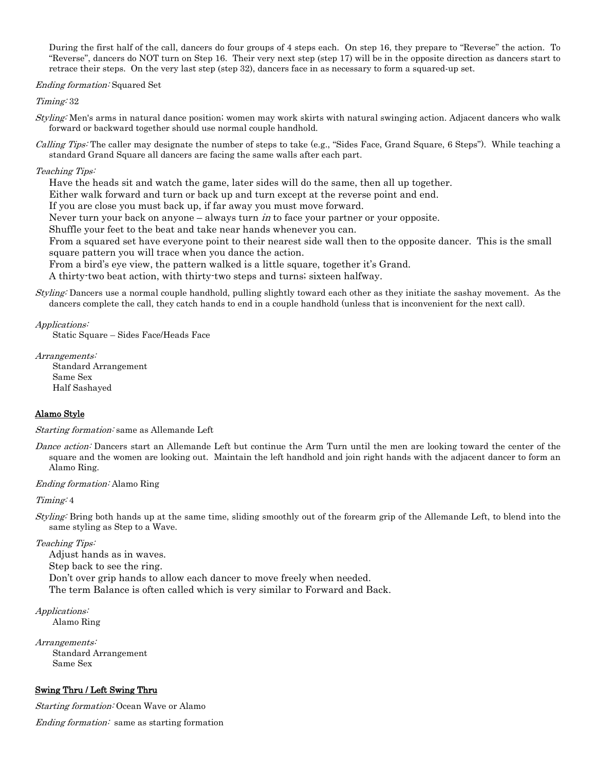During the first half of the call, dancers do four groups of 4 steps each. On step 16, they prepare to "Reverse" the action. To "Reverse", dancers do NOT turn on Step 16. Their very next step (step 17) will be in the opposite direction as dancers start to retrace their steps. On the very last step (step 32), dancers face in as necessary to form a squared-up set.

*Ending formation:* Squared Set

*Timing:* 32

*Styling:* Men's arms in natural dance position; women may work skirts with natural swinging action. Adjacent dancers who walk forward or backward together should use normal couple handhold.

*Calling Tips:* The caller may designate the number of steps to take (e.g., "Sides Face, Grand Square, 6 Steps"). While teaching a standard Grand Square all dancers are facing the same walls after each part.

*Teaching Tips:*

Have the heads sit and watch the game, later sides will do the same, then all up together.
Either walk forward and turn or back up and turn except at the reverse point and end.
If you are close you must back up, if far away you must move forward.
Never turn your back on anyone – always turn *in* to face your partner or your opposite.
Shuffle your feet to the beat and take near hands whenever you can.
From a squared set have everyone point to their nearest side wall then to the opposite dancer. This is the small square pattern you will trace when you dance the action.
From a bird's eye view, the pattern walked is a little square, together it's Grand.
A thirty-two beat action, with thirty-two steps and turns; sixteen halfway.

*Styling:* Dancers use a normal couple handhold, pulling slightly toward each other as they initiate the sashay movement. As the dancers complete the call, they catch hands to end in a couple handhold (unless that is inconvenient for the next call).

*Applications:*

Static Square – Sides Face/Heads Face

*Arrangements:*

Standard Arrangement
Same Sex
Half Sashayed

## Alamo Style

*Starting formation:* same as Allemande Left

*Dance action:* Dancers start an Allemande Left but continue the Arm Turn until the men are looking toward the center of the square and the women are looking out. Maintain the left handhold and join right hands with the adjacent dancer to form an Alamo Ring.

*Ending formation:* Alamo Ring

*Timing:* 4

*Styling:* Bring both hands up at the same time, sliding smoothly out of the forearm grip of the Allemande Left, to blend into the same styling as Step to a Wave.

*Teaching Tips:*

Adjust hands as in waves.
Step back to see the ring.
Don't over grip hands to allow each dancer to move freely when needed.
The term Balance is often called which is very similar to Forward and Back.

*Applications:*

Alamo Ring

*Arrangements:*

Standard Arrangement
Same Sex

## Swing Thru / Left Swing Thru

*Starting formation:* Ocean Wave or Alamo

*Ending formation:* same as starting formation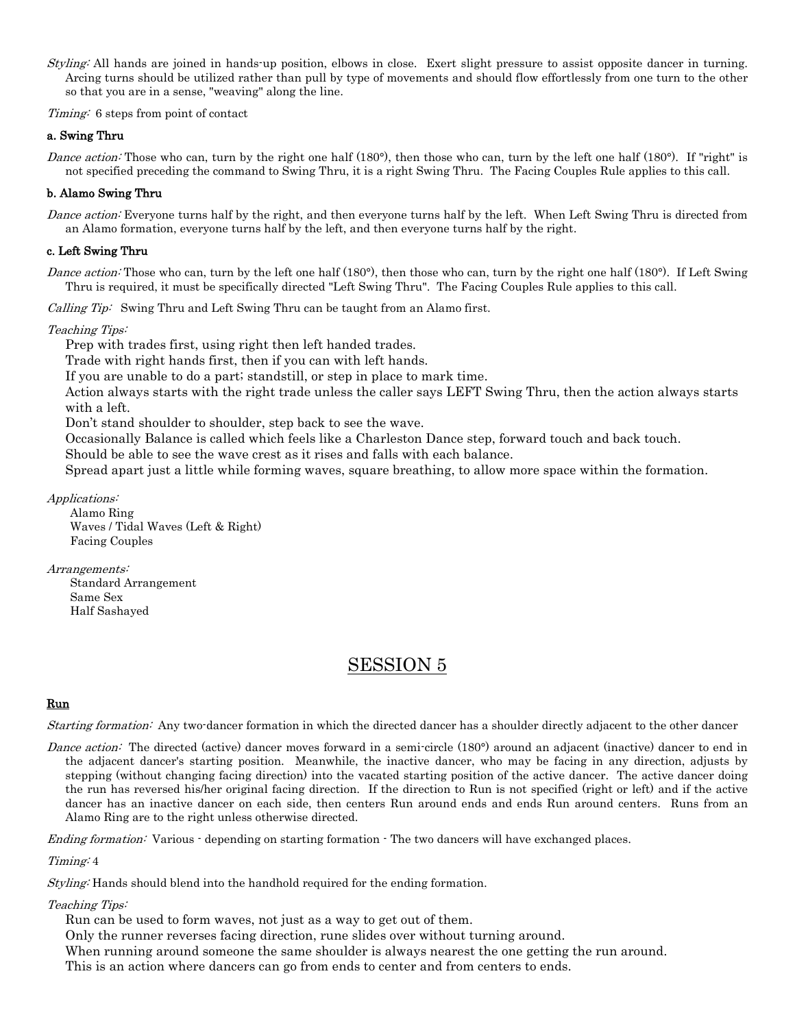*Styling:* All hands are joined in hands-up position, elbows in close. Exert slight pressure to assist opposite dancer in turning. Arcing turns should be utilized rather than pull by type of movements and should flow effortlessly from one turn to the other so that you are in a sense, "weaving" along the line.

*Timing:* 6 steps from point of contact

**a. Swing Thru**

*Dance action:* Those who can, turn by the right one half (180°), then those who can, turn by the left one half (180°). If "right" is not specified preceding the command to Swing Thru, it is a right Swing Thru. The Facing Couples Rule applies to this call.

**b. Alamo Swing Thru**

*Dance action:* Everyone turns half by the right, and then everyone turns half by the left. When Left Swing Thru is directed from an Alamo formation, everyone turns half by the left, and then everyone turns half by the right.

**c. Left Swing Thru**

*Dance action:* Those who can, turn by the left one half (180°), then those who can, turn by the right one half (180°). If Left Swing Thru is required, it must be specifically directed "Left Swing Thru". The Facing Couples Rule applies to this call.

*Calling Tip:* Swing Thru and Left Swing Thru can be taught from an Alamo first.

*Teaching Tips:*

Prep with trades first, using right then left handed trades.
Trade with right hands first, then if you can with left hands.
If you are unable to do a part; standstill, or step in place to mark time.
Action always starts with the right trade unless the caller says LEFT Swing Thru, then the action always starts with a left.
Don't stand shoulder to shoulder, step back to see the wave.
Occasionally Balance is called which feels like a Charleston Dance step, forward touch and back touch.
Should be able to see the wave crest as it rises and falls with each balance.
Spread apart just a little while forming waves, square breathing, to allow more space within the formation.

*Applications:*

Alamo Ring
Waves / Tidal Waves (Left & Right)
Facing Couples

*Arrangements:*

Standard Arrangement
Same Sex
Half Sashayed

## SESSION 5

### Run

*Starting formation:* Any two-dancer formation in which the directed dancer has a shoulder directly adjacent to the other dancer

*Dance action:* The directed (active) dancer moves forward in a semi-circle (180°) around an adjacent (inactive) dancer to end in the adjacent dancer's starting position. Meanwhile, the inactive dancer, who may be facing in any direction, adjusts by stepping (without changing facing direction) into the vacated starting position of the active dancer. The active dancer doing the run has reversed his/her original facing direction. If the direction to Run is not specified (right or left) and if the active dancer has an inactive dancer on each side, then centers Run around ends and ends Run around centers. Runs from an Alamo Ring are to the right unless otherwise directed.

*Ending formation:* Various - depending on starting formation - The two dancers will have exchanged places.

*Timing:* 4

*Styling:* Hands should blend into the handhold required for the ending formation.

*Teaching Tips:*

Run can be used to form waves, not just as a way to get out of them.
Only the runner reverses facing direction, rune slides over without turning around.
When running around someone the same shoulder is always nearest the one getting the run around.
This is an action where dancers can go from ends to center and from centers to ends.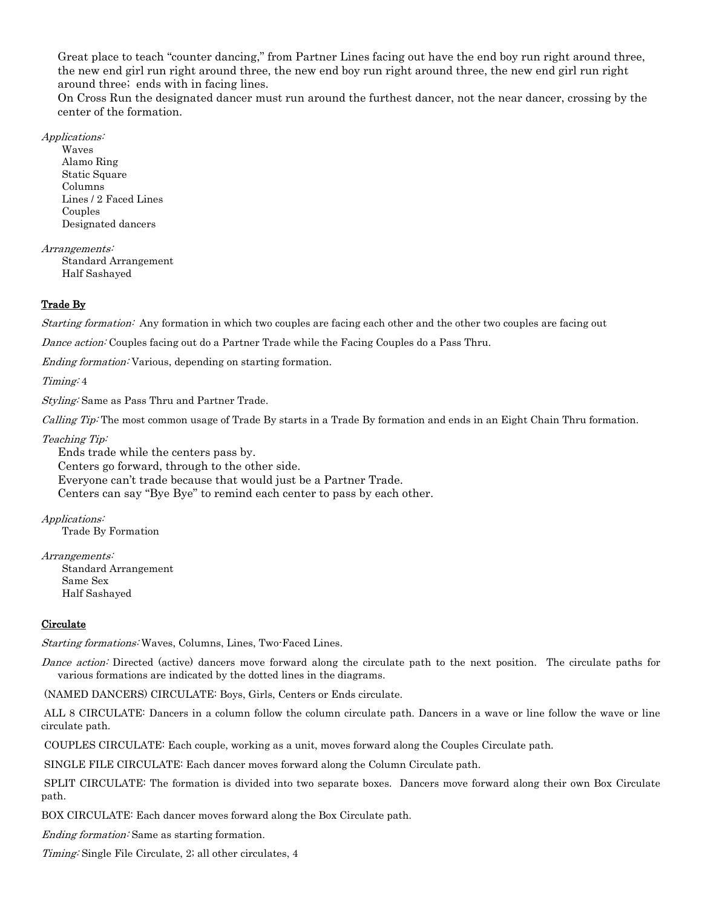Great place to teach “counter dancing,” from Partner Lines facing out have the end boy run right around three, the new end girl run right around three, the new end boy run right around three, the new end girl run right around three; ends with in facing lines.

On Cross Run the designated dancer must run around the furthest dancer, not the near dancer, crossing by the center of the formation.

*Applications:*

- Waves
- Alamo Ring
- Static Square
- Columns
- Lines / 2 Faced Lines
- Couples
- Designated dancers

*Arrangements:*

- Standard Arrangement
- Half Sashayed

## Trade By

*Starting formation:* Any formation in which two couples are facing each other and the other two couples are facing out

*Dance action:* Couples facing out do a Partner Trade while the Facing Couples do a Pass Thru.

*Ending formation:* Various, depending on starting formation.

*Timing:* 4

*Styling:* Same as Pass Thru and Partner Trade.

*Calling Tip:* The most common usage of Trade By starts in a Trade By formation and ends in an Eight Chain Thru formation.

*Teaching Tip:*

Ends trade while the centers pass by.
Centers go forward, through to the other side.
Everyone can’t trade because that would just be a Partner Trade.
Centers can say “Bye Bye” to remind each center to pass by each other.

*Applications:*

- Trade By Formation

*Arrangements:*

- Standard Arrangement
- Same Sex
- Half Sashayed

## Circulate

*Starting formations:* Waves, Columns, Lines, Two-Faced Lines.

*Dance action:* Directed (active) dancers move forward along the circulate path to the next position. The circulate paths for various formations are indicated by the dotted lines in the diagrams.

(NAMED DANCERS) CIRCULATE: Boys, Girls, Centers or Ends circulate.

ALL 8 CIRCULATE: Dancers in a column follow the column circulate path. Dancers in a wave or line follow the wave or line circulate path.

COUPLES CIRCULATE: Each couple, working as a unit, moves forward along the Couples Circulate path.

SINGLE FILE CIRCULATE: Each dancer moves forward along the Column Circulate path.

SPLIT CIRCULATE: The formation is divided into two separate boxes. Dancers move forward along their own Box Circulate path.

BOX CIRCULATE: Each dancer moves forward along the Box Circulate path.

*Ending formation:* Same as starting formation.

*Timing:* Single File Circulate, 2; all other circulates, 4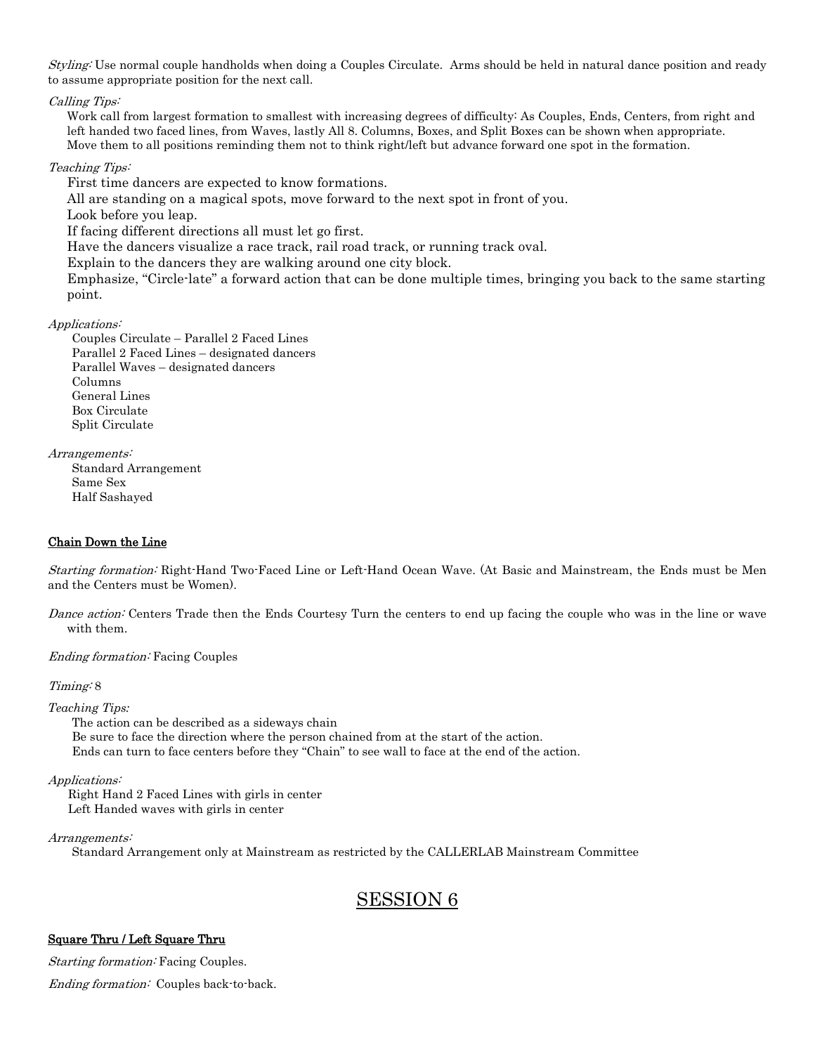*Styling:* Use normal couple handholds when doing a Couples Circulate. Arms should be held in natural dance position and ready to assume appropriate position for the next call.

*Calling Tips:*

Work call from largest formation to smallest with increasing degrees of difficulty: As Couples, Ends, Centers, from right and left handed two faced lines, from Waves, lastly All 8. Columns, Boxes, and Split Boxes can be shown when appropriate. Move them to all positions reminding them not to think right/left but advance forward one spot in the formation.

*Teaching Tips:*

First time dancers are expected to know formations.
All are standing on a magical spots, move forward to the next spot in front of you.
Look before you leap.
If facing different directions all must let go first.
Have the dancers visualize a race track, rail road track, or running track oval.
Explain to the dancers they are walking around one city block.
Emphasize, "Circle-late" a forward action that can be done multiple times, bringing you back to the same starting point.

*Applications:*

Couples Circulate – Parallel 2 Faced Lines
Parallel 2 Faced Lines – designated dancers
Parallel Waves – designated dancers
Columns
General Lines
Box Circulate
Split Circulate

*Arrangements:*

Standard Arrangement
Same Sex
Half Sashayed

**Chain Down the Line**

*Starting formation:* Right-Hand Two-Faced Line or Left-Hand Ocean Wave. (At Basic and Mainstream, the Ends must be Men and the Centers must be Women).

*Dance action:* Centers Trade then the Ends Courtesy Turn the centers to end up facing the couple who was in the line or wave with them.

*Ending formation:* Facing Couples

*Timing:* 8

*Teaching Tips:*

The action can be described as a sideways chain
Be sure to face the direction where the person chained from at the start of the action.
Ends can turn to face centers before they "Chain" to see wall to face at the end of the action.

*Applications:*

Right Hand 2 Faced Lines with girls in center
Left Handed waves with girls in center

*Arrangements:*

Standard Arrangement only at Mainstream as restricted by the CALLERLAB Mainstream Committee

# SESSION 6

**Square Thru / Left Square Thru**

*Starting formation:* Facing Couples.

*Ending formation:* Couples back-to-back.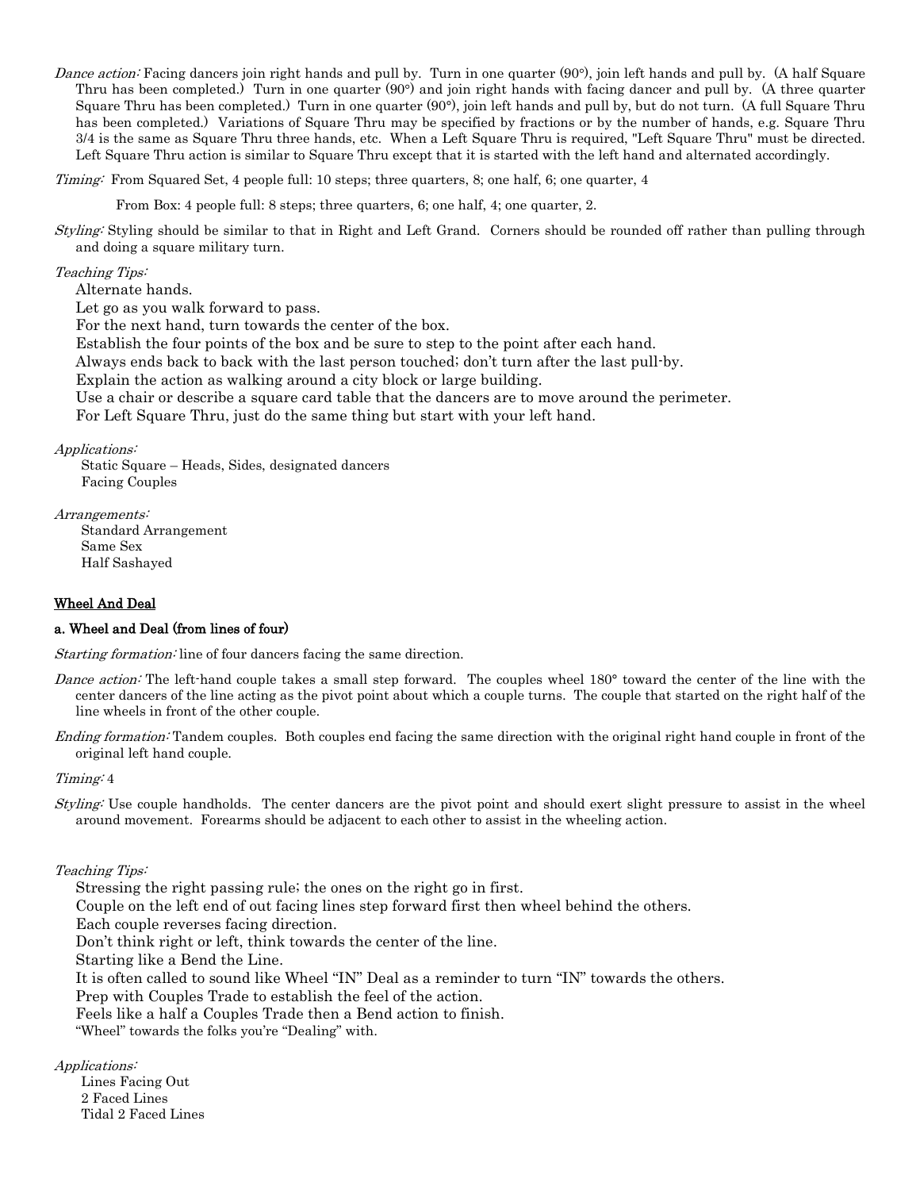*Dance action:* Facing dancers join right hands and pull by. Turn in one quarter (90°), join left hands and pull by. (A half Square Thru has been completed.) Turn in one quarter (90°) and join right hands with facing dancer and pull by. (A three quarter Square Thru has been completed.) Turn in one quarter (90°), join left hands and pull by, but do not turn. (A full Square Thru has been completed.) Variations of Square Thru may be specified by fractions or by the number of hands, e.g. Square Thru 3/4 is the same as Square Thru three hands, etc. When a Left Square Thru is required, "Left Square Thru" must be directed. Left Square Thru action is similar to Square Thru except that it is started with the left hand and alternated accordingly.

*Timing:* From Squared Set, 4 people full: 10 steps; three quarters, 8; one half, 6; one quarter, 4

From Box: 4 people full: 8 steps; three quarters, 6; one half, 4; one quarter, 2.

*Styling:* Styling should be similar to that in Right and Left Grand. Corners should be rounded off rather than pulling through and doing a square military turn.

*Teaching Tips:*

Alternate hands.
Let go as you walk forward to pass.
For the next hand, turn towards the center of the box.
Establish the four points of the box and be sure to step to the point after each hand.
Always ends back to back with the last person touched; don't turn after the last pull-by.
Explain the action as walking around a city block or large building.
Use a chair or describe a square card table that the dancers are to move around the perimeter.
For Left Square Thru, just do the same thing but start with your left hand.

*Applications:*

Static Square – Heads, Sides, designated dancers
Facing Couples

*Arrangements:*

Standard Arrangement
Same Sex
Half Sashayed

## Wheel And Deal

### a. Wheel and Deal (from lines of four)

*Starting formation:* line of four dancers facing the same direction.

*Dance action:* The left-hand couple takes a small step forward. The couples wheel 180° toward the center of the line with the center dancers of the line acting as the pivot point about which a couple turns. The couple that started on the right half of the line wheels in front of the other couple.

*Ending formation:* Tandem couples. Both couples end facing the same direction with the original right hand couple in front of the original left hand couple.

*Timing:* 4

*Styling:* Use couple handholds. The center dancers are the pivot point and should exert slight pressure to assist in the wheel around movement. Forearms should be adjacent to each other to assist in the wheeling action.

*Teaching Tips:*

Stressing the right passing rule; the ones on the right go in first.
Couple on the left end of out facing lines step forward first then wheel behind the others.
Each couple reverses facing direction.
Don't think right or left, think towards the center of the line.
Starting like a Bend the Line.
It is often called to sound like Wheel "IN" Deal as a reminder to turn "IN" towards the others.
Prep with Couples Trade to establish the feel of the action.
Feels like a half a Couples Trade then a Bend action to finish.
"Wheel" towards the folks you're "Dealing" with.

*Applications:*

Lines Facing Out
2 Faced Lines
Tidal 2 Faced Lines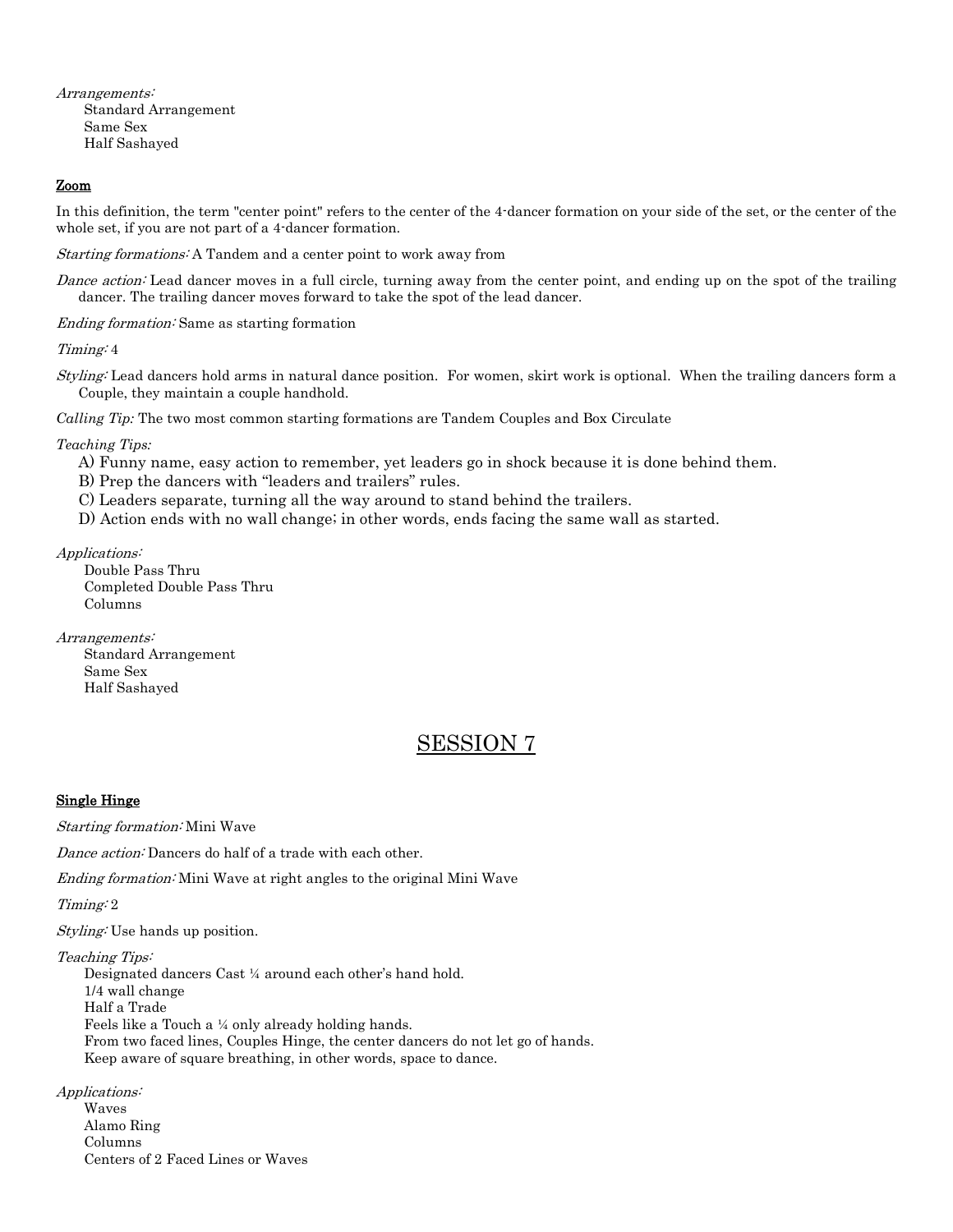*Arrangements:*
  Standard Arrangement
  Same Sex
  Half Sashayed

### Zoom

In this definition, the term "center point" refers to the center of the 4-dancer formation on your side of the set, or the center of the whole set, if you are not part of a 4-dancer formation.

*Starting formations:* A Tandem and a center point to work away from

*Dance action:* Lead dancer moves in a full circle, turning away from the center point, and ending up on the spot of the trailing dancer. The trailing dancer moves forward to take the spot of the lead dancer.

*Ending formation:* Same as starting formation

*Timing:* 4

*Styling:* Lead dancers hold arms in natural dance position. For women, skirt work is optional. When the trailing dancers form a Couple, they maintain a couple handhold.

*Calling Tip:* The two most common starting formations are Tandem Couples and Box Circulate

*Teaching Tips:*
  A) Funny name, easy action to remember, yet leaders go in shock because it is done behind them.
  B) Prep the dancers with "leaders and trailers" rules.
  C) Leaders separate, turning all the way around to stand behind the trailers.
  D) Action ends with no wall change; in other words, ends facing the same wall as started.

*Applications:*
  Double Pass Thru
  Completed Double Pass Thru
  Columns

*Arrangements:*
  Standard Arrangement
  Same Sex
  Half Sashayed

## SESSION 7

### Single Hinge

*Starting formation:* Mini Wave

*Dance action:* Dancers do half of a trade with each other.

*Ending formation:* Mini Wave at right angles to the original Mini Wave

*Timing:* 2

*Styling:* Use hands up position.

*Teaching Tips:*
  Designated dancers Cast ¼ around each other's hand hold.
  1/4 wall change
  Half a Trade
  Feels like a Touch a ¼ only already holding hands.
  From two faced lines, Couples Hinge, the center dancers do not let go of hands.
  Keep aware of square breathing, in other words, space to dance.

*Applications:*
  Waves
  Alamo Ring
  Columns
  Centers of 2 Faced Lines or Waves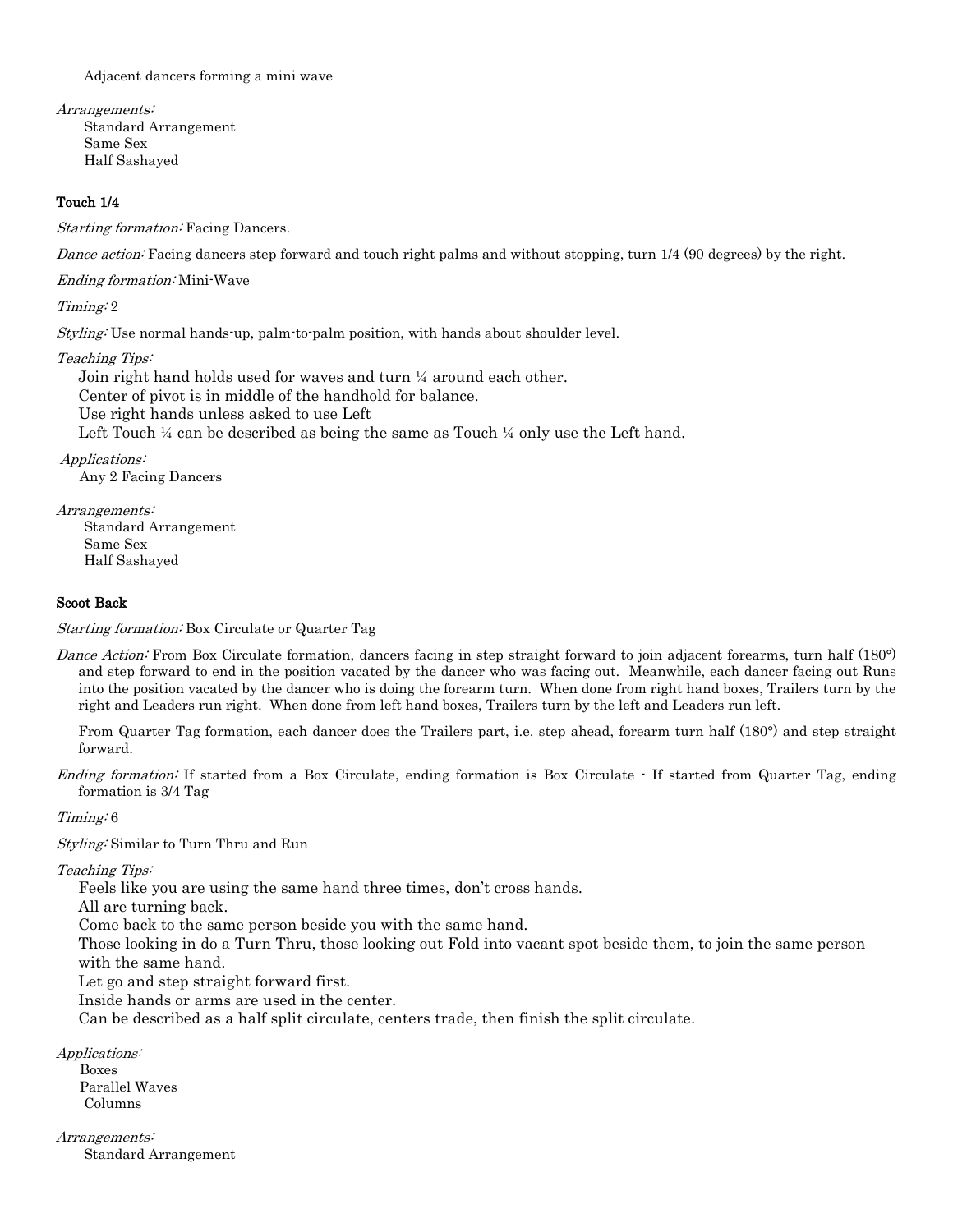Adjacent dancers forming a mini wave

*Arrangements:*

Standard Arrangement
Same Sex
Half Sashayed

## Touch 1/4

*Starting formation:* Facing Dancers.

*Dance action:* Facing dancers step forward and touch right palms and without stopping, turn 1/4 (90 degrees) by the right.

*Ending formation:* Mini-Wave

*Timing:* 2

*Styling:* Use normal hands-up, palm-to-palm position, with hands about shoulder level.

*Teaching Tips:*

Join right hand holds used for waves and turn ¼ around each other.
Center of pivot is in middle of the handhold for balance.
Use right hands unless asked to use Left
Left Touch ¼ can be described as being the same as Touch ¼ only use the Left hand.

*Applications:*

Any 2 Facing Dancers

*Arrangements:*

Standard Arrangement
Same Sex
Half Sashayed

## Scoot Back

*Starting formation:* Box Circulate or Quarter Tag

*Dance Action:* From Box Circulate formation, dancers facing in step straight forward to join adjacent forearms, turn half (180°) and step forward to end in the position vacated by the dancer who was facing out. Meanwhile, each dancer facing out Runs into the position vacated by the dancer who is doing the forearm turn. When done from right hand boxes, Trailers turn by the right and Leaders run right. When done from left hand boxes, Trailers turn by the left and Leaders run left.

From Quarter Tag formation, each dancer does the Trailers part, i.e. step ahead, forearm turn half (180°) and step straight forward.

*Ending formation:* If started from a Box Circulate, ending formation is Box Circulate - If started from Quarter Tag, ending formation is 3/4 Tag

*Timing:* 6

*Styling:* Similar to Turn Thru and Run

*Teaching Tips:*

Feels like you are using the same hand three times, don't cross hands.
All are turning back.
Come back to the same person beside you with the same hand.
Those looking in do a Turn Thru, those looking out Fold into vacant spot beside them, to join the same person with the same hand.
Let go and step straight forward first.
Inside hands or arms are used in the center.
Can be described as a half split circulate, centers trade, then finish the split circulate.

*Applications:*

Boxes
Parallel Waves
Columns

*Arrangements:*

Standard Arrangement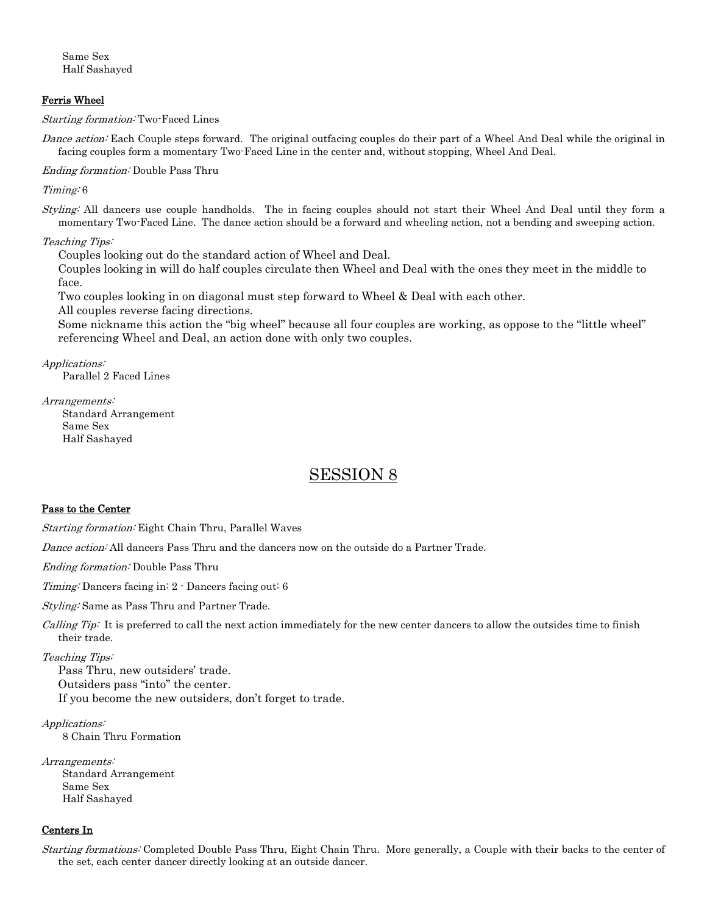Same Sex
Half Sashayed

**Ferris Wheel**

*Starting formation:* Two-Faced Lines

*Dance action:* Each Couple steps forward. The original outfacing couples do their part of a Wheel And Deal while the original in facing couples form a momentary Two-Faced Line in the center and, without stopping, Wheel And Deal.

*Ending formation:* Double Pass Thru

*Timing:* 6

*Styling:* All dancers use couple handholds. The in facing couples should not start their Wheel And Deal until they form a momentary Two-Faced Line. The dance action should be a forward and wheeling action, not a bending and sweeping action.

*Teaching Tips:*

Couples looking out do the standard action of Wheel and Deal.
Couples looking in will do half couples circulate then Wheel and Deal with the ones they meet in the middle to face.
Two couples looking in on diagonal must step forward to Wheel & Deal with each other.
All couples reverse facing directions.
Some nickname this action the "big wheel" because all four couples are working, as oppose to the "little wheel" referencing Wheel and Deal, an action done with only two couples.

*Applications:*
Parallel 2 Faced Lines

*Arrangements:*
Standard Arrangement
Same Sex
Half Sashayed

# SESSION 8

**Pass to the Center**

*Starting formation:* Eight Chain Thru, Parallel Waves

*Dance action:* All dancers Pass Thru and the dancers now on the outside do a Partner Trade.

*Ending formation:* Double Pass Thru

*Timing:* Dancers facing in: 2 - Dancers facing out: 6

*Styling:* Same as Pass Thru and Partner Trade.

*Calling Tip:* It is preferred to call the next action immediately for the new center dancers to allow the outsides time to finish their trade.

*Teaching Tips:*

Pass Thru, new outsiders' trade.
Outsiders pass "into" the center.
If you become the new outsiders, don't forget to trade.

*Applications:*
8 Chain Thru Formation

*Arrangements:*
Standard Arrangement
Same Sex
Half Sashayed

**Centers In**

*Starting formations:* Completed Double Pass Thru, Eight Chain Thru. More generally, a Couple with their backs to the center of the set, each center dancer directly looking at an outside dancer.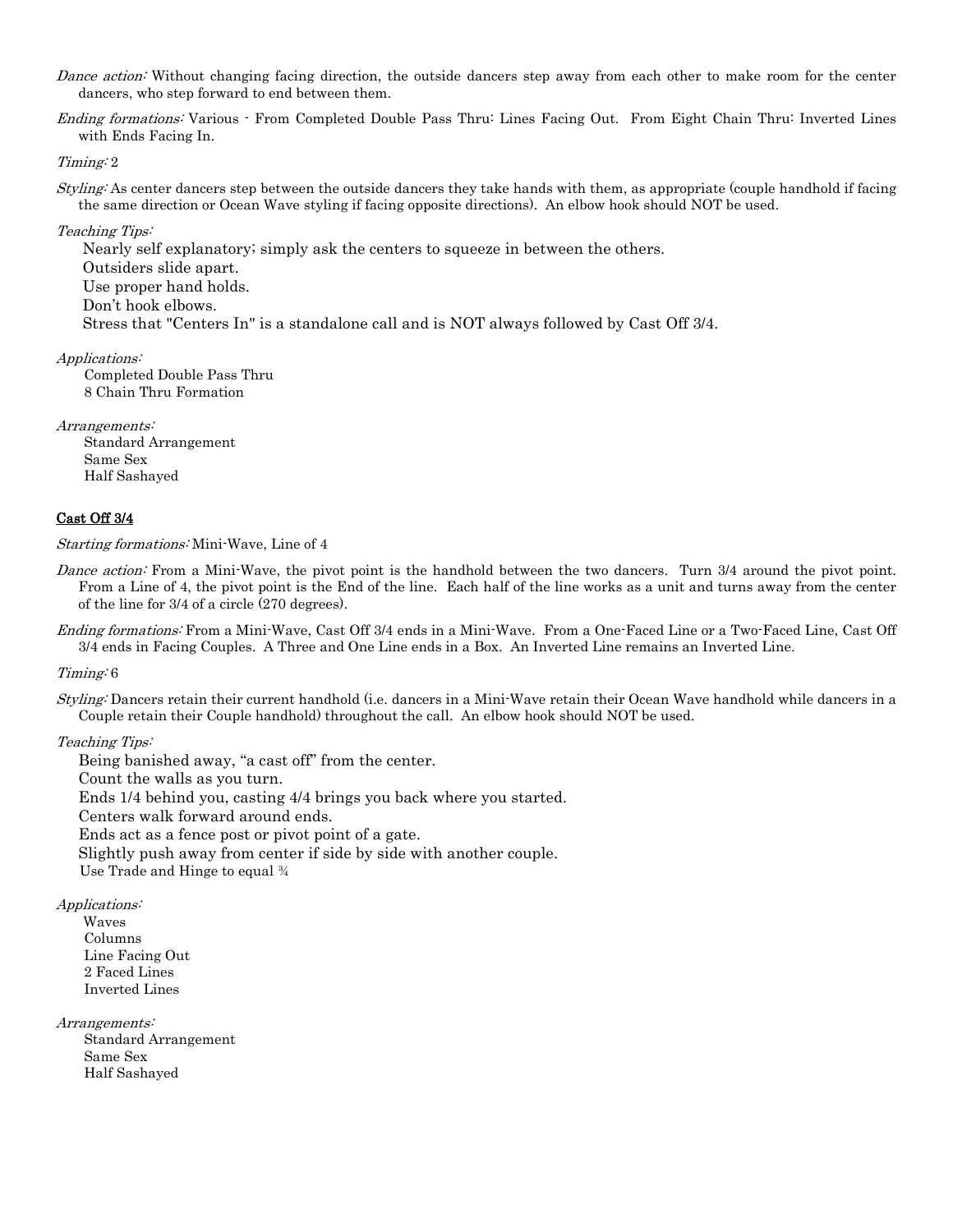*Dance action:* Without changing facing direction, the outside dancers step away from each other to make room for the center dancers, who step forward to end between them.

*Ending formations:* Various - From Completed Double Pass Thru: Lines Facing Out. From Eight Chain Thru: Inverted Lines with Ends Facing In.

*Timing:* 2

*Styling:* As center dancers step between the outside dancers they take hands with them, as appropriate (couple handhold if facing the same direction or Ocean Wave styling if facing opposite directions). An elbow hook should NOT be used.

*Teaching Tips:*

Nearly self explanatory; simply ask the centers to squeeze in between the others.
Outsiders slide apart.
Use proper hand holds.
Don't hook elbows.
Stress that "Centers In" is a standalone call and is NOT always followed by Cast Off 3/4.

*Applications:*

Completed Double Pass Thru
8 Chain Thru Formation

*Arrangements:*

Standard Arrangement
Same Sex
Half Sashayed

## Cast Off 3/4

*Starting formations:* Mini-Wave, Line of 4

*Dance action:* From a Mini-Wave, the pivot point is the handhold between the two dancers. Turn 3/4 around the pivot point. From a Line of 4, the pivot point is the End of the line. Each half of the line works as a unit and turns away from the center of the line for 3/4 of a circle (270 degrees).

*Ending formations:* From a Mini-Wave, Cast Off 3/4 ends in a Mini-Wave. From a One-Faced Line or a Two-Faced Line, Cast Off 3/4 ends in Facing Couples. A Three and One Line ends in a Box. An Inverted Line remains an Inverted Line.

*Timing:* 6

*Styling:* Dancers retain their current handhold (i.e. dancers in a Mini-Wave retain their Ocean Wave handhold while dancers in a Couple retain their Couple handhold) throughout the call. An elbow hook should NOT be used.

*Teaching Tips:*

Being banished away, "a cast off" from the center.
Count the walls as you turn.
Ends 1/4 behind you, casting 4/4 brings you back where you started.
Centers walk forward around ends.
Ends act as a fence post or pivot point of a gate.
Slightly push away from center if side by side with another couple.
Use Trade and Hinge to equal ¾

*Applications:*

Waves
Columns
Line Facing Out
2 Faced Lines
Inverted Lines

*Arrangements:*

Standard Arrangement
Same Sex
Half Sashayed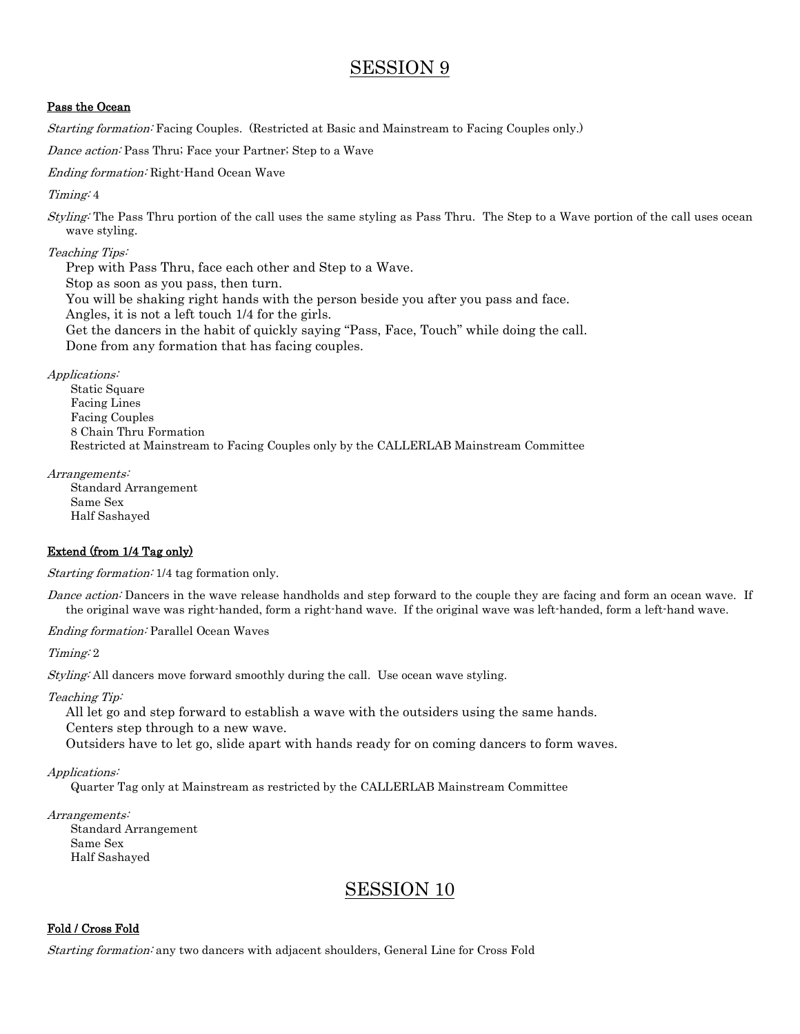# SESSION 9

**Pass the Ocean**

*Starting formation:* Facing Couples. (Restricted at Basic and Mainstream to Facing Couples only.)

*Dance action:* Pass Thru; Face your Partner; Step to a Wave

*Ending formation:* Right-Hand Ocean Wave

*Timing:* 4

*Styling:* The Pass Thru portion of the call uses the same styling as Pass Thru. The Step to a Wave portion of the call uses ocean wave styling.

*Teaching Tips:*

Prep with Pass Thru, face each other and Step to a Wave.
Stop as soon as you pass, then turn.
You will be shaking right hands with the person beside you after you pass and face.
Angles, it is not a left touch 1/4 for the girls.
Get the dancers in the habit of quickly saying "Pass, Face, Touch" while doing the call.
Done from any formation that has facing couples.

*Applications:*

Static Square
Facing Lines
Facing Couples
8 Chain Thru Formation
Restricted at Mainstream to Facing Couples only by the CALLERLAB Mainstream Committee

*Arrangements:*

Standard Arrangement
Same Sex
Half Sashayed

**Extend (from 1/4 Tag only)**

*Starting formation:* 1/4 tag formation only.

*Dance action:* Dancers in the wave release handholds and step forward to the couple they are facing and form an ocean wave. If the original wave was right-handed, form a right-hand wave. If the original wave was left-handed, form a left-hand wave.

*Ending formation:* Parallel Ocean Waves

*Timing:* 2

*Styling:* All dancers move forward smoothly during the call. Use ocean wave styling.

*Teaching Tip:*

All let go and step forward to establish a wave with the outsiders using the same hands.
Centers step through to a new wave.
Outsiders have to let go, slide apart with hands ready for on coming dancers to form waves.

*Applications:*

Quarter Tag only at Mainstream as restricted by the CALLERLAB Mainstream Committee

*Arrangements:*

Standard Arrangement
Same Sex
Half Sashayed

# SESSION 10

**Fold / Cross Fold**

*Starting formation:* any two dancers with adjacent shoulders, General Line for Cross Fold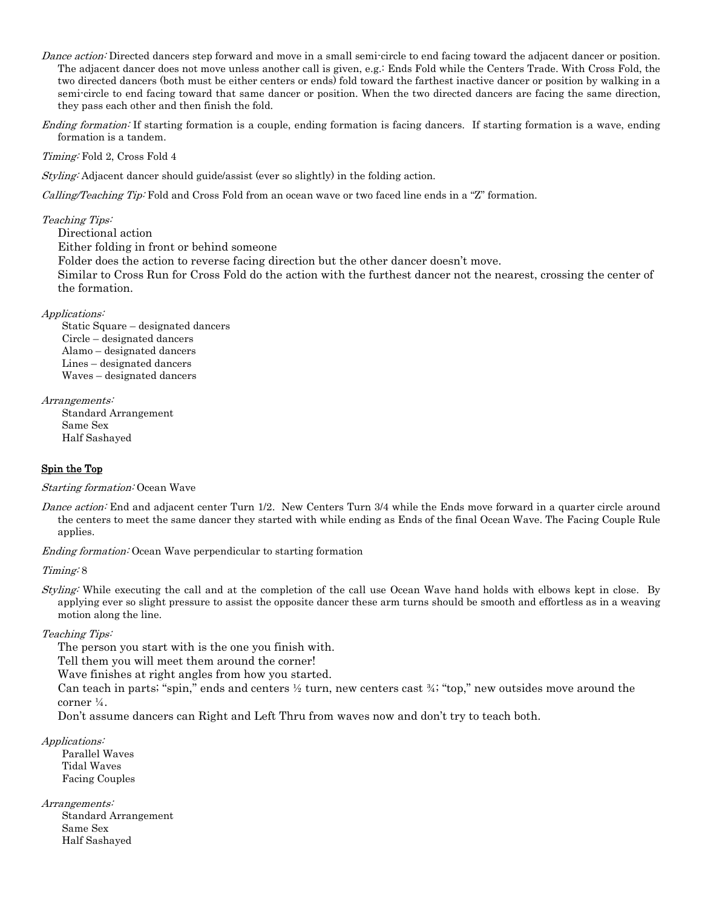*Dance action:* Directed dancers step forward and move in a small semi-circle to end facing toward the adjacent dancer or position. The adjacent dancer does not move unless another call is given, e.g.: Ends Fold while the Centers Trade. With Cross Fold, the two directed dancers (both must be either centers or ends) fold toward the farthest inactive dancer or position by walking in a semi-circle to end facing toward that same dancer or position. When the two directed dancers are facing the same direction, they pass each other and then finish the fold.

*Ending formation:* If starting formation is a couple, ending formation is facing dancers. If starting formation is a wave, ending formation is a tandem.

*Timing:* Fold 2, Cross Fold 4

*Styling:* Adjacent dancer should guide/assist (ever so slightly) in the folding action.

*Calling/Teaching Tip:* Fold and Cross Fold from an ocean wave or two faced line ends in a "Z" formation.

*Teaching Tips:*

Directional action
Either folding in front or behind someone
Folder does the action to reverse facing direction but the other dancer doesn't move.
Similar to Cross Run for Cross Fold do the action with the furthest dancer not the nearest, crossing the center of the formation.

*Applications:*

Static Square – designated dancers
Circle – designated dancers
Alamo – designated dancers
Lines – designated dancers
Waves – designated dancers

*Arrangements:*

Standard Arrangement
Same Sex
Half Sashayed

## Spin the Top

*Starting formation:* Ocean Wave

*Dance action:* End and adjacent center Turn 1/2. New Centers Turn 3/4 while the Ends move forward in a quarter circle around the centers to meet the same dancer they started with while ending as Ends of the final Ocean Wave. The Facing Couple Rule applies.

*Ending formation:* Ocean Wave perpendicular to starting formation

*Timing:* 8

*Styling:* While executing the call and at the completion of the call use Ocean Wave hand holds with elbows kept in close. By applying ever so slight pressure to assist the opposite dancer these arm turns should be smooth and effortless as in a weaving motion along the line.

*Teaching Tips:*

The person you start with is the one you finish with.
Tell them you will meet them around the corner!
Wave finishes at right angles from how you started.
Can teach in parts; "spin," ends and centers ½ turn, new centers cast ¾; "top," new outsides move around the corner ¼.
Don't assume dancers can Right and Left Thru from waves now and don't try to teach both.

*Applications:*

Parallel Waves
Tidal Waves
Facing Couples

*Arrangements:*

Standard Arrangement
Same Sex
Half Sashayed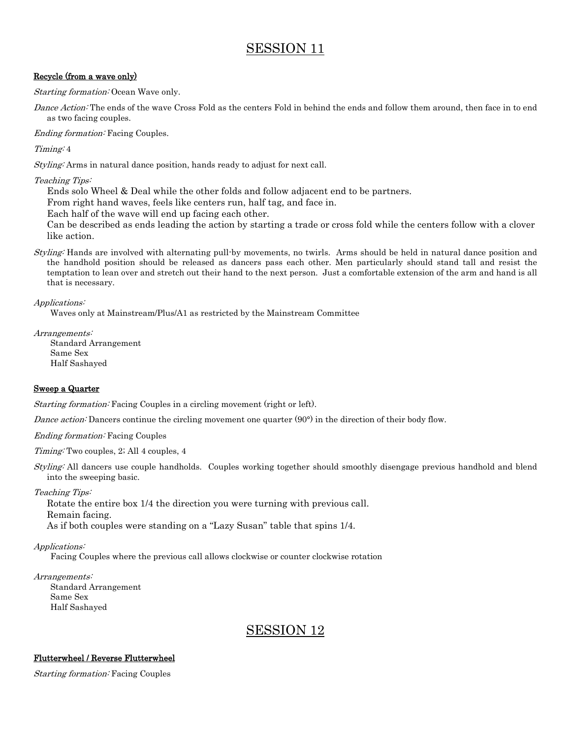# SESSION 11

**Recycle (from a wave only)**

*Starting formation:* Ocean Wave only.

*Dance Action:* The ends of the wave Cross Fold as the centers Fold in behind the ends and follow them around, then face in to end as two facing couples.

*Ending formation:* Facing Couples.

*Timing:* 4

*Styling:* Arms in natural dance position, hands ready to adjust for next call.

*Teaching Tips:*

Ends solo Wheel & Deal while the other folds and follow adjacent end to be partners.
From right hand waves, feels like centers run, half tag, and face in.
Each half of the wave will end up facing each other.
Can be described as ends leading the action by starting a trade or cross fold while the centers follow with a clover like action.

*Styling:* Hands are involved with alternating pull-by movements, no twirls. Arms should be held in natural dance position and the handhold position should be released as dancers pass each other. Men particularly should stand tall and resist the temptation to lean over and stretch out their hand to the next person. Just a comfortable extension of the arm and hand is all that is necessary.

*Applications:*

Waves only at Mainstream/Plus/A1 as restricted by the Mainstream Committee

*Arrangements:*

Standard Arrangement
Same Sex
Half Sashayed

**Sweep a Quarter**

*Starting formation:* Facing Couples in a circling movement (right or left).

*Dance action:* Dancers continue the circling movement one quarter (90°) in the direction of their body flow.

*Ending formation:* Facing Couples

*Timing:* Two couples, 2; All 4 couples, 4

*Styling:* All dancers use couple handholds. Couples working together should smoothly disengage previous handhold and blend into the sweeping basic.

*Teaching Tips:*

Rotate the entire box 1/4 the direction you were turning with previous call.
Remain facing.
As if both couples were standing on a "Lazy Susan" table that spins 1/4.

*Applications:*

Facing Couples where the previous call allows clockwise or counter clockwise rotation

*Arrangements:*

Standard Arrangement
Same Sex
Half Sashayed

# SESSION 12

**Flutterwheel / Reverse Flutterwheel**

*Starting formation:* Facing Couples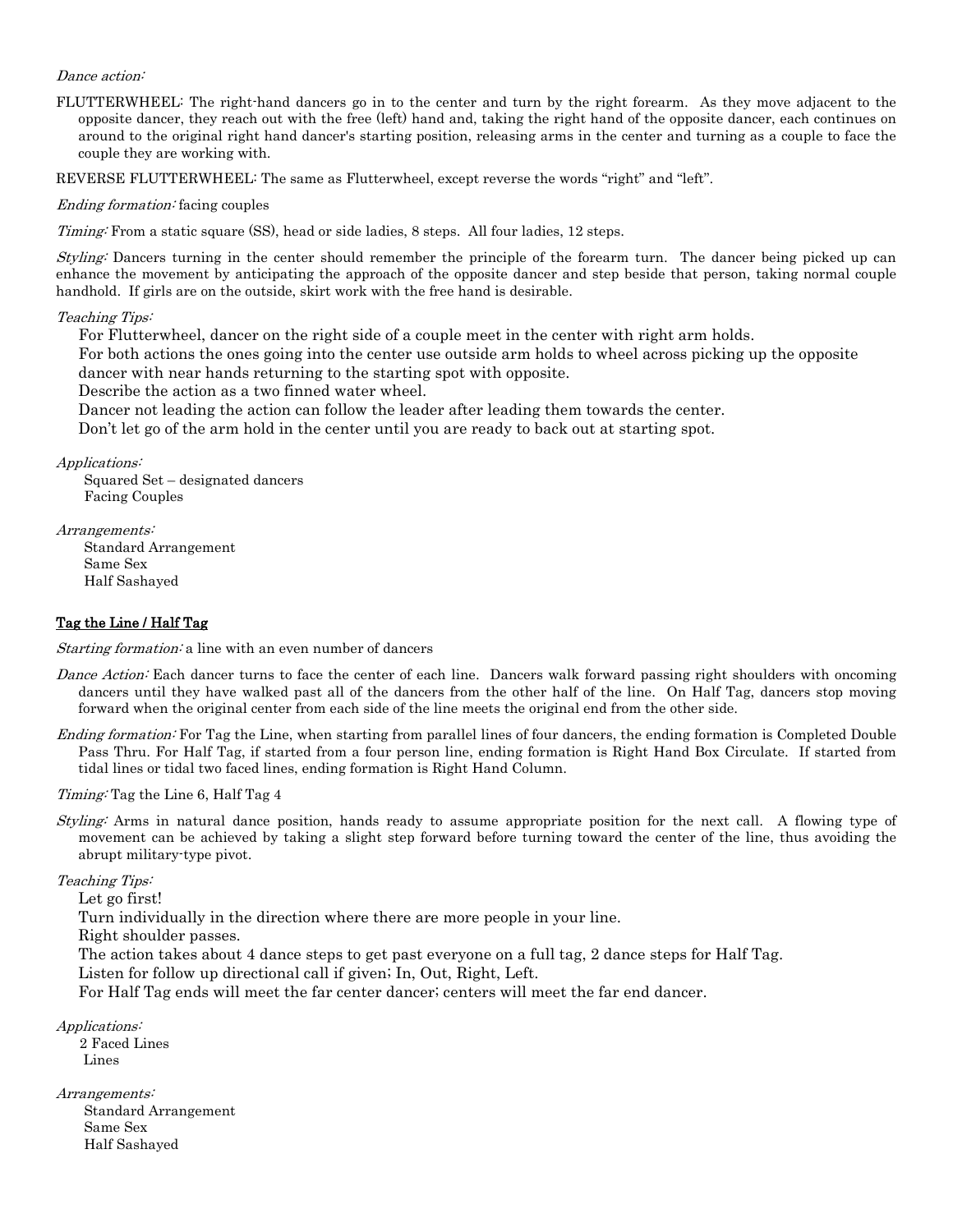*Dance action:*

FLUTTERWHEEL: The right-hand dancers go in to the center and turn by the right forearm. As they move adjacent to the opposite dancer, they reach out with the free (left) hand and, taking the right hand of the opposite dancer, each continues on around to the original right hand dancer's starting position, releasing arms in the center and turning as a couple to face the couple they are working with.

REVERSE FLUTTERWHEEL: The same as Flutterwheel, except reverse the words "right" and "left".

*Ending formation:* facing couples

*Timing:* From a static square (SS), head or side ladies, 8 steps. All four ladies, 12 steps.

*Styling:* Dancers turning in the center should remember the principle of the forearm turn. The dancer being picked up can enhance the movement by anticipating the approach of the opposite dancer and step beside that person, taking normal couple handhold. If girls are on the outside, skirt work with the free hand is desirable.

*Teaching Tips:*

For Flutterwheel, dancer on the right side of a couple meet in the center with right arm holds.
For both actions the ones going into the center use outside arm holds to wheel across picking up the opposite dancer with near hands returning to the starting spot with opposite.
Describe the action as a two finned water wheel.
Dancer not leading the action can follow the leader after leading them towards the center.
Don't let go of the arm hold in the center until you are ready to back out at starting spot.

*Applications:*

Squared Set – designated dancers
Facing Couples

*Arrangements:*

Standard Arrangement
Same Sex
Half Sashayed

## Tag the Line / Half Tag

*Starting formation:* a line with an even number of dancers

*Dance Action:* Each dancer turns to face the center of each line. Dancers walk forward passing right shoulders with oncoming dancers until they have walked past all of the dancers from the other half of the line. On Half Tag, dancers stop moving forward when the original center from each side of the line meets the original end from the other side.

*Ending formation:* For Tag the Line, when starting from parallel lines of four dancers, the ending formation is Completed Double Pass Thru. For Half Tag, if started from a four person line, ending formation is Right Hand Box Circulate. If started from tidal lines or tidal two faced lines, ending formation is Right Hand Column.

*Timing:* Tag the Line 6, Half Tag 4

*Styling:* Arms in natural dance position, hands ready to assume appropriate position for the next call. A flowing type of movement can be achieved by taking a slight step forward before turning toward the center of the line, thus avoiding the abrupt military-type pivot.

*Teaching Tips:*

Let go first!
Turn individually in the direction where there are more people in your line.
Right shoulder passes.
The action takes about 4 dance steps to get past everyone on a full tag, 2 dance steps for Half Tag.
Listen for follow up directional call if given; In, Out, Right, Left.
For Half Tag ends will meet the far center dancer; centers will meet the far end dancer.

*Applications:*

2 Faced Lines
Lines

*Arrangements:*

Standard Arrangement
Same Sex
Half Sashayed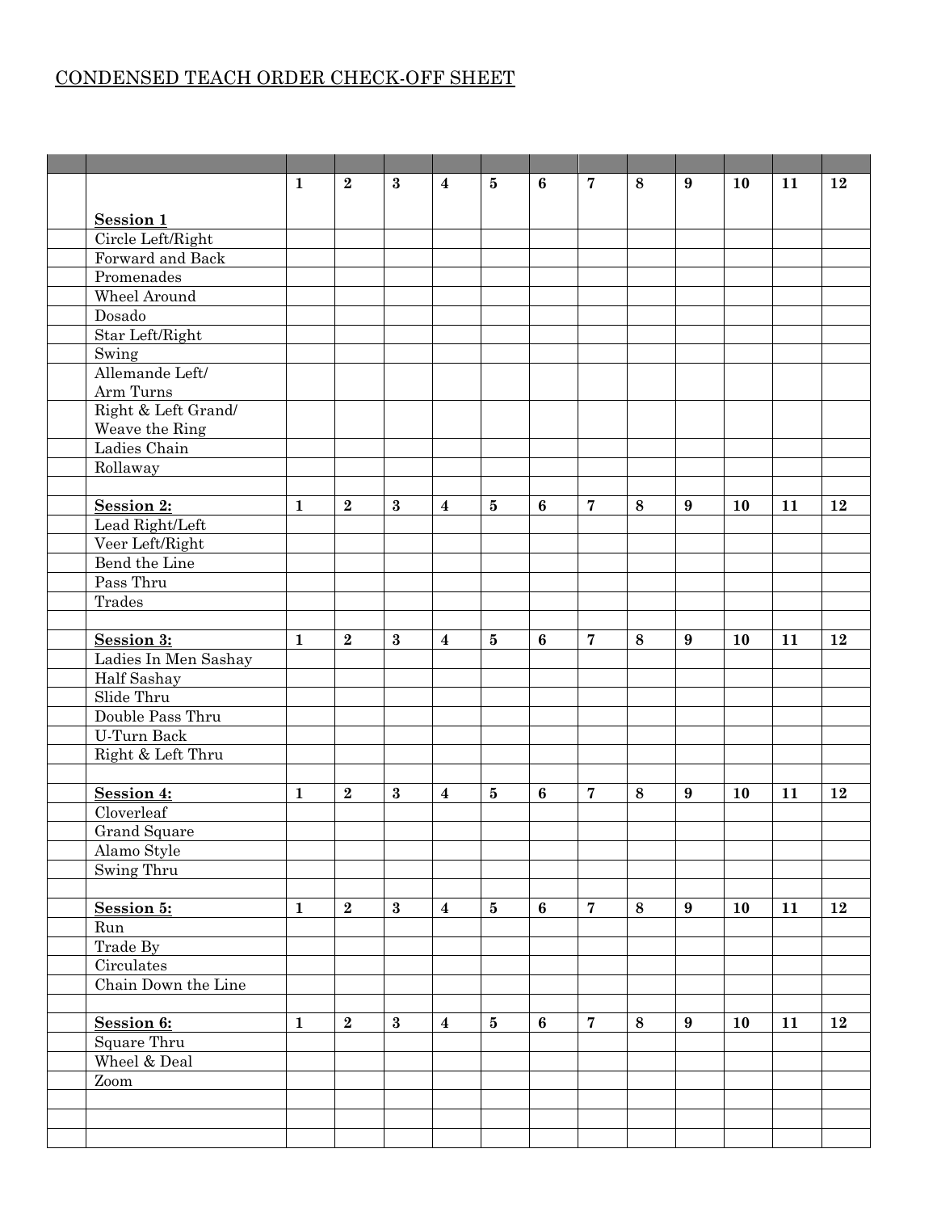# CONDENSED TEACH ORDER CHECK-OFF SHEET

| | | | | | | | | | | | | | |
|---|---|---|---|---|---|---|---|---|---|---|---|---|---|
| | **Session 1** | **1** | **2** | **3** | **4** | **5** | **6** | **7** | **8** | **9** | **10** | **11** | **12** |
| | Circle Left/Right | | | | | | | | | | | | |
| | Forward and Back | | | | | | | | | | | | |
| | Promenades | | | | | | | | | | | | |
| | Wheel Around | | | | | | | | | | | | |
| | Dosado | | | | | | | | | | | | |
| | Star Left/Right | | | | | | | | | | | | |
| | Swing | | | | | | | | | | | | |
| | Allemande Left/ Arm Turns | | | | | | | | | | | | |
| | Right & Left Grand/ Weave the Ring | | | | | | | | | | | | |
| | Ladies Chain | | | | | | | | | | | | |
| | Rollaway | | | | | | | | | | | | |
| | | | | | | | | | | | | | |
| | **Session 2:** | **1** | **2** | **3** | **4** | **5** | **6** | **7** | **8** | **9** | **10** | **11** | **12** |
| | Lead Right/Left | | | | | | | | | | | | |
| | Veer Left/Right | | | | | | | | | | | | |
| | Bend the Line | | | | | | | | | | | | |
| | Pass Thru | | | | | | | | | | | | |
| | Trades | | | | | | | | | | | | |
| | | | | | | | | | | | | | |
| | **Session 3:** | **1** | **2** | **3** | **4** | **5** | **6** | **7** | **8** | **9** | **10** | **11** | **12** |
| | Ladies In Men Sashay | | | | | | | | | | | | |
| | Half Sashay | | | | | | | | | | | | |
| | Slide Thru | | | | | | | | | | | | |
| | Double Pass Thru | | | | | | | | | | | | |
| | U-Turn Back | | | | | | | | | | | | |
| | Right & Left Thru | | | | | | | | | | | | |
| | | | | | | | | | | | | | |
| | **Session 4:** | **1** | **2** | **3** | **4** | **5** | **6** | **7** | **8** | **9** | **10** | **11** | **12** |
| | Cloverleaf | | | | | | | | | | | | |
| | Grand Square | | | | | | | | | | | | |
| | Alamo Style | | | | | | | | | | | | |
| | Swing Thru | | | | | | | | | | | | |
| | | | | | | | | | | | | | |
| | **Session 5:** | **1** | **2** | **3** | **4** | **5** | **6** | **7** | **8** | **9** | **10** | **11** | **12** |
| | Run | | | | | | | | | | | | |
| | Trade By | | | | | | | | | | | | |
| | Circulates | | | | | | | | | | | | |
| | Chain Down the Line | | | | | | | | | | | | |
| | | | | | | | | | | | | | |
| | **Session 6:** | **1** | **2** | **3** | **4** | **5** | **6** | **7** | **8** | **9** | **10** | **11** | **12** |
| | Square Thru | | | | | | | | | | | | |
| | Wheel & Deal | | | | | | | | | | | | |
| | Zoom | | | | | | | | | | | | |
| | | | | | | | | | | | | | |
| | | | | | | | | | | | | | |
| | | | | | | | | | | | | | |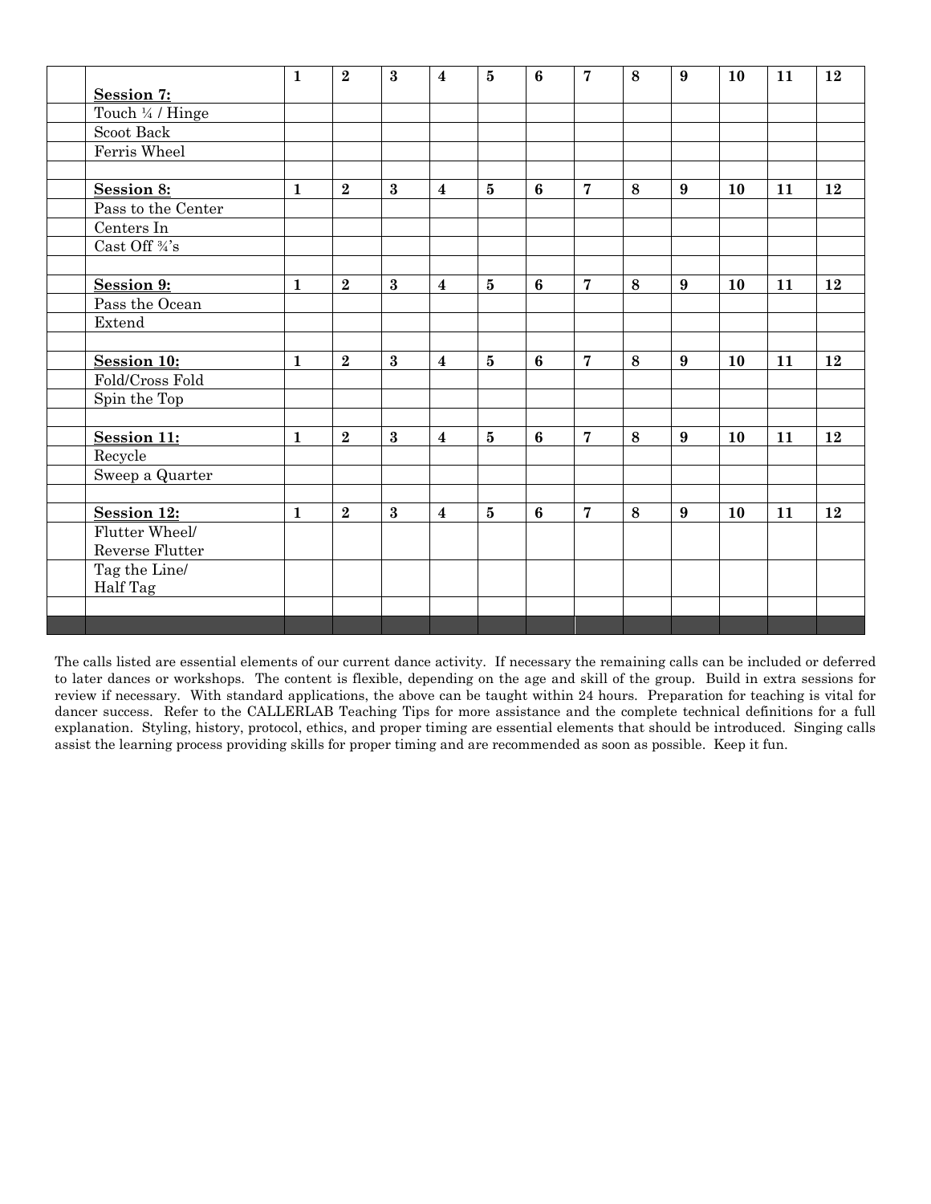| | | 1 | 2 | 3 | 4 | 5 | 6 | 7 | 8 | 9 | 10 | 11 | 12 |
|---|---|---|---|---|---|---|---|---|---|---|---|---|---|
| | **Session 7:** | | | | | | | | | | | | |
| | Touch ¼ / Hinge | | | | | | | | | | | | |
| | Scoot Back | | | | | | | | | | | | |
| | Ferris Wheel | | | | | | | | | | | | |
| | | | | | | | | | | | | | |
| | **Session 8:** | **1** | **2** | **3** | **4** | **5** | **6** | **7** | **8** | **9** | **10** | **11** | **12** |
| | Pass to the Center | | | | | | | | | | | | |
| | Centers In | | | | | | | | | | | | |
| | Cast Off ¾'s | | | | | | | | | | | | |
| | | | | | | | | | | | | | |
| | **Session 9:** | **1** | **2** | **3** | **4** | **5** | **6** | **7** | **8** | **9** | **10** | **11** | **12** |
| | Pass the Ocean | | | | | | | | | | | | |
| | Extend | | | | | | | | | | | | |
| | | | | | | | | | | | | | |
| | **Session 10:** | **1** | **2** | **3** | **4** | **5** | **6** | **7** | **8** | **9** | **10** | **11** | **12** |
| | Fold/Cross Fold | | | | | | | | | | | | |
| | Spin the Top | | | | | | | | | | | | |
| | | | | | | | | | | | | | |
| | **Session 11:** | **1** | **2** | **3** | **4** | **5** | **6** | **7** | **8** | **9** | **10** | **11** | **12** |
| | Recycle | | | | | | | | | | | | |
| | Sweep a Quarter | | | | | | | | | | | | |
| | | | | | | | | | | | | | |
| | **Session 12:** | **1** | **2** | **3** | **4** | **5** | **6** | **7** | **8** | **9** | **10** | **11** | **12** |
| | Flutter Wheel/ Reverse Flutter | | | | | | | | | | | | |
| | Tag the Line/ Half Tag | | | | | | | | | | | | |
| | | | | | | | | | | | | | |

The calls listed are essential elements of our current dance activity. If necessary the remaining calls can be included or deferred to later dances or workshops. The content is flexible, depending on the age and skill of the group. Build in extra sessions for review if necessary. With standard applications, the above can be taught within 24 hours. Preparation for teaching is vital for dancer success. Refer to the CALLERLAB Teaching Tips for more assistance and the complete technical definitions for a full explanation. Styling, history, protocol, ethics, and proper timing are essential elements that should be introduced. Singing calls assist the learning process providing skills for proper timing and are recommended as soon as possible. Keep it fun.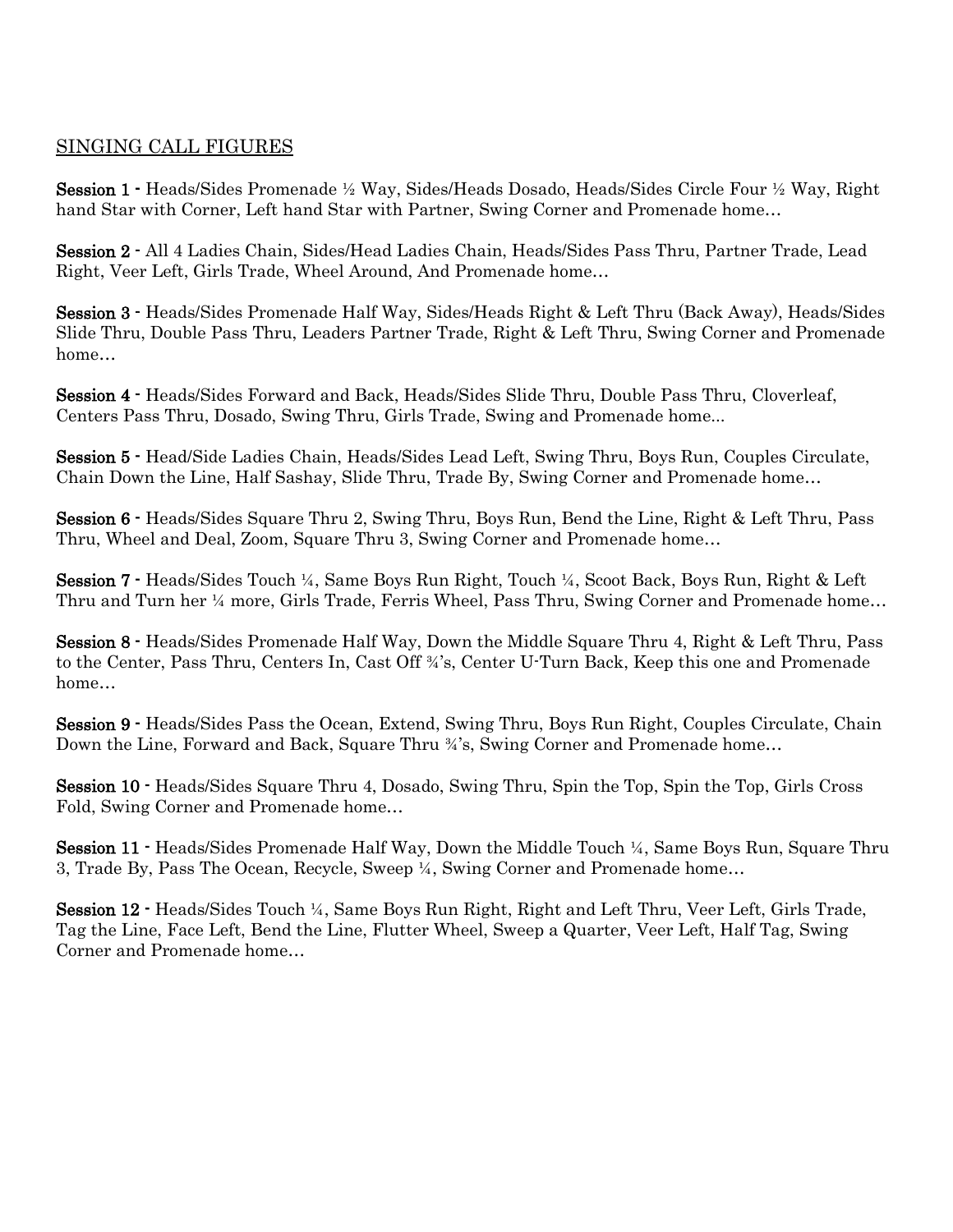## SINGING CALL FIGURES

**Session 1 -** Heads/Sides Promenade ½ Way, Sides/Heads Dosado, Heads/Sides Circle Four ½ Way, Right hand Star with Corner, Left hand Star with Partner, Swing Corner and Promenade home…

**Session 2 -** All 4 Ladies Chain, Sides/Head Ladies Chain, Heads/Sides Pass Thru, Partner Trade, Lead Right, Veer Left, Girls Trade, Wheel Around, And Promenade home…

**Session 3 -** Heads/Sides Promenade Half Way, Sides/Heads Right & Left Thru (Back Away), Heads/Sides Slide Thru, Double Pass Thru, Leaders Partner Trade, Right & Left Thru, Swing Corner and Promenade home…

**Session 4 -** Heads/Sides Forward and Back, Heads/Sides Slide Thru, Double Pass Thru, Cloverleaf, Centers Pass Thru, Dosado, Swing Thru, Girls Trade, Swing and Promenade home...

**Session 5 -** Head/Side Ladies Chain, Heads/Sides Lead Left, Swing Thru, Boys Run, Couples Circulate, Chain Down the Line, Half Sashay, Slide Thru, Trade By, Swing Corner and Promenade home…

**Session 6 -** Heads/Sides Square Thru 2, Swing Thru, Boys Run, Bend the Line, Right & Left Thru, Pass Thru, Wheel and Deal, Zoom, Square Thru 3, Swing Corner and Promenade home…

**Session 7 -** Heads/Sides Touch ¼, Same Boys Run Right, Touch ¼, Scoot Back, Boys Run, Right & Left Thru and Turn her ¼ more, Girls Trade, Ferris Wheel, Pass Thru, Swing Corner and Promenade home…

**Session 8 -** Heads/Sides Promenade Half Way, Down the Middle Square Thru 4, Right & Left Thru, Pass to the Center, Pass Thru, Centers In, Cast Off ¾'s, Center U-Turn Back, Keep this one and Promenade home…

**Session 9 -** Heads/Sides Pass the Ocean, Extend, Swing Thru, Boys Run Right, Couples Circulate, Chain Down the Line, Forward and Back, Square Thru ¾'s, Swing Corner and Promenade home…

**Session 10 -** Heads/Sides Square Thru 4, Dosado, Swing Thru, Spin the Top, Spin the Top, Girls Cross Fold, Swing Corner and Promenade home…

**Session 11 -** Heads/Sides Promenade Half Way, Down the Middle Touch ¼, Same Boys Run, Square Thru 3, Trade By, Pass The Ocean, Recycle, Sweep ¼, Swing Corner and Promenade home…

**Session 12 -** Heads/Sides Touch ¼, Same Boys Run Right, Right and Left Thru, Veer Left, Girls Trade, Tag the Line, Face Left, Bend the Line, Flutter Wheel, Sweep a Quarter, Veer Left, Half Tag, Swing Corner and Promenade home…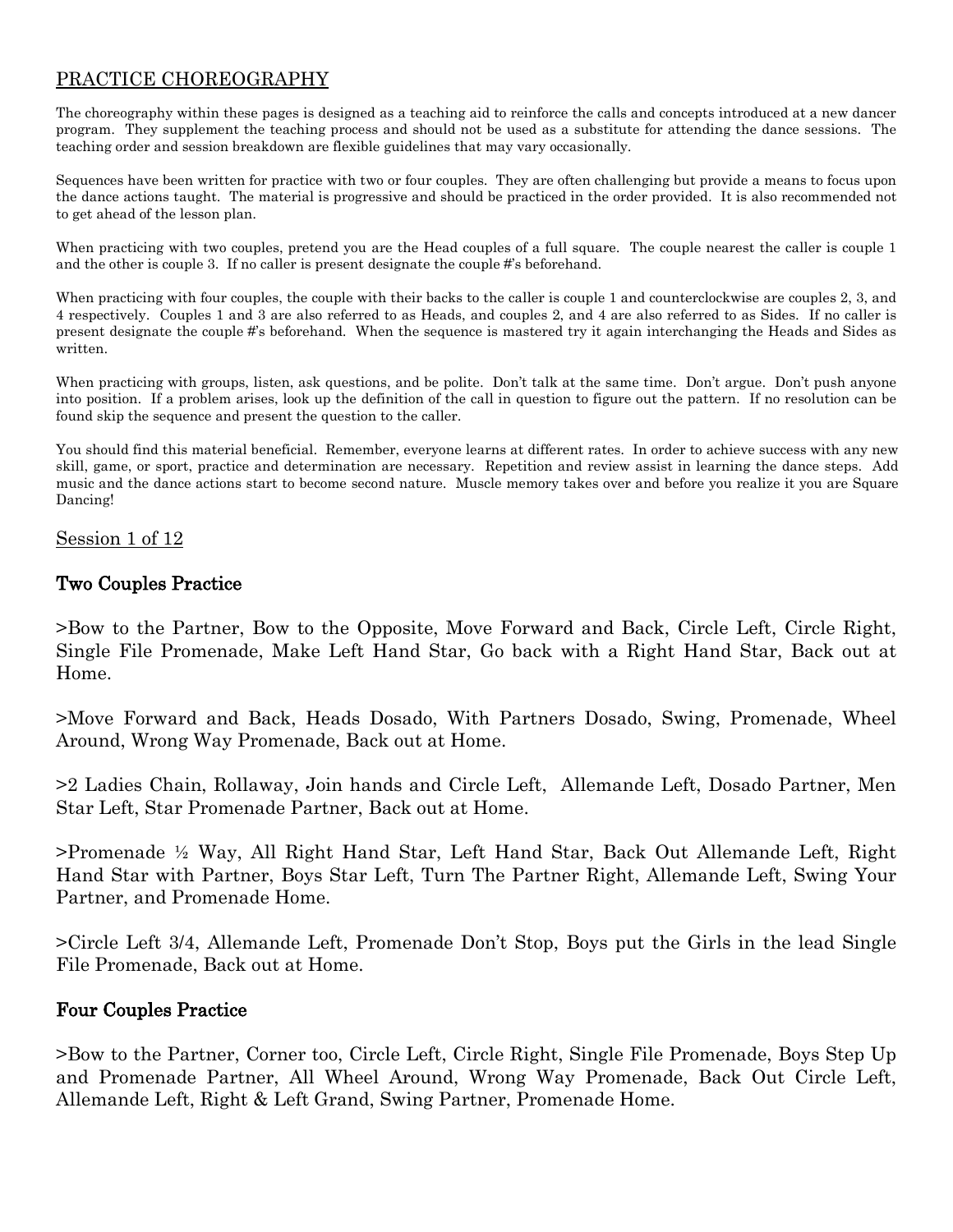## PRACTICE CHOREOGRAPHY

The choreography within these pages is designed as a teaching aid to reinforce the calls and concepts introduced at a new dancer program. They supplement the teaching process and should not be used as a substitute for attending the dance sessions. The teaching order and session breakdown are flexible guidelines that may vary occasionally.

Sequences have been written for practice with two or four couples. They are often challenging but provide a means to focus upon the dance actions taught. The material is progressive and should be practiced in the order provided. It is also recommended not to get ahead of the lesson plan.

When practicing with two couples, pretend you are the Head couples of a full square. The couple nearest the caller is couple 1 and the other is couple 3. If no caller is present designate the couple #'s beforehand.

When practicing with four couples, the couple with their backs to the caller is couple 1 and counterclockwise are couples 2, 3, and 4 respectively. Couples 1 and 3 are also referred to as Heads, and couples 2, and 4 are also referred to as Sides. If no caller is present designate the couple #'s beforehand. When the sequence is mastered try it again interchanging the Heads and Sides as written.

When practicing with groups, listen, ask questions, and be polite. Don't talk at the same time. Don't argue. Don't push anyone into position. If a problem arises, look up the definition of the call in question to figure out the pattern. If no resolution can be found skip the sequence and present the question to the caller.

You should find this material beneficial. Remember, everyone learns at different rates. In order to achieve success with any new skill, game, or sport, practice and determination are necessary. Repetition and review assist in learning the dance steps. Add music and the dance actions start to become second nature. Muscle memory takes over and before you realize it you are Square Dancing!

### Session 1 of 12

### Two Couples Practice

>Bow to the Partner, Bow to the Opposite, Move Forward and Back, Circle Left, Circle Right, Single File Promenade, Make Left Hand Star, Go back with a Right Hand Star, Back out at Home.

>Move Forward and Back, Heads Dosado, With Partners Dosado, Swing, Promenade, Wheel Around, Wrong Way Promenade, Back out at Home.

>2 Ladies Chain, Rollaway, Join hands and Circle Left, Allemande Left, Dosado Partner, Men Star Left, Star Promenade Partner, Back out at Home.

>Promenade ½ Way, All Right Hand Star, Left Hand Star, Back Out Allemande Left, Right Hand Star with Partner, Boys Star Left, Turn The Partner Right, Allemande Left, Swing Your Partner, and Promenade Home.

>Circle Left 3/4, Allemande Left, Promenade Don't Stop, Boys put the Girls in the lead Single File Promenade, Back out at Home.

### Four Couples Practice

>Bow to the Partner, Corner too, Circle Left, Circle Right, Single File Promenade, Boys Step Up and Promenade Partner, All Wheel Around, Wrong Way Promenade, Back Out Circle Left, Allemande Left, Right & Left Grand, Swing Partner, Promenade Home.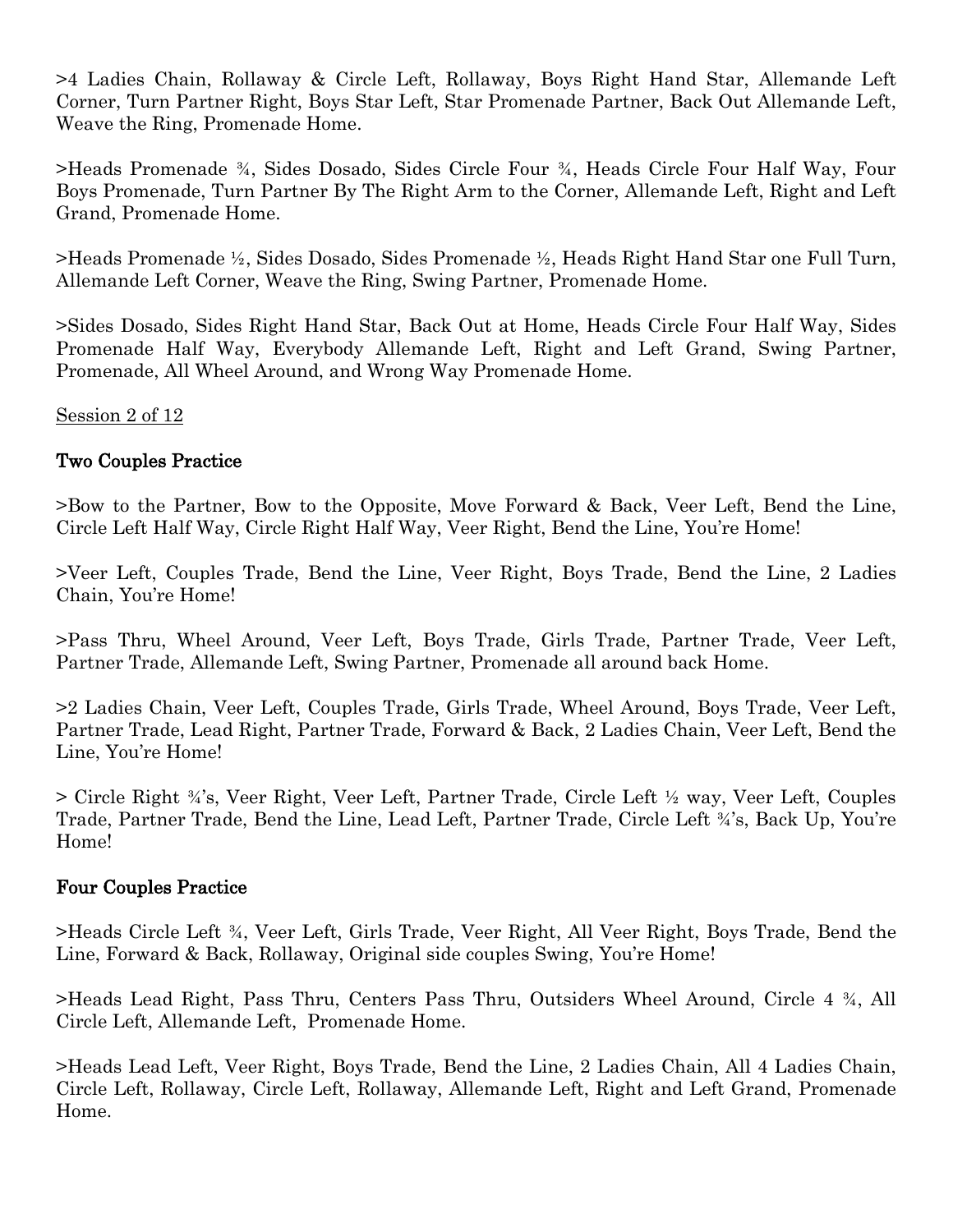>4 Ladies Chain, Rollaway & Circle Left, Rollaway, Boys Right Hand Star, Allemande Left Corner, Turn Partner Right, Boys Star Left, Star Promenade Partner, Back Out Allemande Left, Weave the Ring, Promenade Home.

>Heads Promenade ¾, Sides Dosado, Sides Circle Four ¾, Heads Circle Four Half Way, Four Boys Promenade, Turn Partner By The Right Arm to the Corner, Allemande Left, Right and Left Grand, Promenade Home.

>Heads Promenade ½, Sides Dosado, Sides Promenade ½, Heads Right Hand Star one Full Turn, Allemande Left Corner, Weave the Ring, Swing Partner, Promenade Home.

>Sides Dosado, Sides Right Hand Star, Back Out at Home, Heads Circle Four Half Way, Sides Promenade Half Way, Everybody Allemande Left, Right and Left Grand, Swing Partner, Promenade, All Wheel Around, and Wrong Way Promenade Home.

<u>Session 2 of 12</u>

### Two Couples Practice

>Bow to the Partner, Bow to the Opposite, Move Forward & Back, Veer Left, Bend the Line, Circle Left Half Way, Circle Right Half Way, Veer Right, Bend the Line, You're Home!

>Veer Left, Couples Trade, Bend the Line, Veer Right, Boys Trade, Bend the Line, 2 Ladies Chain, You're Home!

>Pass Thru, Wheel Around, Veer Left, Boys Trade, Girls Trade, Partner Trade, Veer Left, Partner Trade, Allemande Left, Swing Partner, Promenade all around back Home.

>2 Ladies Chain, Veer Left, Couples Trade, Girls Trade, Wheel Around, Boys Trade, Veer Left, Partner Trade, Lead Right, Partner Trade, Forward & Back, 2 Ladies Chain, Veer Left, Bend the Line, You're Home!

> Circle Right ¾'s, Veer Right, Veer Left, Partner Trade, Circle Left ½ way, Veer Left, Couples Trade, Partner Trade, Bend the Line, Lead Left, Partner Trade, Circle Left ¾'s, Back Up, You're Home!

### Four Couples Practice

>Heads Circle Left ¾, Veer Left, Girls Trade, Veer Right, All Veer Right, Boys Trade, Bend the Line, Forward & Back, Rollaway, Original side couples Swing, You're Home!

>Heads Lead Right, Pass Thru, Centers Pass Thru, Outsiders Wheel Around, Circle 4 ¾, All Circle Left, Allemande Left, Promenade Home.

>Heads Lead Left, Veer Right, Boys Trade, Bend the Line, 2 Ladies Chain, All 4 Ladies Chain, Circle Left, Rollaway, Circle Left, Rollaway, Allemande Left, Right and Left Grand, Promenade Home.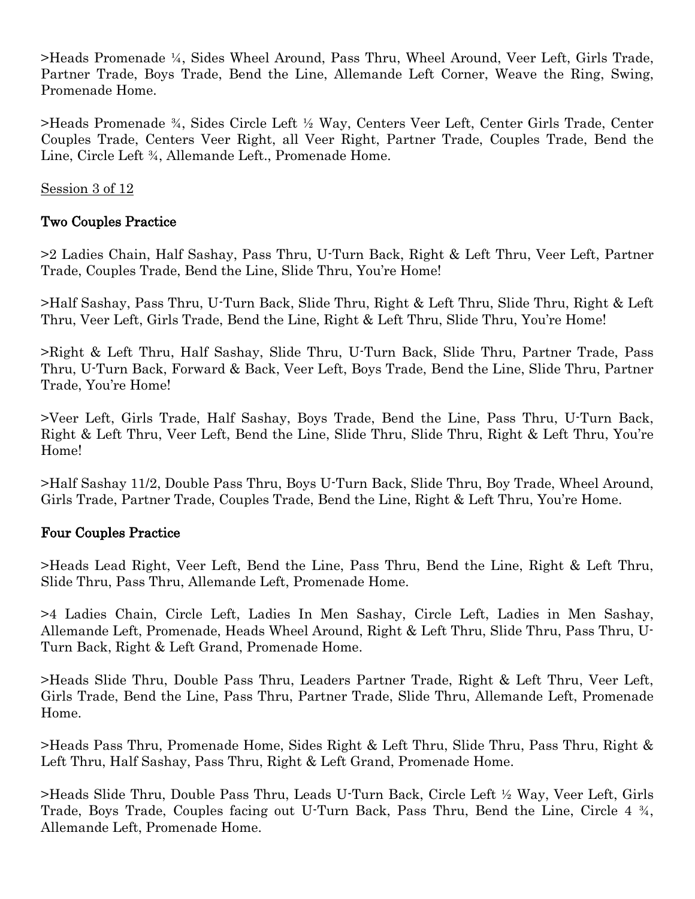>Heads Promenade ¼, Sides Wheel Around, Pass Thru, Wheel Around, Veer Left, Girls Trade, Partner Trade, Boys Trade, Bend the Line, Allemande Left Corner, Weave the Ring, Swing, Promenade Home.

>Heads Promenade ¾, Sides Circle Left ½ Way, Centers Veer Left, Center Girls Trade, Center Couples Trade, Centers Veer Right, all Veer Right, Partner Trade, Couples Trade, Bend the Line, Circle Left ¾, Allemande Left., Promenade Home.

<u>Session 3 of 12</u>

### Two Couples Practice

>2 Ladies Chain, Half Sashay, Pass Thru, U-Turn Back, Right & Left Thru, Veer Left, Partner Trade, Couples Trade, Bend the Line, Slide Thru, You're Home!

>Half Sashay, Pass Thru, U-Turn Back, Slide Thru, Right & Left Thru, Slide Thru, Right & Left Thru, Veer Left, Girls Trade, Bend the Line, Right & Left Thru, Slide Thru, You're Home!

>Right & Left Thru, Half Sashay, Slide Thru, U-Turn Back, Slide Thru, Partner Trade, Pass Thru, U-Turn Back, Forward & Back, Veer Left, Boys Trade, Bend the Line, Slide Thru, Partner Trade, You're Home!

>Veer Left, Girls Trade, Half Sashay, Boys Trade, Bend the Line, Pass Thru, U-Turn Back, Right & Left Thru, Veer Left, Bend the Line, Slide Thru, Slide Thru, Right & Left Thru, You're Home!

>Half Sashay 11/2, Double Pass Thru, Boys U-Turn Back, Slide Thru, Boy Trade, Wheel Around, Girls Trade, Partner Trade, Couples Trade, Bend the Line, Right & Left Thru, You're Home.

### Four Couples Practice

>Heads Lead Right, Veer Left, Bend the Line, Pass Thru, Bend the Line, Right & Left Thru, Slide Thru, Pass Thru, Allemande Left, Promenade Home.

>4 Ladies Chain, Circle Left, Ladies In Men Sashay, Circle Left, Ladies in Men Sashay, Allemande Left, Promenade, Heads Wheel Around, Right & Left Thru, Slide Thru, Pass Thru, U-Turn Back, Right & Left Grand, Promenade Home.

>Heads Slide Thru, Double Pass Thru, Leaders Partner Trade, Right & Left Thru, Veer Left, Girls Trade, Bend the Line, Pass Thru, Partner Trade, Slide Thru, Allemande Left, Promenade Home.

>Heads Pass Thru, Promenade Home, Sides Right & Left Thru, Slide Thru, Pass Thru, Right & Left Thru, Half Sashay, Pass Thru, Right & Left Grand, Promenade Home.

>Heads Slide Thru, Double Pass Thru, Leads U-Turn Back, Circle Left ½ Way, Veer Left, Girls Trade, Boys Trade, Couples facing out U-Turn Back, Pass Thru, Bend the Line, Circle 4 ¾, Allemande Left, Promenade Home.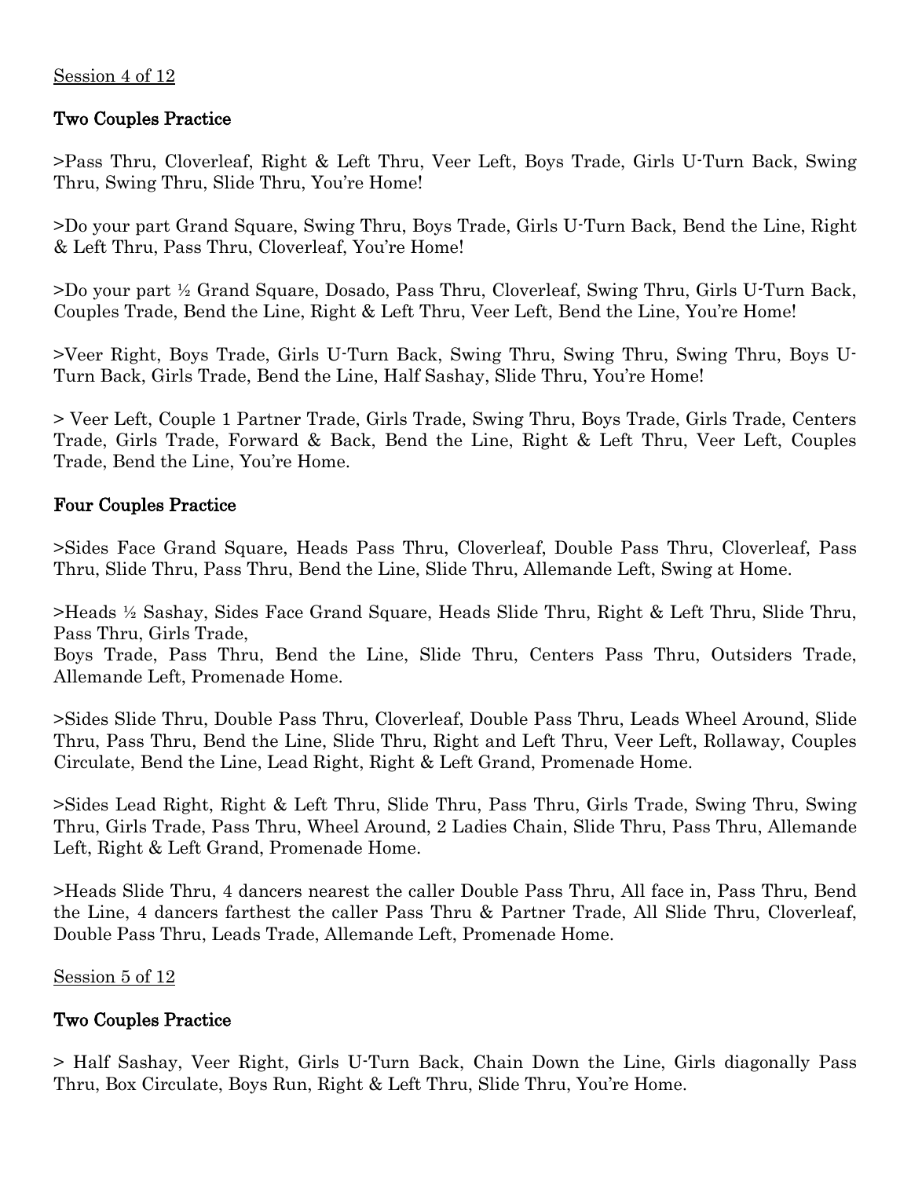Session 4 of 12

### Two Couples Practice

>Pass Thru, Cloverleaf, Right & Left Thru, Veer Left, Boys Trade, Girls U-Turn Back, Swing Thru, Swing Thru, Slide Thru, You're Home!

>Do your part Grand Square, Swing Thru, Boys Trade, Girls U-Turn Back, Bend the Line, Right & Left Thru, Pass Thru, Cloverleaf, You're Home!

>Do your part ½ Grand Square, Dosado, Pass Thru, Cloverleaf, Swing Thru, Girls U-Turn Back, Couples Trade, Bend the Line, Right & Left Thru, Veer Left, Bend the Line, You're Home!

>Veer Right, Boys Trade, Girls U-Turn Back, Swing Thru, Swing Thru, Swing Thru, Boys U-Turn Back, Girls Trade, Bend the Line, Half Sashay, Slide Thru, You're Home!

> Veer Left, Couple 1 Partner Trade, Girls Trade, Swing Thru, Boys Trade, Girls Trade, Centers Trade, Girls Trade, Forward & Back, Bend the Line, Right & Left Thru, Veer Left, Couples Trade, Bend the Line, You're Home.

### Four Couples Practice

>Sides Face Grand Square, Heads Pass Thru, Cloverleaf, Double Pass Thru, Cloverleaf, Pass Thru, Slide Thru, Pass Thru, Bend the Line, Slide Thru, Allemande Left, Swing at Home.

>Heads ½ Sashay, Sides Face Grand Square, Heads Slide Thru, Right & Left Thru, Slide Thru, Pass Thru, Girls Trade,
Boys Trade, Pass Thru, Bend the Line, Slide Thru, Centers Pass Thru, Outsiders Trade, Allemande Left, Promenade Home.

>Sides Slide Thru, Double Pass Thru, Cloverleaf, Double Pass Thru, Leads Wheel Around, Slide Thru, Pass Thru, Bend the Line, Slide Thru, Right and Left Thru, Veer Left, Rollaway, Couples Circulate, Bend the Line, Lead Right, Right & Left Grand, Promenade Home.

>Sides Lead Right, Right & Left Thru, Slide Thru, Pass Thru, Girls Trade, Swing Thru, Swing Thru, Girls Trade, Pass Thru, Wheel Around, 2 Ladies Chain, Slide Thru, Pass Thru, Allemande Left, Right & Left Grand, Promenade Home.

>Heads Slide Thru, 4 dancers nearest the caller Double Pass Thru, All face in, Pass Thru, Bend the Line, 4 dancers farthest the caller Pass Thru & Partner Trade, All Slide Thru, Cloverleaf, Double Pass Thru, Leads Trade, Allemande Left, Promenade Home.

Session 5 of 12

### Two Couples Practice

> Half Sashay, Veer Right, Girls U-Turn Back, Chain Down the Line, Girls diagonally Pass Thru, Box Circulate, Boys Run, Right & Left Thru, Slide Thru, You're Home.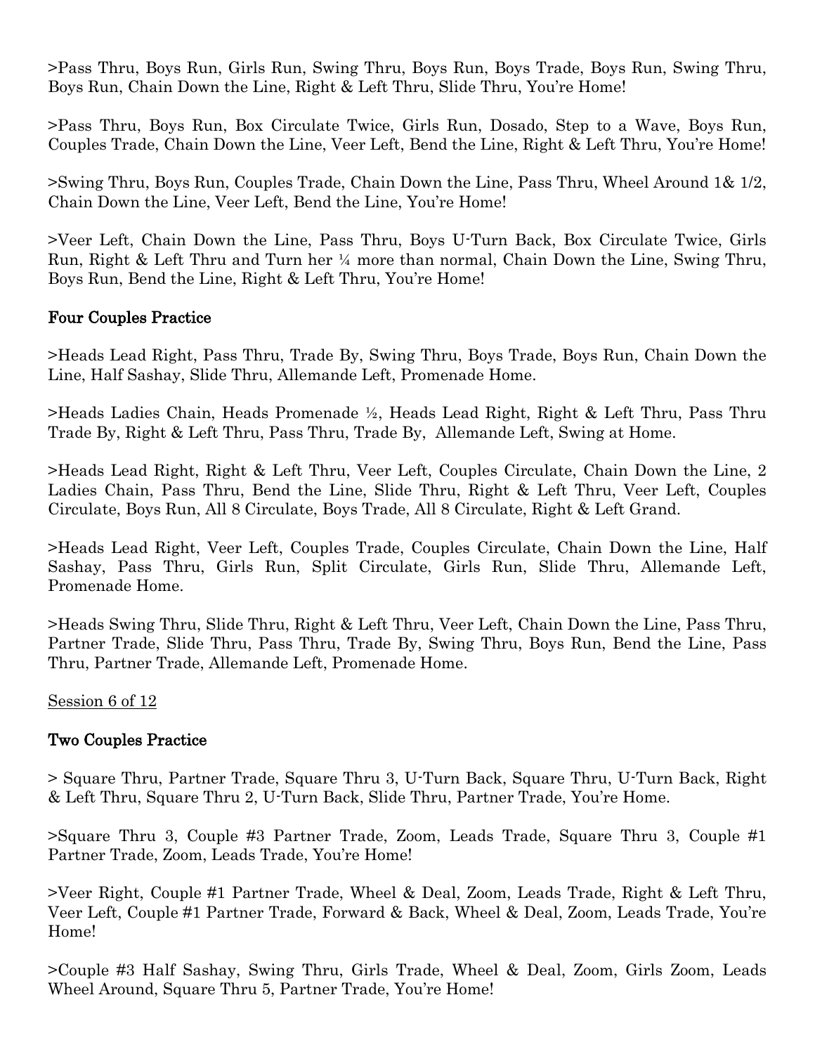>Pass Thru, Boys Run, Girls Run, Swing Thru, Boys Run, Boys Trade, Boys Run, Swing Thru, Boys Run, Chain Down the Line, Right & Left Thru, Slide Thru, You're Home!

>Pass Thru, Boys Run, Box Circulate Twice, Girls Run, Dosado, Step to a Wave, Boys Run, Couples Trade, Chain Down the Line, Veer Left, Bend the Line, Right & Left Thru, You're Home!

>Swing Thru, Boys Run, Couples Trade, Chain Down the Line, Pass Thru, Wheel Around 1& 1/2, Chain Down the Line, Veer Left, Bend the Line, You're Home!

>Veer Left, Chain Down the Line, Pass Thru, Boys U-Turn Back, Box Circulate Twice, Girls Run, Right & Left Thru and Turn her ¼ more than normal, Chain Down the Line, Swing Thru, Boys Run, Bend the Line, Right & Left Thru, You're Home!

### Four Couples Practice

>Heads Lead Right, Pass Thru, Trade By, Swing Thru, Boys Trade, Boys Run, Chain Down the Line, Half Sashay, Slide Thru, Allemande Left, Promenade Home.

>Heads Ladies Chain, Heads Promenade ½, Heads Lead Right, Right & Left Thru, Pass Thru Trade By, Right & Left Thru, Pass Thru, Trade By, Allemande Left, Swing at Home.

>Heads Lead Right, Right & Left Thru, Veer Left, Couples Circulate, Chain Down the Line, 2 Ladies Chain, Pass Thru, Bend the Line, Slide Thru, Right & Left Thru, Veer Left, Couples Circulate, Boys Run, All 8 Circulate, Boys Trade, All 8 Circulate, Right & Left Grand.

>Heads Lead Right, Veer Left, Couples Trade, Couples Circulate, Chain Down the Line, Half Sashay, Pass Thru, Girls Run, Split Circulate, Girls Run, Slide Thru, Allemande Left, Promenade Home.

>Heads Swing Thru, Slide Thru, Right & Left Thru, Veer Left, Chain Down the Line, Pass Thru, Partner Trade, Slide Thru, Pass Thru, Trade By, Swing Thru, Boys Run, Bend the Line, Pass Thru, Partner Trade, Allemande Left, Promenade Home.

Session 6 of 12

### Two Couples Practice

> Square Thru, Partner Trade, Square Thru 3, U-Turn Back, Square Thru, U-Turn Back, Right & Left Thru, Square Thru 2, U-Turn Back, Slide Thru, Partner Trade, You're Home.

>Square Thru 3, Couple #3 Partner Trade, Zoom, Leads Trade, Square Thru 3, Couple #1 Partner Trade, Zoom, Leads Trade, You're Home!

>Veer Right, Couple #1 Partner Trade, Wheel & Deal, Zoom, Leads Trade, Right & Left Thru, Veer Left, Couple #1 Partner Trade, Forward & Back, Wheel & Deal, Zoom, Leads Trade, You're Home!

>Couple #3 Half Sashay, Swing Thru, Girls Trade, Wheel & Deal, Zoom, Girls Zoom, Leads Wheel Around, Square Thru 5, Partner Trade, You're Home!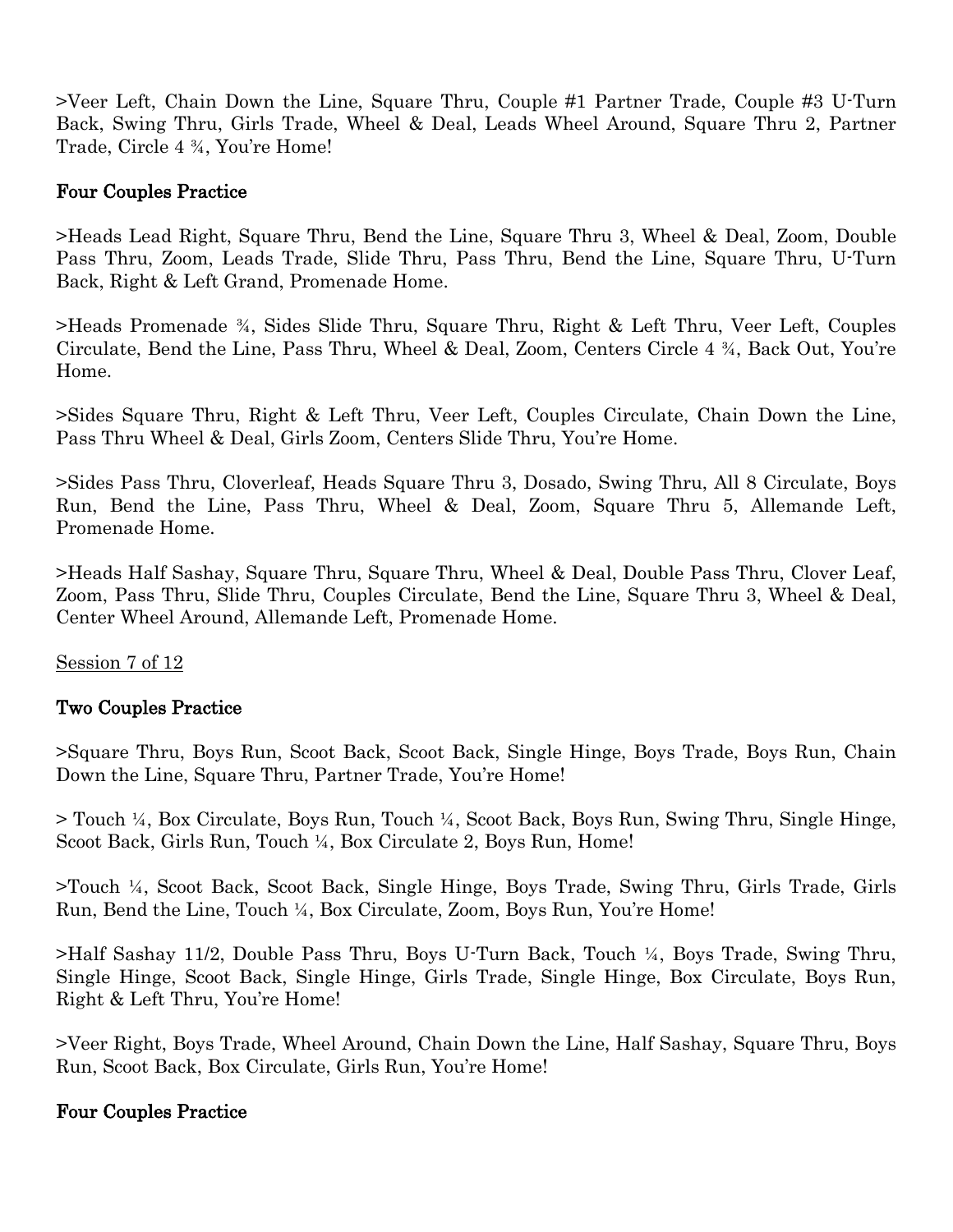>Veer Left, Chain Down the Line, Square Thru, Couple #1 Partner Trade, Couple #3 U-Turn Back, Swing Thru, Girls Trade, Wheel & Deal, Leads Wheel Around, Square Thru 2, Partner Trade, Circle 4 ¾, You're Home!

### Four Couples Practice

>Heads Lead Right, Square Thru, Bend the Line, Square Thru 3, Wheel & Deal, Zoom, Double Pass Thru, Zoom, Leads Trade, Slide Thru, Pass Thru, Bend the Line, Square Thru, U-Turn Back, Right & Left Grand, Promenade Home.

>Heads Promenade ¾, Sides Slide Thru, Square Thru, Right & Left Thru, Veer Left, Couples Circulate, Bend the Line, Pass Thru, Wheel & Deal, Zoom, Centers Circle 4 ¾, Back Out, You're Home.

>Sides Square Thru, Right & Left Thru, Veer Left, Couples Circulate, Chain Down the Line, Pass Thru Wheel & Deal, Girls Zoom, Centers Slide Thru, You're Home.

>Sides Pass Thru, Cloverleaf, Heads Square Thru 3, Dosado, Swing Thru, All 8 Circulate, Boys Run, Bend the Line, Pass Thru, Wheel & Deal, Zoom, Square Thru 5, Allemande Left, Promenade Home.

>Heads Half Sashay, Square Thru, Square Thru, Wheel & Deal, Double Pass Thru, Clover Leaf, Zoom, Pass Thru, Slide Thru, Couples Circulate, Bend the Line, Square Thru 3, Wheel & Deal, Center Wheel Around, Allemande Left, Promenade Home.

<u>Session 7 of 12</u>

### Two Couples Practice

>Square Thru, Boys Run, Scoot Back, Scoot Back, Single Hinge, Boys Trade, Boys Run, Chain Down the Line, Square Thru, Partner Trade, You're Home!

> Touch ¼, Box Circulate, Boys Run, Touch ¼, Scoot Back, Boys Run, Swing Thru, Single Hinge, Scoot Back, Girls Run, Touch ¼, Box Circulate 2, Boys Run, Home!

>Touch ¼, Scoot Back, Scoot Back, Single Hinge, Boys Trade, Swing Thru, Girls Trade, Girls Run, Bend the Line, Touch ¼, Box Circulate, Zoom, Boys Run, You're Home!

>Half Sashay 11/2, Double Pass Thru, Boys U-Turn Back, Touch ¼, Boys Trade, Swing Thru, Single Hinge, Scoot Back, Single Hinge, Girls Trade, Single Hinge, Box Circulate, Boys Run, Right & Left Thru, You're Home!

>Veer Right, Boys Trade, Wheel Around, Chain Down the Line, Half Sashay, Square Thru, Boys Run, Scoot Back, Box Circulate, Girls Run, You're Home!

### Four Couples Practice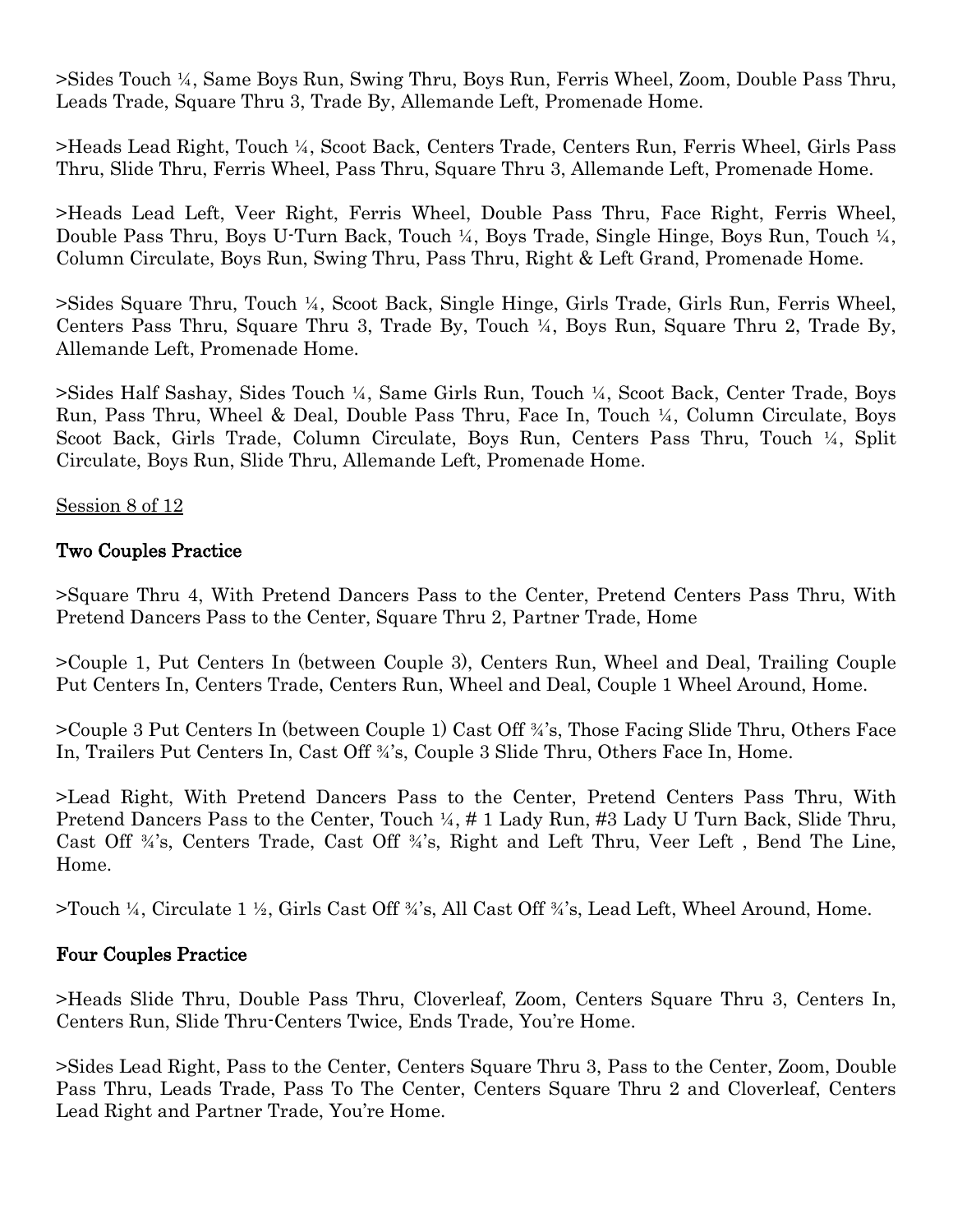>Sides Touch ¼, Same Boys Run, Swing Thru, Boys Run, Ferris Wheel, Zoom, Double Pass Thru, Leads Trade, Square Thru 3, Trade By, Allemande Left, Promenade Home.

>Heads Lead Right, Touch ¼, Scoot Back, Centers Trade, Centers Run, Ferris Wheel, Girls Pass Thru, Slide Thru, Ferris Wheel, Pass Thru, Square Thru 3, Allemande Left, Promenade Home.

>Heads Lead Left, Veer Right, Ferris Wheel, Double Pass Thru, Face Right, Ferris Wheel, Double Pass Thru, Boys U-Turn Back, Touch ¼, Boys Trade, Single Hinge, Boys Run, Touch ¼, Column Circulate, Boys Run, Swing Thru, Pass Thru, Right & Left Grand, Promenade Home.

>Sides Square Thru, Touch ¼, Scoot Back, Single Hinge, Girls Trade, Girls Run, Ferris Wheel, Centers Pass Thru, Square Thru 3, Trade By, Touch ¼, Boys Run, Square Thru 2, Trade By, Allemande Left, Promenade Home.

>Sides Half Sashay, Sides Touch ¼, Same Girls Run, Touch ¼, Scoot Back, Center Trade, Boys Run, Pass Thru, Wheel & Deal, Double Pass Thru, Face In, Touch ¼, Column Circulate, Boys Scoot Back, Girls Trade, Column Circulate, Boys Run, Centers Pass Thru, Touch ¼, Split Circulate, Boys Run, Slide Thru, Allemande Left, Promenade Home.

Session 8 of 12

### Two Couples Practice

>Square Thru 4, With Pretend Dancers Pass to the Center, Pretend Centers Pass Thru, With Pretend Dancers Pass to the Center, Square Thru 2, Partner Trade, Home

>Couple 1, Put Centers In (between Couple 3), Centers Run, Wheel and Deal, Trailing Couple Put Centers In, Centers Trade, Centers Run, Wheel and Deal, Couple 1 Wheel Around, Home.

>Couple 3 Put Centers In (between Couple 1) Cast Off ¾'s, Those Facing Slide Thru, Others Face In, Trailers Put Centers In, Cast Off ¾'s, Couple 3 Slide Thru, Others Face In, Home.

>Lead Right, With Pretend Dancers Pass to the Center, Pretend Centers Pass Thru, With Pretend Dancers Pass to the Center, Touch ¼, # 1 Lady Run, #3 Lady U Turn Back, Slide Thru, Cast Off ¾'s, Centers Trade, Cast Off ¾'s, Right and Left Thru, Veer Left , Bend The Line, Home.

>Touch ¼, Circulate 1 ½, Girls Cast Off ¾'s, All Cast Off ¾'s, Lead Left, Wheel Around, Home.

### Four Couples Practice

>Heads Slide Thru, Double Pass Thru, Cloverleaf, Zoom, Centers Square Thru 3, Centers In, Centers Run, Slide Thru-Centers Twice, Ends Trade, You're Home.

>Sides Lead Right, Pass to the Center, Centers Square Thru 3, Pass to the Center, Zoom, Double Pass Thru, Leads Trade, Pass To The Center, Centers Square Thru 2 and Cloverleaf, Centers Lead Right and Partner Trade, You're Home.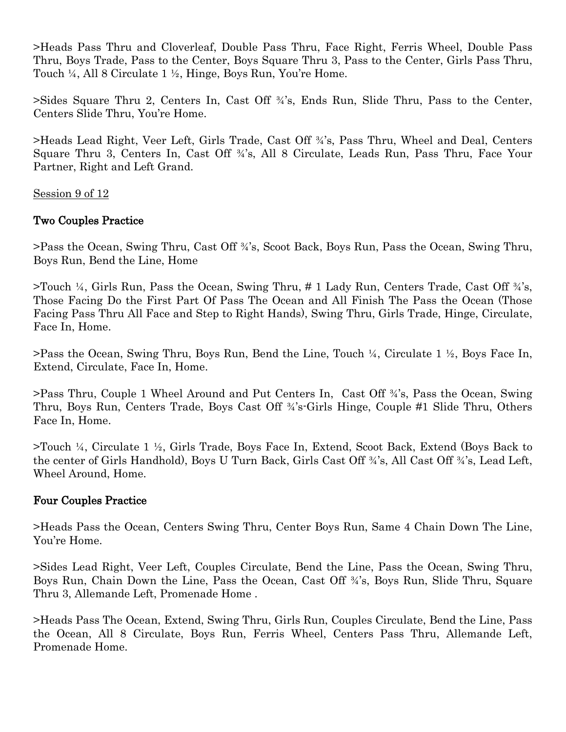>Heads Pass Thru and Cloverleaf, Double Pass Thru, Face Right, Ferris Wheel, Double Pass Thru, Boys Trade, Pass to the Center, Boys Square Thru 3, Pass to the Center, Girls Pass Thru, Touch ¼, All 8 Circulate 1 ½, Hinge, Boys Run, You're Home.

>Sides Square Thru 2, Centers In, Cast Off ¾'s, Ends Run, Slide Thru, Pass to the Center, Centers Slide Thru, You're Home.

>Heads Lead Right, Veer Left, Girls Trade, Cast Off ¾'s, Pass Thru, Wheel and Deal, Centers Square Thru 3, Centers In, Cast Off ¾'s, All 8 Circulate, Leads Run, Pass Thru, Face Your Partner, Right and Left Grand.

Session 9 of 12

## Two Couples Practice

>Pass the Ocean, Swing Thru, Cast Off ¾'s, Scoot Back, Boys Run, Pass the Ocean, Swing Thru, Boys Run, Bend the Line, Home

>Touch ¼, Girls Run, Pass the Ocean, Swing Thru, # 1 Lady Run, Centers Trade, Cast Off ¾'s, Those Facing Do the First Part Of Pass The Ocean and All Finish The Pass the Ocean (Those Facing Pass Thru All Face and Step to Right Hands), Swing Thru, Girls Trade, Hinge, Circulate, Face In, Home.

>Pass the Ocean, Swing Thru, Boys Run, Bend the Line, Touch ¼, Circulate 1 ½, Boys Face In, Extend, Circulate, Face In, Home.

>Pass Thru, Couple 1 Wheel Around and Put Centers In, Cast Off ¾'s, Pass the Ocean, Swing Thru, Boys Run, Centers Trade, Boys Cast Off ¾'s-Girls Hinge, Couple #1 Slide Thru, Others Face In, Home.

>Touch ¼, Circulate 1 ½, Girls Trade, Boys Face In, Extend, Scoot Back, Extend (Boys Back to the center of Girls Handhold), Boys U Turn Back, Girls Cast Off ¾'s, All Cast Off ¾'s, Lead Left, Wheel Around, Home.

## Four Couples Practice

>Heads Pass the Ocean, Centers Swing Thru, Center Boys Run, Same 4 Chain Down The Line, You're Home.

>Sides Lead Right, Veer Left, Couples Circulate, Bend the Line, Pass the Ocean, Swing Thru, Boys Run, Chain Down the Line, Pass the Ocean, Cast Off ¾'s, Boys Run, Slide Thru, Square Thru 3, Allemande Left, Promenade Home .

>Heads Pass The Ocean, Extend, Swing Thru, Girls Run, Couples Circulate, Bend the Line, Pass the Ocean, All 8 Circulate, Boys Run, Ferris Wheel, Centers Pass Thru, Allemande Left, Promenade Home.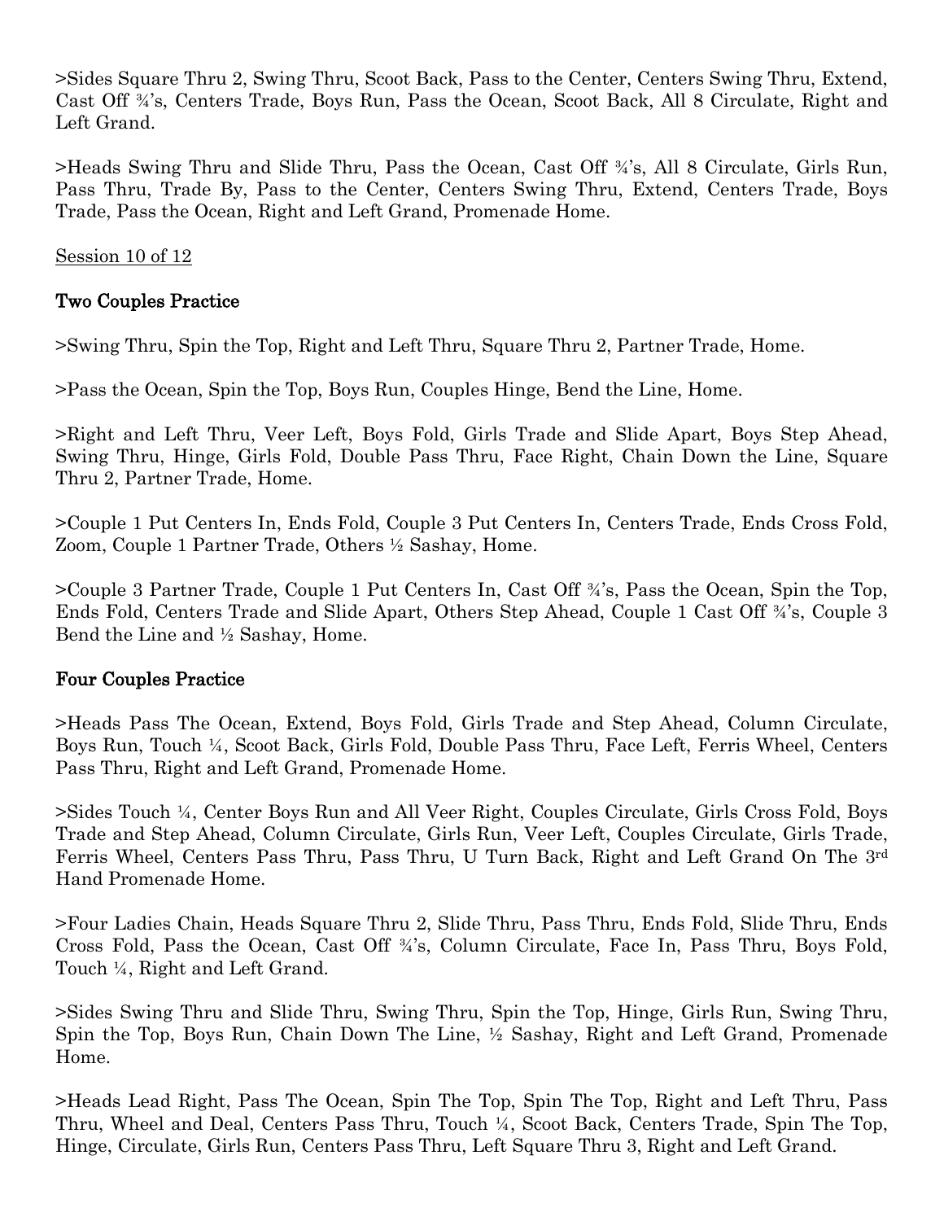>Sides Square Thru 2, Swing Thru, Scoot Back, Pass to the Center, Centers Swing Thru, Extend, Cast Off ¾'s, Centers Trade, Boys Run, Pass the Ocean, Scoot Back, All 8 Circulate, Right and Left Grand.

>Heads Swing Thru and Slide Thru, Pass the Ocean, Cast Off ¾'s, All 8 Circulate, Girls Run, Pass Thru, Trade By, Pass to the Center, Centers Swing Thru, Extend, Centers Trade, Boys Trade, Pass the Ocean, Right and Left Grand, Promenade Home.

<u>Session 10 of 12</u>

### Two Couples Practice

>Swing Thru, Spin the Top, Right and Left Thru, Square Thru 2, Partner Trade, Home.

>Pass the Ocean, Spin the Top, Boys Run, Couples Hinge, Bend the Line, Home.

>Right and Left Thru, Veer Left, Boys Fold, Girls Trade and Slide Apart, Boys Step Ahead, Swing Thru, Hinge, Girls Fold, Double Pass Thru, Face Right, Chain Down the Line, Square Thru 2, Partner Trade, Home.

>Couple 1 Put Centers In, Ends Fold, Couple 3 Put Centers In, Centers Trade, Ends Cross Fold, Zoom, Couple 1 Partner Trade, Others ½ Sashay, Home.

>Couple 3 Partner Trade, Couple 1 Put Centers In, Cast Off ¾'s, Pass the Ocean, Spin the Top, Ends Fold, Centers Trade and Slide Apart, Others Step Ahead, Couple 1 Cast Off ¾'s, Couple 3 Bend the Line and ½ Sashay, Home.

### Four Couples Practice

>Heads Pass The Ocean, Extend, Boys Fold, Girls Trade and Step Ahead, Column Circulate, Boys Run, Touch ¼, Scoot Back, Girls Fold, Double Pass Thru, Face Left, Ferris Wheel, Centers Pass Thru, Right and Left Grand, Promenade Home.

>Sides Touch ¼, Center Boys Run and All Veer Right, Couples Circulate, Girls Cross Fold, Boys Trade and Step Ahead, Column Circulate, Girls Run, Veer Left, Couples Circulate, Girls Trade, Ferris Wheel, Centers Pass Thru, Pass Thru, U Turn Back, Right and Left Grand On The 3rd Hand Promenade Home.

>Four Ladies Chain, Heads Square Thru 2, Slide Thru, Pass Thru, Ends Fold, Slide Thru, Ends Cross Fold, Pass the Ocean, Cast Off ¾'s, Column Circulate, Face In, Pass Thru, Boys Fold, Touch ¼, Right and Left Grand.

>Sides Swing Thru and Slide Thru, Swing Thru, Spin the Top, Hinge, Girls Run, Swing Thru, Spin the Top, Boys Run, Chain Down The Line, ½ Sashay, Right and Left Grand, Promenade Home.

>Heads Lead Right, Pass The Ocean, Spin The Top, Spin The Top, Right and Left Thru, Pass Thru, Wheel and Deal, Centers Pass Thru, Touch ¼, Scoot Back, Centers Trade, Spin The Top, Hinge, Circulate, Girls Run, Centers Pass Thru, Left Square Thru 3, Right and Left Grand.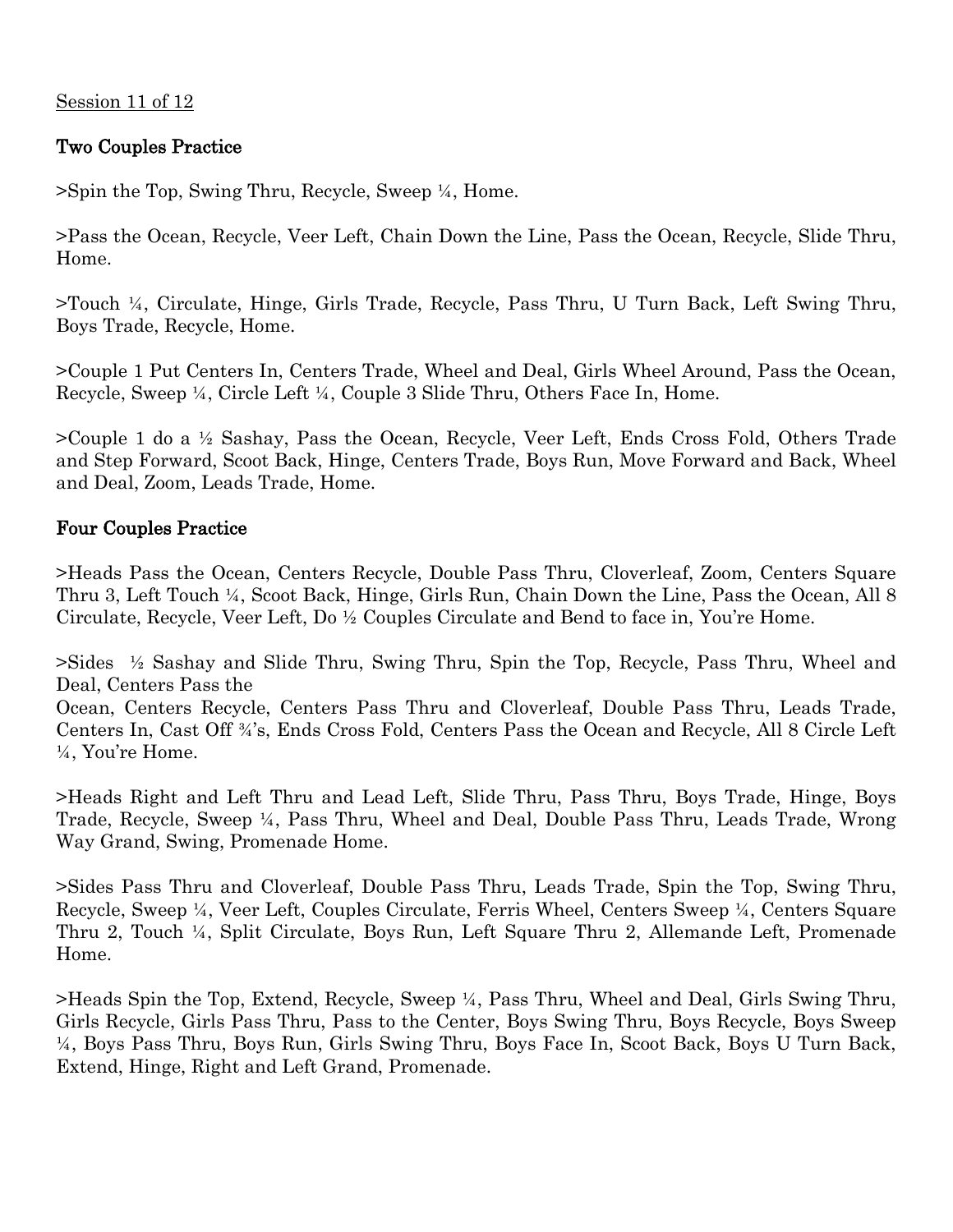Session 11 of 12

## Two Couples Practice

>Spin the Top, Swing Thru, Recycle, Sweep ¼, Home.

>Pass the Ocean, Recycle, Veer Left, Chain Down the Line, Pass the Ocean, Recycle, Slide Thru, Home.

>Touch ¼, Circulate, Hinge, Girls Trade, Recycle, Pass Thru, U Turn Back, Left Swing Thru, Boys Trade, Recycle, Home.

>Couple 1 Put Centers In, Centers Trade, Wheel and Deal, Girls Wheel Around, Pass the Ocean, Recycle, Sweep ¼, Circle Left ¼, Couple 3 Slide Thru, Others Face In, Home.

>Couple 1 do a ½ Sashay, Pass the Ocean, Recycle, Veer Left, Ends Cross Fold, Others Trade and Step Forward, Scoot Back, Hinge, Centers Trade, Boys Run, Move Forward and Back, Wheel and Deal, Zoom, Leads Trade, Home.

## Four Couples Practice

>Heads Pass the Ocean, Centers Recycle, Double Pass Thru, Cloverleaf, Zoom, Centers Square Thru 3, Left Touch ¼, Scoot Back, Hinge, Girls Run, Chain Down the Line, Pass the Ocean, All 8 Circulate, Recycle, Veer Left, Do ½ Couples Circulate and Bend to face in, You're Home.

>Sides ½ Sashay and Slide Thru, Swing Thru, Spin the Top, Recycle, Pass Thru, Wheel and Deal, Centers Pass the Ocean, Centers Recycle, Centers Pass Thru and Cloverleaf, Double Pass Thru, Leads Trade, Centers In, Cast Off ¾'s, Ends Cross Fold, Centers Pass the Ocean and Recycle, All 8 Circle Left ¼, You're Home.

>Heads Right and Left Thru and Lead Left, Slide Thru, Pass Thru, Boys Trade, Hinge, Boys Trade, Recycle, Sweep ¼, Pass Thru, Wheel and Deal, Double Pass Thru, Leads Trade, Wrong Way Grand, Swing, Promenade Home.

>Sides Pass Thru and Cloverleaf, Double Pass Thru, Leads Trade, Spin the Top, Swing Thru, Recycle, Sweep ¼, Veer Left, Couples Circulate, Ferris Wheel, Centers Sweep ¼, Centers Square Thru 2, Touch ¼, Split Circulate, Boys Run, Left Square Thru 2, Allemande Left, Promenade Home.

>Heads Spin the Top, Extend, Recycle, Sweep ¼, Pass Thru, Wheel and Deal, Girls Swing Thru, Girls Recycle, Girls Pass Thru, Pass to the Center, Boys Swing Thru, Boys Recycle, Boys Sweep ¼, Boys Pass Thru, Boys Run, Girls Swing Thru, Boys Face In, Scoot Back, Boys U Turn Back, Extend, Hinge, Right and Left Grand, Promenade.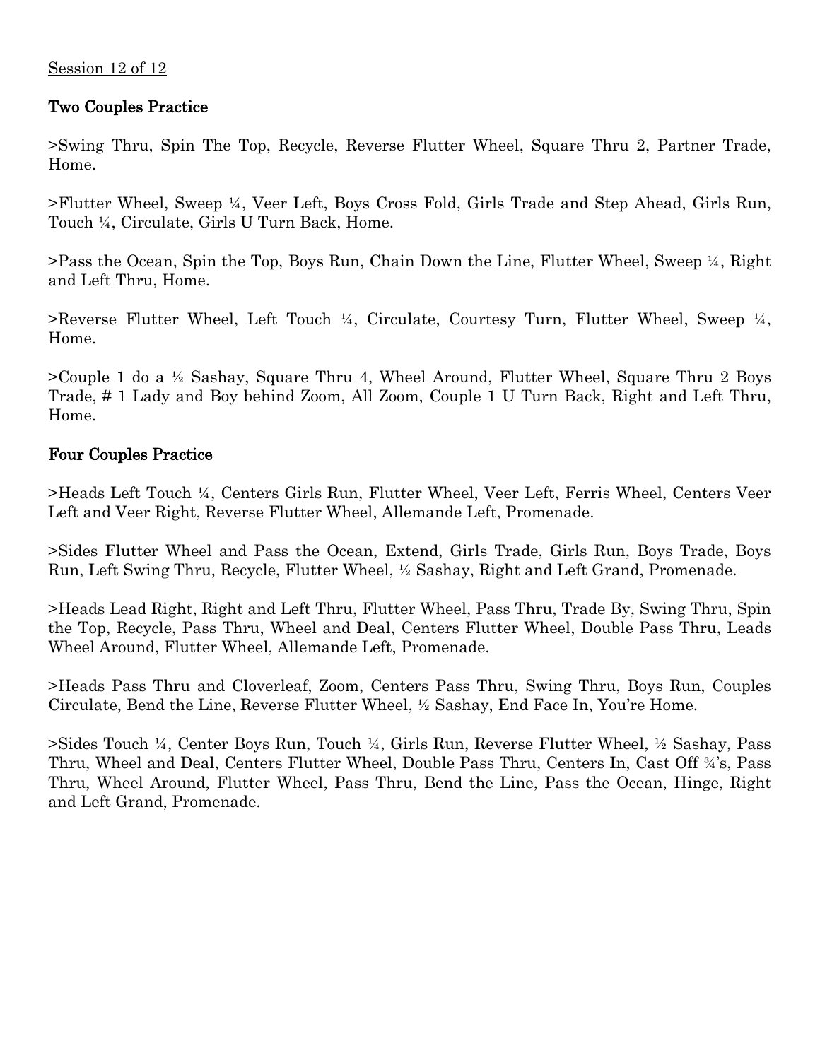Session 12 of 12

### Two Couples Practice

>Swing Thru, Spin The Top, Recycle, Reverse Flutter Wheel, Square Thru 2, Partner Trade, Home.

>Flutter Wheel, Sweep ¼, Veer Left, Boys Cross Fold, Girls Trade and Step Ahead, Girls Run, Touch ¼, Circulate, Girls U Turn Back, Home.

>Pass the Ocean, Spin the Top, Boys Run, Chain Down the Line, Flutter Wheel, Sweep ¼, Right and Left Thru, Home.

>Reverse Flutter Wheel, Left Touch ¼, Circulate, Courtesy Turn, Flutter Wheel, Sweep ¼, Home.

>Couple 1 do a ½ Sashay, Square Thru 4, Wheel Around, Flutter Wheel, Square Thru 2 Boys Trade, # 1 Lady and Boy behind Zoom, All Zoom, Couple 1 U Turn Back, Right and Left Thru, Home.

### Four Couples Practice

>Heads Left Touch ¼, Centers Girls Run, Flutter Wheel, Veer Left, Ferris Wheel, Centers Veer Left and Veer Right, Reverse Flutter Wheel, Allemande Left, Promenade.

>Sides Flutter Wheel and Pass the Ocean, Extend, Girls Trade, Girls Run, Boys Trade, Boys Run, Left Swing Thru, Recycle, Flutter Wheel, ½ Sashay, Right and Left Grand, Promenade.

>Heads Lead Right, Right and Left Thru, Flutter Wheel, Pass Thru, Trade By, Swing Thru, Spin the Top, Recycle, Pass Thru, Wheel and Deal, Centers Flutter Wheel, Double Pass Thru, Leads Wheel Around, Flutter Wheel, Allemande Left, Promenade.

>Heads Pass Thru and Cloverleaf, Zoom, Centers Pass Thru, Swing Thru, Boys Run, Couples Circulate, Bend the Line, Reverse Flutter Wheel, ½ Sashay, End Face In, You're Home.

>Sides Touch ¼, Center Boys Run, Touch ¼, Girls Run, Reverse Flutter Wheel, ½ Sashay, Pass Thru, Wheel and Deal, Centers Flutter Wheel, Double Pass Thru, Centers In, Cast Off ¾'s, Pass Thru, Wheel Around, Flutter Wheel, Pass Thru, Bend the Line, Pass the Ocean, Hinge, Right and Left Grand, Promenade.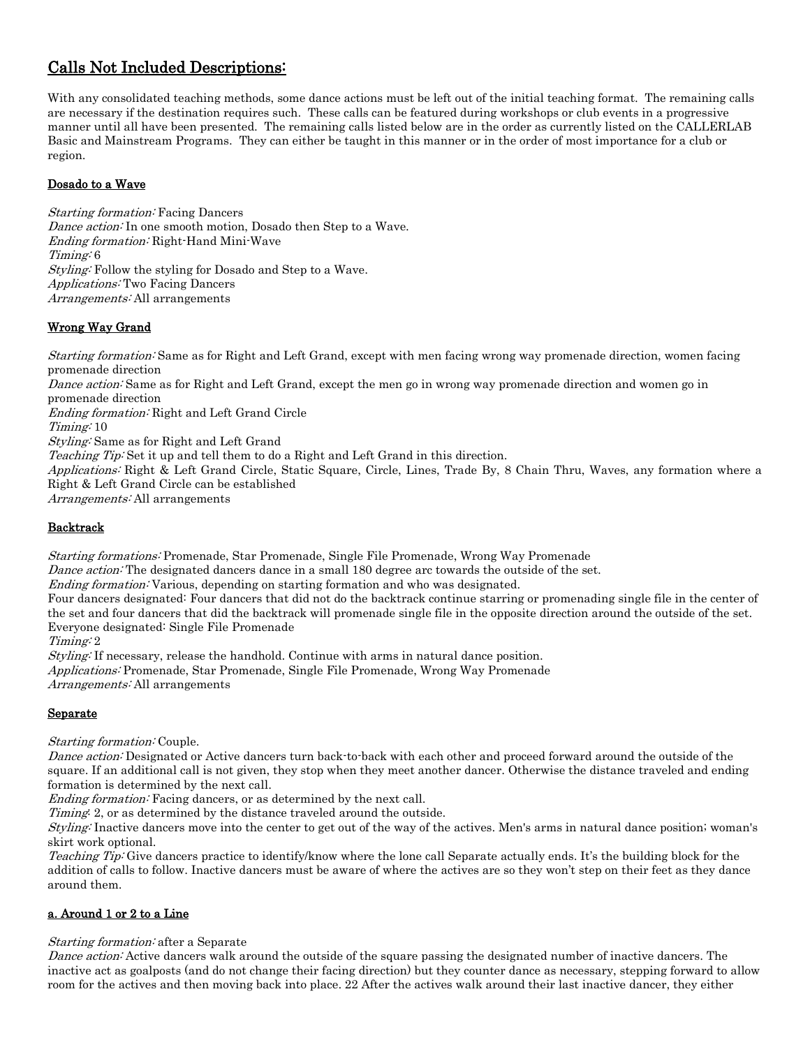## Calls Not Included Descriptions:

With any consolidated teaching methods, some dance actions must be left out of the initial teaching format. The remaining calls are necessary if the destination requires such. These calls can be featured during workshops or club events in a progressive manner until all have been presented. The remaining calls listed below are in the order as currently listed on the CALLERLAB Basic and Mainstream Programs. They can either be taught in this manner or in the order of most importance for a club or region.

### Dosado to a Wave

*Starting formation:* Facing Dancers
*Dance action:* In one smooth motion, Dosado then Step to a Wave.
*Ending formation:* Right-Hand Mini-Wave
*Timing:* 6
*Styling:* Follow the styling for Dosado and Step to a Wave.
*Applications:* Two Facing Dancers
*Arrangements:* All arrangements

### Wrong Way Grand

*Starting formation:* Same as for Right and Left Grand, except with men facing wrong way promenade direction, women facing promenade direction
*Dance action:* Same as for Right and Left Grand, except the men go in wrong way promenade direction and women go in promenade direction
*Ending formation:* Right and Left Grand Circle
*Timing:* 10
*Styling:* Same as for Right and Left Grand
*Teaching Tip:* Set it up and tell them to do a Right and Left Grand in this direction.
*Applications:* Right & Left Grand Circle, Static Square, Circle, Lines, Trade By, 8 Chain Thru, Waves, any formation where a Right & Left Grand Circle can be established
*Arrangements:* All arrangements

### Backtrack

*Starting formations:* Promenade, Star Promenade, Single File Promenade, Wrong Way Promenade
*Dance action:* The designated dancers dance in a small 180 degree arc towards the outside of the set.
*Ending formation:* Various, depending on starting formation and who was designated.
Four dancers designated: Four dancers that did not do the backtrack continue starring or promenading single file in the center of the set and four dancers that did the backtrack will promenade single file in the opposite direction around the outside of the set.
Everyone designated: Single File Promenade
*Timing:* 2
*Styling:* If necessary, release the handhold. Continue with arms in natural dance position.
*Applications:* Promenade, Star Promenade, Single File Promenade, Wrong Way Promenade
*Arrangements:* All arrangements

### Separate

*Starting formation:* Couple.
*Dance action:* Designated or Active dancers turn back-to-back with each other and proceed forward around the outside of the square. If an additional call is not given, they stop when they meet another dancer. Otherwise the distance traveled and ending formation is determined by the next call.
*Ending formation:* Facing dancers, or as determined by the next call.
*Timing*: 2, or as determined by the distance traveled around the outside.
*Styling:* Inactive dancers move into the center to get out of the way of the actives. Men's arms in natural dance position; woman's skirt work optional.
*Teaching Tip:* Give dancers practice to identify/know where the lone call Separate actually ends. It's the building block for the addition of calls to follow. Inactive dancers must be aware of where the actives are so they won't step on their feet as they dance around them.

### a. Around 1 or 2 to a Line

*Starting formation:* after a Separate
*Dance action:* Active dancers walk around the outside of the square passing the designated number of inactive dancers. The inactive act as goalposts (and do not change their facing direction) but they counter dance as necessary, stepping forward to allow room for the actives and then moving back into place. 22 After the actives walk around their last inactive dancer, they either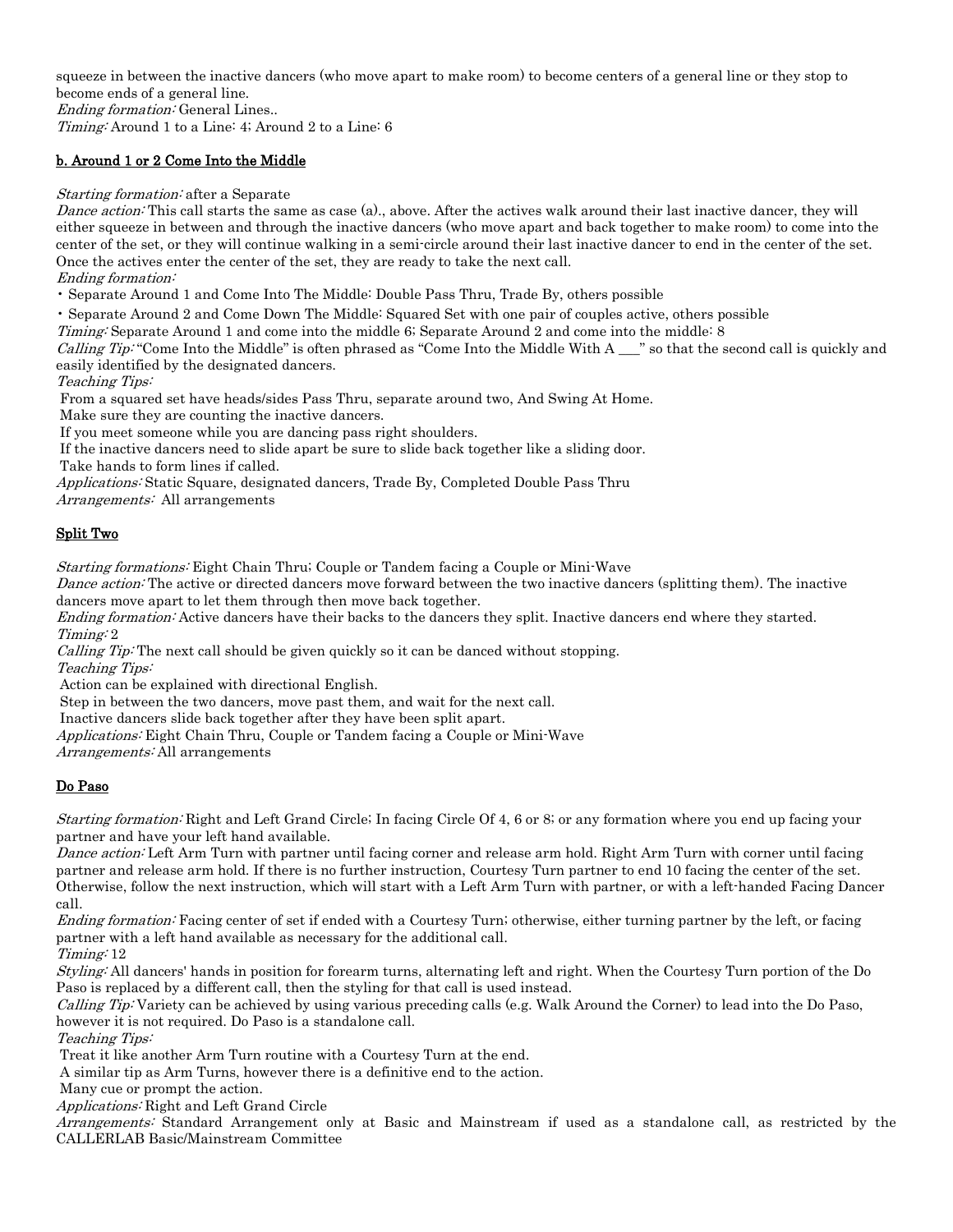squeeze in between the inactive dancers (who move apart to make room) to become centers of a general line or they stop to become ends of a general line.
*Ending formation:* General Lines..
*Timing:* Around 1 to a Line: 4; Around 2 to a Line: 6

**b. Around 1 or 2 Come Into the Middle**

*Starting formation:* after a Separate
*Dance action:* This call starts the same as case (a)., above. After the actives walk around their last inactive dancer, they will either squeeze in between and through the inactive dancers (who move apart and back together to make room) to come into the center of the set, or they will continue walking in a semi-circle around their last inactive dancer to end in the center of the set. Once the actives enter the center of the set, they are ready to take the next call.
*Ending formation:*

- Separate Around 1 and Come Into The Middle: Double Pass Thru, Trade By, others possible
- Separate Around 2 and Come Down The Middle: Squared Set with one pair of couples active, others possible

*Timing:* Separate Around 1 and come into the middle 6; Separate Around 2 and come into the middle: 8
*Calling Tip:* "Come Into the Middle" is often phrased as "Come Into the Middle With A \_\_\_" so that the second call is quickly and easily identified by the designated dancers.
*Teaching Tips:*
From a squared set have heads/sides Pass Thru, separate around two, And Swing At Home.
Make sure they are counting the inactive dancers.
If you meet someone while you are dancing pass right shoulders.
If the inactive dancers need to slide apart be sure to slide back together like a sliding door.
Take hands to form lines if called.
*Applications:* Static Square, designated dancers, Trade By, Completed Double Pass Thru
*Arrangements:* All arrangements

**Split Two**

*Starting formations:* Eight Chain Thru; Couple or Tandem facing a Couple or Mini-Wave
*Dance action:* The active or directed dancers move forward between the two inactive dancers (splitting them). The inactive dancers move apart to let them through then move back together.
*Ending formation:* Active dancers have their backs to the dancers they split. Inactive dancers end where they started.
*Timing:* 2
*Calling Tip:* The next call should be given quickly so it can be danced without stopping.
*Teaching Tips:*
Action can be explained with directional English.
Step in between the two dancers, move past them, and wait for the next call.
Inactive dancers slide back together after they have been split apart.
*Applications:* Eight Chain Thru, Couple or Tandem facing a Couple or Mini-Wave
*Arrangements:* All arrangements

**Do Paso**

*Starting formation:* Right and Left Grand Circle; In facing Circle Of 4, 6 or 8; or any formation where you end up facing your partner and have your left hand available.
*Dance action:* Left Arm Turn with partner until facing corner and release arm hold. Right Arm Turn with corner until facing partner and release arm hold. If there is no further instruction, Courtesy Turn partner to end 10 facing the center of the set. Otherwise, follow the next instruction, which will start with a Left Arm Turn with partner, or with a left-handed Facing Dancer call.
*Ending formation:* Facing center of set if ended with a Courtesy Turn; otherwise, either turning partner by the left, or facing partner with a left hand available as necessary for the additional call.
*Timing:* 12
*Styling:* All dancers' hands in position for forearm turns, alternating left and right. When the Courtesy Turn portion of the Do Paso is replaced by a different call, then the styling for that call is used instead.
*Calling Tip:* Variety can be achieved by using various preceding calls (e.g. Walk Around the Corner) to lead into the Do Paso, however it is not required. Do Paso is a standalone call.
*Teaching Tips:*
Treat it like another Arm Turn routine with a Courtesy Turn at the end.
A similar tip as Arm Turns, however there is a definitive end to the action.
Many cue or prompt the action.
*Applications:* Right and Left Grand Circle
*Arrangements:* Standard Arrangement only at Basic and Mainstream if used as a standalone call, as restricted by the CALLERLAB Basic/Mainstream Committee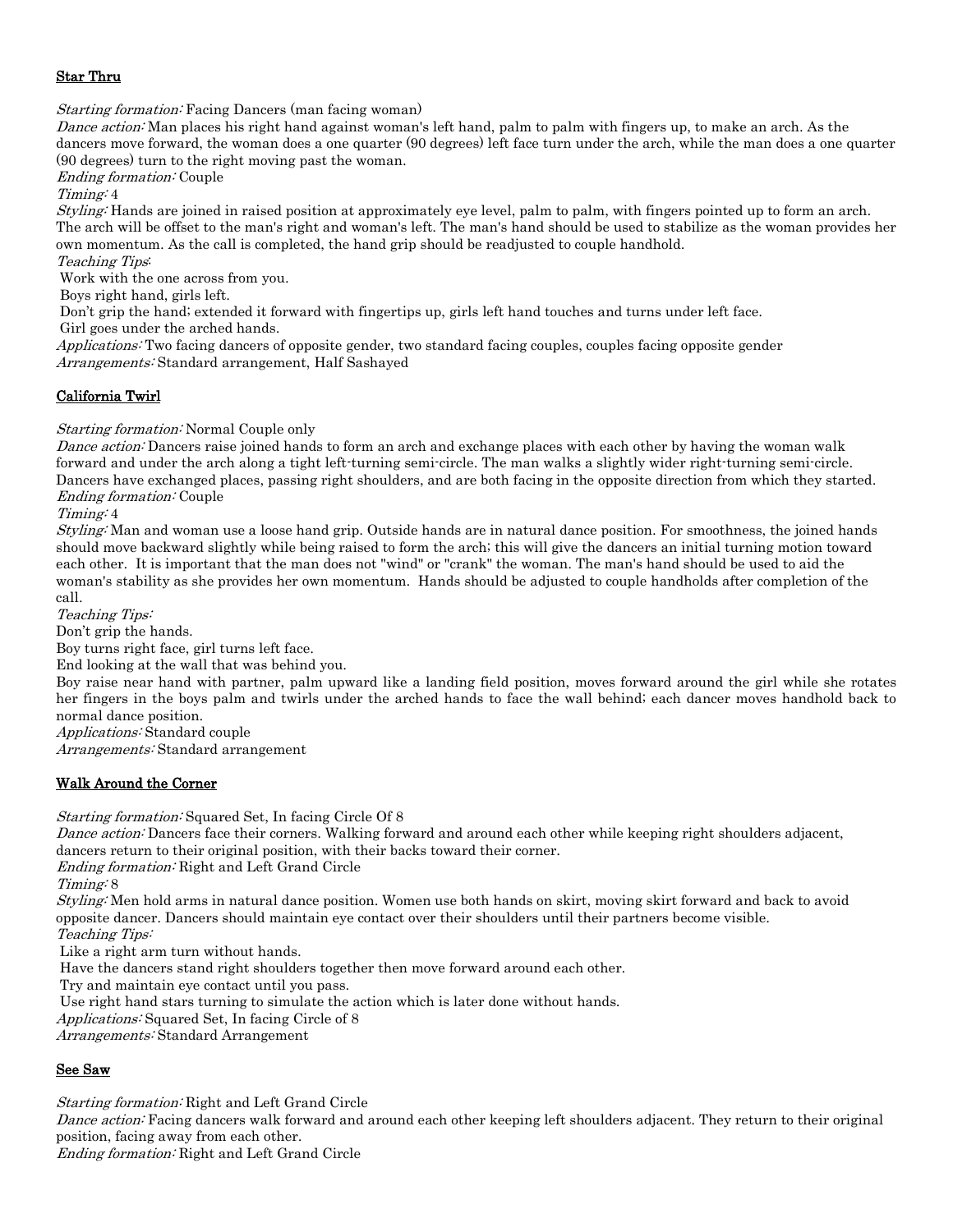## Star Thru

*Starting formation:* Facing Dancers (man facing woman)
*Dance action:* Man places his right hand against woman's left hand, palm to palm with fingers up, to make an arch. As the dancers move forward, the woman does a one quarter (90 degrees) left face turn under the arch, while the man does a one quarter (90 degrees) turn to the right moving past the woman.
*Ending formation:* Couple
*Timing:* 4
*Styling:* Hands are joined in raised position at approximately eye level, palm to palm, with fingers pointed up to form an arch. The arch will be offset to the man's right and woman's left. The man's hand should be used to stabilize as the woman provides her own momentum. As the call is completed, the hand grip should be readjusted to couple handhold.
*Teaching Tips:*
Work with the one across from you.
Boys right hand, girls left.
Don't grip the hand; extended it forward with fingertips up, girls left hand touches and turns under left face.
Girl goes under the arched hands.
*Applications:* Two facing dancers of opposite gender, two standard facing couples, couples facing opposite gender
*Arrangements:* Standard arrangement, Half Sashayed

## California Twirl

*Starting formation:* Normal Couple only
*Dance action:* Dancers raise joined hands to form an arch and exchange places with each other by having the woman walk forward and under the arch along a tight left-turning semi-circle. The man walks a slightly wider right-turning semi-circle. Dancers have exchanged places, passing right shoulders, and are both facing in the opposite direction from which they started.
*Ending formation:* Couple
*Timing:* 4
*Styling:* Man and woman use a loose hand grip. Outside hands are in natural dance position. For smoothness, the joined hands should move backward slightly while being raised to form the arch; this will give the dancers an initial turning motion toward each other. It is important that the man does not "wind" or "crank" the woman. The man's hand should be used to aid the woman's stability as she provides her own momentum. Hands should be adjusted to couple handholds after completion of the call.
*Teaching Tips:*
Don't grip the hands.
Boy turns right face, girl turns left face.
End looking at the wall that was behind you.
Boy raise near hand with partner, palm upward like a landing field position, moves forward around the girl while she rotates her fingers in the boys palm and twirls under the arched hands to face the wall behind; each dancer moves handhold back to normal dance position.
*Applications:* Standard couple
*Arrangements:* Standard arrangement

## Walk Around the Corner

*Starting formation:* Squared Set, In facing Circle Of 8
*Dance action:* Dancers face their corners. Walking forward and around each other while keeping right shoulders adjacent, dancers return to their original position, with their backs toward their corner.
*Ending formation:* Right and Left Grand Circle
*Timing:* 8
*Styling:* Men hold arms in natural dance position. Women use both hands on skirt, moving skirt forward and back to avoid opposite dancer. Dancers should maintain eye contact over their shoulders until their partners become visible.
*Teaching Tips:*
Like a right arm turn without hands.
Have the dancers stand right shoulders together then move forward around each other.
Try and maintain eye contact until you pass.
Use right hand stars turning to simulate the action which is later done without hands.
*Applications:* Squared Set, In facing Circle of 8
*Arrangements:* Standard Arrangement

## See Saw

*Starting formation:* Right and Left Grand Circle
*Dance action:* Facing dancers walk forward and around each other keeping left shoulders adjacent. They return to their original position, facing away from each other.
*Ending formation:* Right and Left Grand Circle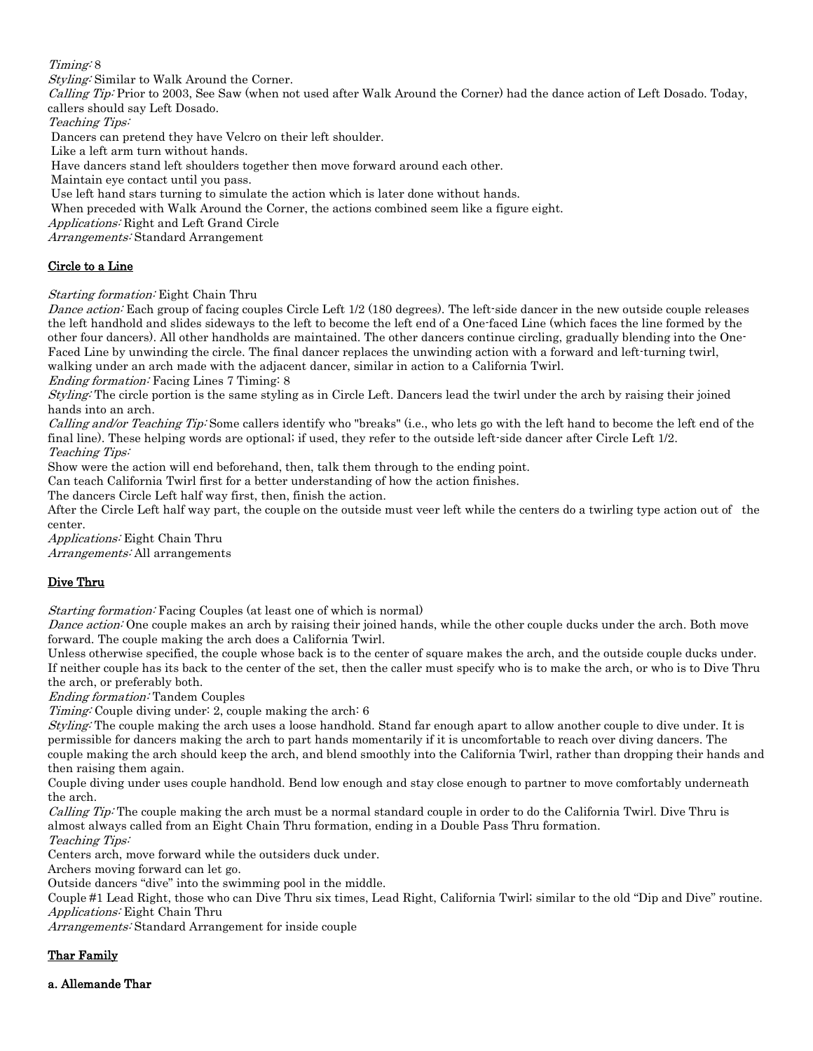*Timing:* 8
*Styling:* Similar to Walk Around the Corner.
*Calling Tip:* Prior to 2003, See Saw (when not used after Walk Around the Corner) had the dance action of Left Dosado. Today, callers should say Left Dosado.
*Teaching Tips:*
Dancers can pretend they have Velcro on their left shoulder.
Like a left arm turn without hands.
Have dancers stand left shoulders together then move forward around each other.
Maintain eye contact until you pass.
Use left hand stars turning to simulate the action which is later done without hands.
When preceded with Walk Around the Corner, the actions combined seem like a figure eight.
*Applications:* Right and Left Grand Circle
*Arrangements:* Standard Arrangement

## Circle to a Line

*Starting formation:* Eight Chain Thru
*Dance action:* Each group of facing couples Circle Left 1/2 (180 degrees). The left-side dancer in the new outside couple releases the left handhold and slides sideways to the left to become the left end of a One-faced Line (which faces the line formed by the other four dancers). All other handholds are maintained. The other dancers continue circling, gradually blending into the One-Faced Line by unwinding the circle. The final dancer replaces the unwinding action with a forward and left-turning twirl, walking under an arch made with the adjacent dancer, similar in action to a California Twirl.
*Ending formation:* Facing Lines 7 Timing: 8
*Styling:* The circle portion is the same styling as in Circle Left. Dancers lead the twirl under the arch by raising their joined hands into an arch.
*Calling and/or Teaching Tip:* Some callers identify who "breaks" (i.e., who lets go with the left hand to become the left end of the final line). These helping words are optional; if used, they refer to the outside left-side dancer after Circle Left 1/2.
*Teaching Tips:*
Show were the action will end beforehand, then, talk them through to the ending point.
Can teach California Twirl first for a better understanding of how the action finishes.
The dancers Circle Left half way first, then, finish the action.
After the Circle Left half way part, the couple on the outside must veer left while the centers do a twirling type action out of the center.
*Applications:* Eight Chain Thru
*Arrangements:* All arrangements

## Dive Thru

*Starting formation:* Facing Couples (at least one of which is normal)
*Dance action:* One couple makes an arch by raising their joined hands, while the other couple ducks under the arch. Both move forward. The couple making the arch does a California Twirl.
Unless otherwise specified, the couple whose back is to the center of square makes the arch, and the outside couple ducks under. If neither couple has its back to the center of the set, then the caller must specify who is to make the arch, or who is to Dive Thru the arch, or preferably both.
*Ending formation:* Tandem Couples
*Timing:* Couple diving under: 2, couple making the arch: 6
*Styling:* The couple making the arch uses a loose handhold. Stand far enough apart to allow another couple to dive under. It is permissible for dancers making the arch to part hands momentarily if it is uncomfortable to reach over diving dancers. The couple making the arch should keep the arch, and blend smoothly into the California Twirl, rather than dropping their hands and then raising them again.
Couple diving under uses couple handhold. Bend low enough and stay close enough to partner to move comfortably underneath the arch.
*Calling Tip:* The couple making the arch must be a normal standard couple in order to do the California Twirl. Dive Thru is almost always called from an Eight Chain Thru formation, ending in a Double Pass Thru formation.
*Teaching Tips:*
Centers arch, move forward while the outsiders duck under.
Archers moving forward can let go.
Outside dancers "dive" into the swimming pool in the middle.
Couple #1 Lead Right, those who can Dive Thru six times, Lead Right, California Twirl; similar to the old "Dip and Dive" routine.
*Applications:* Eight Chain Thru
*Arrangements:* Standard Arrangement for inside couple

## Thar Family

### a. Allemande Thar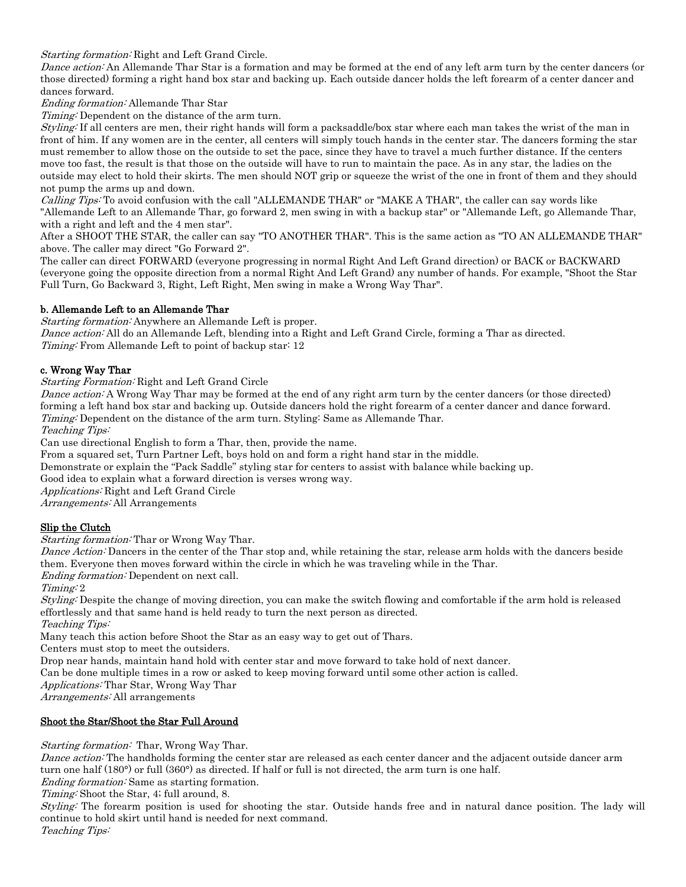*Starting formation:* Right and Left Grand Circle.

*Dance action:* An Allemande Thar Star is a formation and may be formed at the end of any left arm turn by the center dancers (or those directed) forming a right hand box star and backing up. Each outside dancer holds the left forearm of a center dancer and dances forward.

*Ending formation:* Allemande Thar Star

*Timing:* Dependent on the distance of the arm turn.

*Styling:* If all centers are men, their right hands will form a packsaddle/box star where each man takes the wrist of the man in front of him. If any women are in the center, all centers will simply touch hands in the center star. The dancers forming the star must remember to allow those on the outside to set the pace, since they have to travel a much further distance. If the centers move too fast, the result is that those on the outside will have to run to maintain the pace. As in any star, the ladies on the outside may elect to hold their skirts. The men should NOT grip or squeeze the wrist of the one in front of them and they should not pump the arms up and down.

*Calling Tips:* To avoid confusion with the call "ALLEMANDE THAR" or "MAKE A THAR", the caller can say words like "Allemande Left to an Allemande Thar, go forward 2, men swing in with a backup star" or "Allemande Left, go Allemande Thar, with a right and left and the 4 men star".

After a SHOOT THE STAR, the caller can say "TO ANOTHER THAR". This is the same action as "TO AN ALLEMANDE THAR" above. The caller may direct "Go Forward 2".

The caller can direct FORWARD (everyone progressing in normal Right And Left Grand direction) or BACK or BACKWARD (everyone going the opposite direction from a normal Right And Left Grand) any number of hands. For example, "Shoot the Star Full Turn, Go Backward 3, Right, Left Right, Men swing in make a Wrong Way Thar".

**b. Allemande Left to an Allemande Thar**

*Starting formation:* Anywhere an Allemande Left is proper.

*Dance action:* All do an Allemande Left, blending into a Right and Left Grand Circle, forming a Thar as directed.

*Timing:* From Allemande Left to point of backup star: 12

**c. Wrong Way Thar**

*Starting Formation:* Right and Left Grand Circle

*Dance action:* A Wrong Way Thar may be formed at the end of any right arm turn by the center dancers (or those directed) forming a left hand box star and backing up. Outside dancers hold the right forearm of a center dancer and dance forward.

*Timing:* Dependent on the distance of the arm turn. Styling: Same as Allemande Thar.

*Teaching Tips:*

Can use directional English to form a Thar, then, provide the name.

From a squared set, Turn Partner Left, boys hold on and form a right hand star in the middle.

Demonstrate or explain the "Pack Saddle" styling star for centers to assist with balance while backing up.

Good idea to explain what a forward direction verses wrong way.

*Applications:* Right and Left Grand Circle

*Arrangements:* All Arrangements

**Slip the Clutch**

*Starting formation:* Thar or Wrong Way Thar.

*Dance Action:* Dancers in the center of the Thar stop and, while retaining the star, release arm holds with the dancers beside them. Everyone then moves forward within the circle in which he was traveling while in the Thar.

*Ending formation:* Dependent on next call.

*Timing:* 2

*Styling:* Despite the change of moving direction, you can make the switch flowing and comfortable if the arm hold is released effortlessly and that same hand is held ready to turn the next person as directed.

*Teaching Tips:*

Many teach this action before Shoot the Star as an easy way to get out of Thars.

Centers must stop to meet the outsiders.

Drop near hands, maintain hand hold with center star and move forward to take hold of next dancer.

Can be done multiple times in a row or asked to keep moving forward until some other action is called.

*Applications:* Thar Star, Wrong Way Thar

*Arrangements:* All arrangements

**Shoot the Star/Shoot the Star Full Around**

*Starting formation:* Thar, Wrong Way Thar.

*Dance action:* The handholds forming the center star are released as each center dancer and the adjacent outside dancer arm turn one half (180°) or full (360°) as directed. If half or full is not directed, the arm turn is one half.

*Ending formation:* Same as starting formation.

*Timing:* Shoot the Star, 4; full around, 8.

*Styling:* The forearm position is used for shooting the star. Outside hands free and in natural dance position. The lady will continue to hold skirt until hand is needed for next command.

*Teaching Tips:*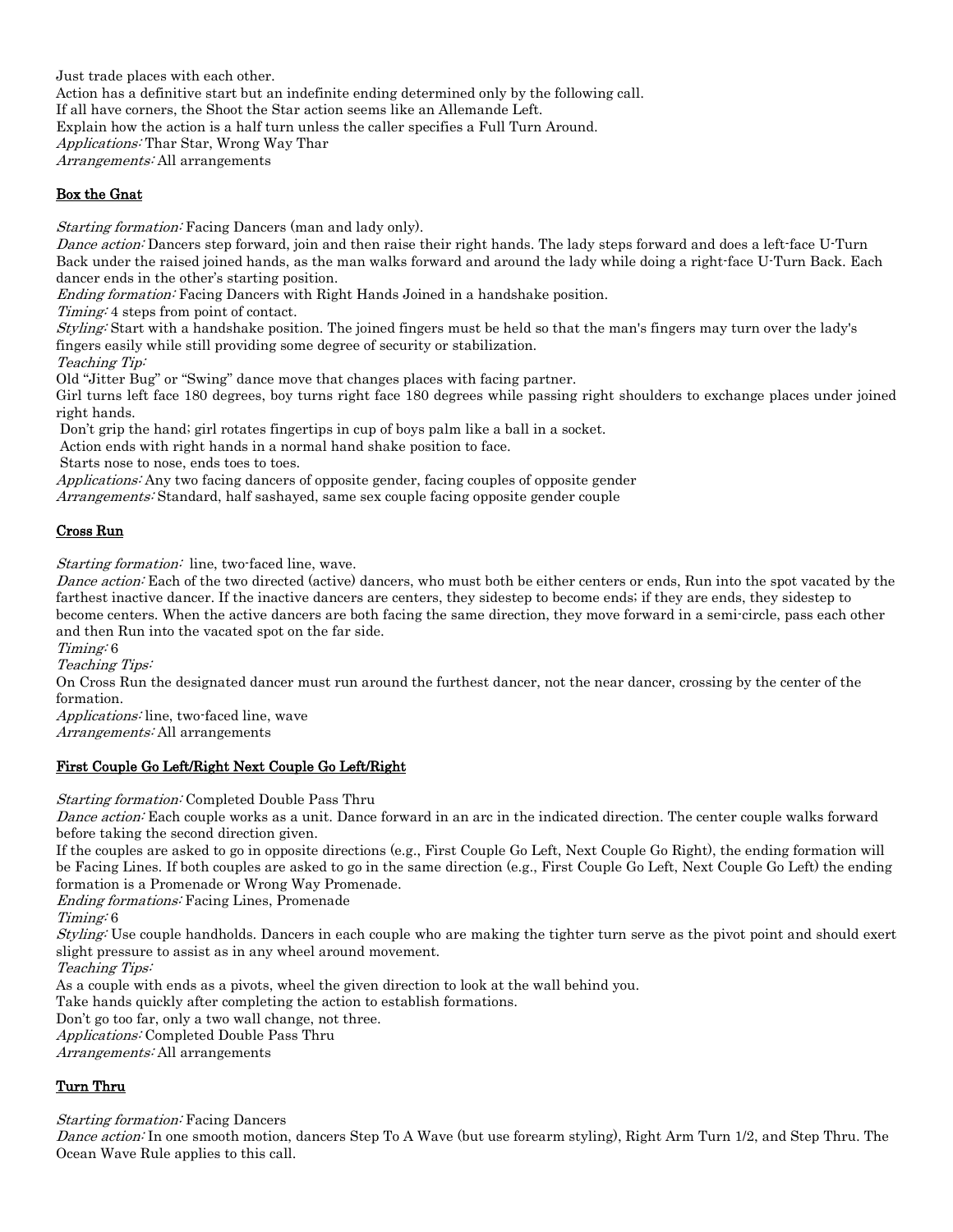Just trade places with each other.
Action has a definitive start but an indefinite ending determined only by the following call.
If all have corners, the Shoot the Star action seems like an Allemande Left.
Explain how the action is a half turn unless the caller specifies a Full Turn Around.
*Applications:* Thar Star, Wrong Way Thar
*Arrangements:* All arrangements

## Box the Gnat

*Starting formation:* Facing Dancers (man and lady only).
*Dance action:* Dancers step forward, join and then raise their right hands. The lady steps forward and does a left-face U-Turn Back under the raised joined hands, as the man walks forward and around the lady while doing a right-face U-Turn Back. Each dancer ends in the other's starting position.
*Ending formation:* Facing Dancers with Right Hands Joined in a handshake position.
*Timing:* 4 steps from point of contact.
*Styling:* Start with a handshake position. The joined fingers must be held so that the man's fingers may turn over the lady's fingers easily while still providing some degree of security or stabilization.
*Teaching Tip:*
Old "Jitter Bug" or "Swing" dance move that changes places with facing partner.
Girl turns left face 180 degrees, boy turns right face 180 degrees while passing right shoulders to exchange places under joined right hands.
Don't grip the hand; girl rotates fingertips in cup of boys palm like a ball in a socket.
Action ends with right hands in a normal hand shake position to face.
Starts nose to nose, ends toes to toes.
*Applications:* Any two facing dancers of opposite gender, facing couples of opposite gender
*Arrangements:* Standard, half sashayed, same sex couple facing opposite gender couple

## Cross Run

*Starting formation:* line, two-faced line, wave.
*Dance action:* Each of the two directed (active) dancers, who must both be either centers or ends, Run into the spot vacated by the farthest inactive dancer. If the inactive dancers are centers, they sidestep to become ends; if they are ends, they sidestep to become centers. When the active dancers are both facing the same direction, they move forward in a semi-circle, pass each other and then Run into the vacated spot on the far side.
*Timing:* 6
*Teaching Tips:*
On Cross Run the designated dancer must run around the furthest dancer, not the near dancer, crossing by the center of the formation.
*Applications:* line, two-faced line, wave
*Arrangements:* All arrangements

## First Couple Go Left/Right Next Couple Go Left/Right

*Starting formation:* Completed Double Pass Thru
*Dance action:* Each couple works as a unit. Dance forward in an arc in the indicated direction. The center couple walks forward before taking the second direction given.
If the couples are asked to go in opposite directions (e.g., First Couple Go Left, Next Couple Go Right), the ending formation will be Facing Lines. If both couples are asked to go in the same direction (e.g., First Couple Go Left, Next Couple Go Left) the ending formation is a Promenade or Wrong Way Promenade.
*Ending formations:* Facing Lines, Promenade
*Timing:* 6
*Styling:* Use couple handholds. Dancers in each couple who are making the tighter turn serve as the pivot point and should exert slight pressure to assist as in any wheel around movement.
*Teaching Tips:*
As a couple with ends as a pivots, wheel the given direction to look at the wall behind you.
Take hands quickly after completing the action to establish formations.
Don't go too far, only a two wall change, not three.
*Applications:* Completed Double Pass Thru
*Arrangements:* All arrangements

## Turn Thru

*Starting formation:* Facing Dancers
*Dance action:* In one smooth motion, dancers Step To A Wave (but use forearm styling), Right Arm Turn 1/2, and Step Thru. The Ocean Wave Rule applies to this call.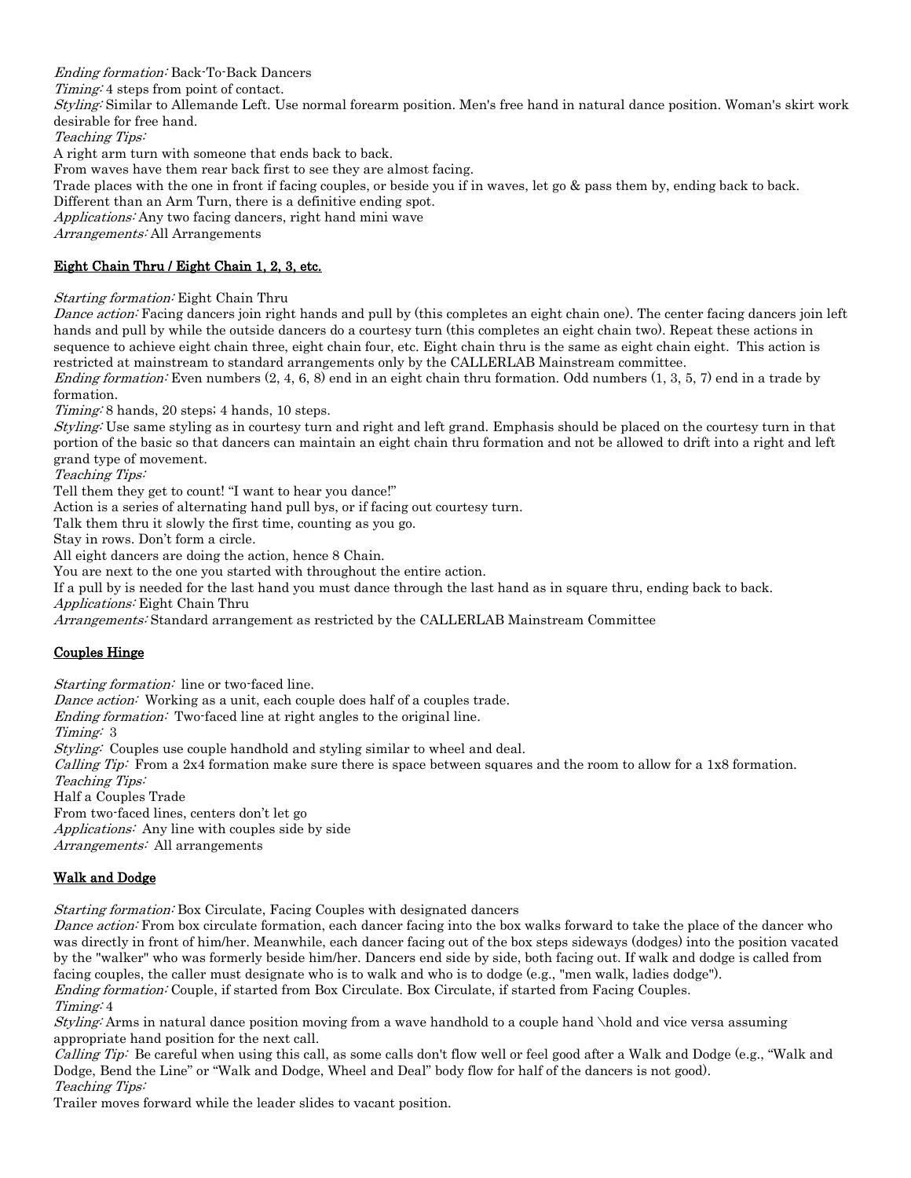*Ending formation:* Back-To-Back Dancers
*Timing:* 4 steps from point of contact.
*Styling:* Similar to Allemande Left. Use normal forearm position. Men's free hand in natural dance position. Woman's skirt work desirable for free hand.
*Teaching Tips:*
A right arm turn with someone that ends back to back.
From waves have them rear back first to see they are almost facing.
Trade places with the one in front if facing couples, or beside you if in waves, let go & pass them by, ending back to back.
Different than an Arm Turn, there is a definitive ending spot.
*Applications:* Any two facing dancers, right hand mini wave
*Arrangements:* All Arrangements

## Eight Chain Thru / Eight Chain 1, 2, 3, etc.

*Starting formation:* Eight Chain Thru
*Dance action:* Facing dancers join right hands and pull by (this completes an eight chain one). The center facing dancers join left hands and pull by while the outside dancers do a courtesy turn (this completes an eight chain two). Repeat these actions in sequence to achieve eight chain three, eight chain four, etc. Eight chain thru is the same as eight chain eight. This action is restricted at mainstream to standard arrangements only by the CALLERLAB Mainstream committee.
*Ending formation:* Even numbers (2, 4, 6, 8) end in an eight chain thru formation. Odd numbers (1, 3, 5, 7) end in a trade by formation.
*Timing:* 8 hands, 20 steps; 4 hands, 10 steps.
*Styling:* Use same styling as in courtesy turn and right and left grand. Emphasis should be placed on the courtesy turn in that portion of the basic so that dancers can maintain an eight chain thru formation and not be allowed to drift into a right and left grand type of movement.
*Teaching Tips:*
Tell them they get to count! "I want to hear you dance!"
Action is a series of alternating hand pull bys, or if facing out courtesy turn.
Talk them thru it slowly the first time, counting as you go.
Stay in rows. Don't form a circle.
All eight dancers are doing the action, hence 8 Chain.
You are next to the one you started with throughout the entire action.
If a pull by is needed for the last hand you must dance through the last hand as in square thru, ending back to back.
*Applications:* Eight Chain Thru
*Arrangements:* Standard arrangement as restricted by the CALLERLAB Mainstream Committee

## Couples Hinge

*Starting formation:* line or two-faced line.
*Dance action:* Working as a unit, each couple does half of a couples trade.
*Ending formation:* Two-faced line at right angles to the original line.
*Timing:* 3
*Styling:* Couples use couple handhold and styling similar to wheel and deal.
*Calling Tip:* From a 2x4 formation make sure there is space between squares and the room to allow for a 1x8 formation.
*Teaching Tips:*
Half a Couples Trade
From two-faced lines, centers don't let go
*Applications:* Any line with couples side by side
*Arrangements:* All arrangements

## Walk and Dodge

*Starting formation:* Box Circulate, Facing Couples with designated dancers
*Dance action:* From box circulate formation, each dancer facing into the box walks forward to take the place of the dancer who was directly in front of him/her. Meanwhile, each dancer facing out of the box steps sideways (dodges) into the position vacated by the "walker" who was formerly beside him/her. Dancers end side by side, both facing out. If walk and dodge is called from facing couples, the caller must designate who is to walk and who is to dodge (e.g., "men walk, ladies dodge").
*Ending formation:* Couple, if started from Box Circulate. Box Circulate, if started from Facing Couples.
*Timing:* 4
*Styling:* Arms in natural dance position moving from a wave handhold to a couple hand \hold and vice versa assuming appropriate hand position for the next call.
*Calling Tip:* Be careful when using this call, as some calls don't flow well or feel good after a Walk and Dodge (e.g., "Walk and Dodge, Bend the Line" or "Walk and Dodge, Wheel and Deal" body flow for half of the dancers is not good).
*Teaching Tips:*
Trailer moves forward while the leader slides to vacant position.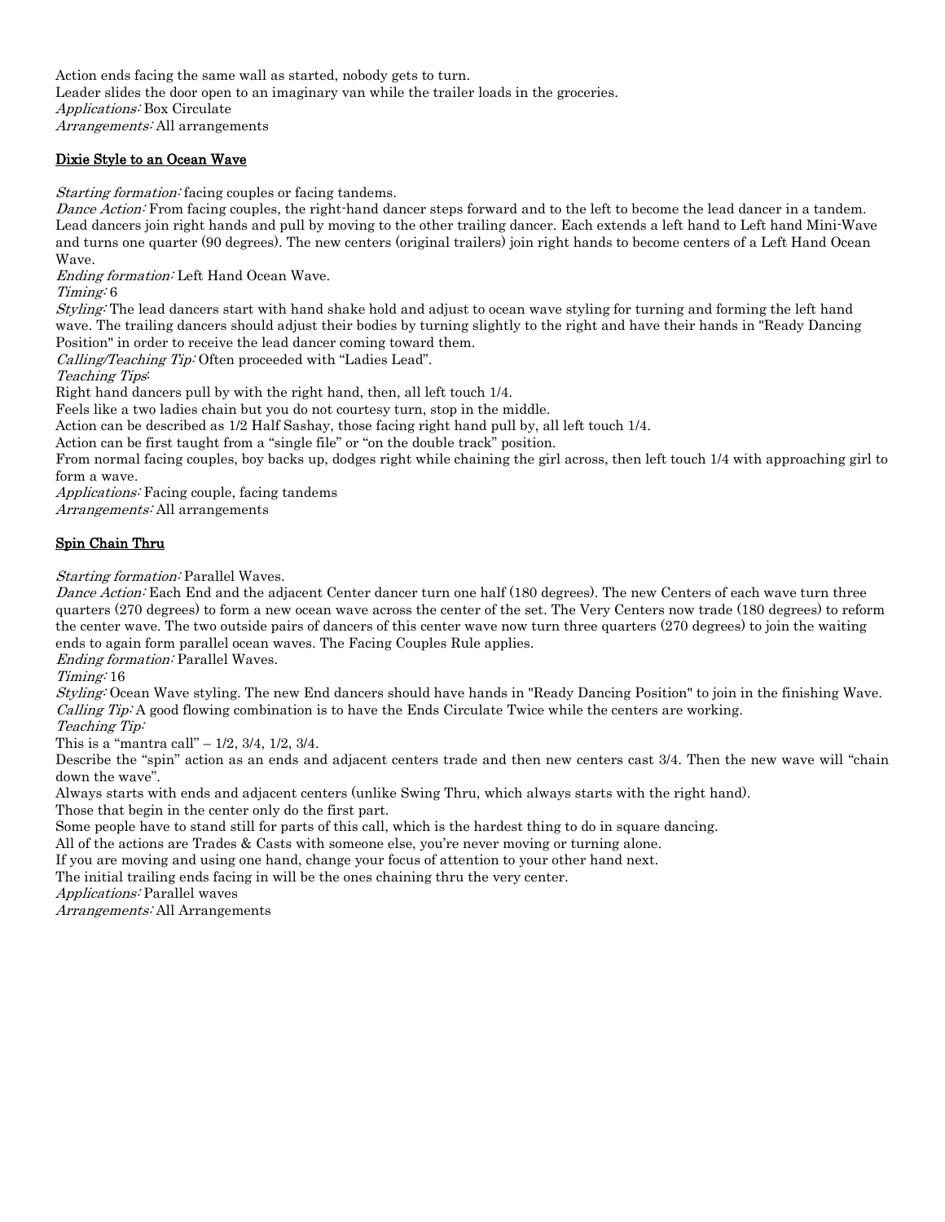Action ends facing the same wall as started, nobody gets to turn.
Leader slides the door open to an imaginary van while the trailer loads in the groceries.
*Applications:* Box Circulate
*Arrangements:* All arrangements

## Dixie Style to an Ocean Wave

*Starting formation:* facing couples or facing tandems.
*Dance Action:* From facing couples, the right-hand dancer steps forward and to the left to become the lead dancer in a tandem. Lead dancers join right hands and pull by moving to the other trailing dancer. Each extends a left hand to Left hand Mini-Wave and turns one quarter (90 degrees). The new centers (original trailers) join right hands to become centers of a Left Hand Ocean Wave.
*Ending formation:* Left Hand Ocean Wave.
*Timing:* 6
*Styling:* The lead dancers start with hand shake hold and adjust to ocean wave styling for turning and forming the left hand wave. The trailing dancers should adjust their bodies by turning slightly to the right and have their hands in "Ready Dancing Position" in order to receive the lead dancer coming toward them.
*Calling/Teaching Tip:* Often proceeded with "Ladies Lead".
*Teaching Tips*:
Right hand dancers pull by with the right hand, then, all left touch 1/4.
Feels like a two ladies chain but you do not courtesy turn, stop in the middle.
Action can be described as 1/2 Half Sashay, those facing right hand pull by, all left touch 1/4.
Action can be first taught from a "single file" or "on the double track" position.
From normal facing couples, boy backs up, dodges right while chaining the girl across, then left touch 1/4 with approaching girl to form a wave.
*Applications:* Facing couple, facing tandems
*Arrangements:* All arrangements

## Spin Chain Thru

*Starting formation:* Parallel Waves.
*Dance Action:* Each End and the adjacent Center dancer turn one half (180 degrees). The new Centers of each wave turn three quarters (270 degrees) to form a new ocean wave across the center of the set. The Very Centers now trade (180 degrees) to reform the center wave. The two outside pairs of dancers of this center wave now turn three quarters (270 degrees) to join the waiting ends to again form parallel ocean waves. The Facing Couples Rule applies.
*Ending formation:* Parallel Waves.
*Timing:* 16
*Styling:* Ocean Wave styling. The new End dancers should have hands in "Ready Dancing Position" to join in the finishing Wave.
*Calling Tip:* A good flowing combination is to have the Ends Circulate Twice while the centers are working.
*Teaching Tip:*
This is a "mantra call" – 1/2, 3/4, 1/2, 3/4.
Describe the "spin" action as an ends and adjacent centers trade and then new centers cast 3/4. Then the new wave will "chain down the wave".
Always starts with ends and adjacent centers (unlike Swing Thru, which always starts with the right hand).
Those that begin in the center only do the first part.
Some people have to stand still for parts of this call, which is the hardest thing to do in square dancing.
All of the actions are Trades & Casts with someone else, you're never moving or turning alone.
If you are moving and using one hand, change your focus of attention to your other hand next.
The initial trailing ends facing in will be the ones chaining thru the very center.
*Applications:* Parallel waves
*Arrangements:* All Arrangements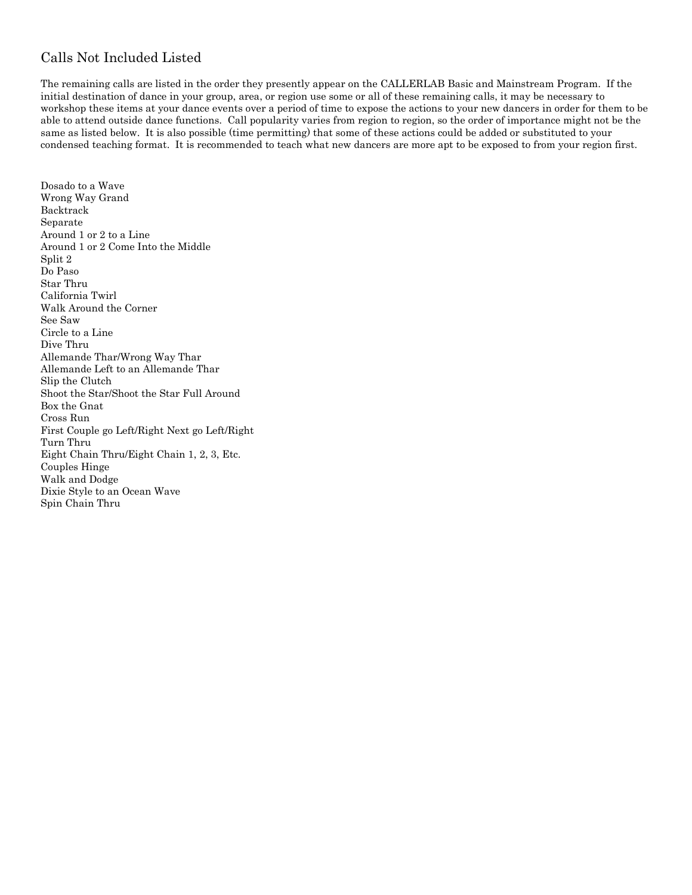# Calls Not Included Listed

The remaining calls are listed in the order they presently appear on the CALLERLAB Basic and Mainstream Program. If the initial destination of dance in your group, area, or region use some or all of these remaining calls, it may be necessary to workshop these items at your dance events over a period of time to expose the actions to your new dancers in order for them to be able to attend outside dance functions. Call popularity varies from region to region, so the order of importance might not be the same as listed below. It is also possible (time permitting) that some of these actions could be added or substituted to your condensed teaching format. It is recommended to teach what new dancers are more apt to be exposed to from your region first.

Dosado to a Wave
Wrong Way Grand
Backtrack
Separate
Around 1 or 2 to a Line
Around 1 or 2 Come Into the Middle
Split 2
Do Paso
Star Thru
California Twirl
Walk Around the Corner
See Saw
Circle to a Line
Dive Thru
Allemande Thar/Wrong Way Thar
Allemande Left to an Allemande Thar
Slip the Clutch
Shoot the Star/Shoot the Star Full Around
Box the Gnat
Cross Run
First Couple go Left/Right Next go Left/Right
Turn Thru
Eight Chain Thru/Eight Chain 1, 2, 3, Etc.
Couples Hinge
Walk and Dodge
Dixie Style to an Ocean Wave
Spin Chain Thru